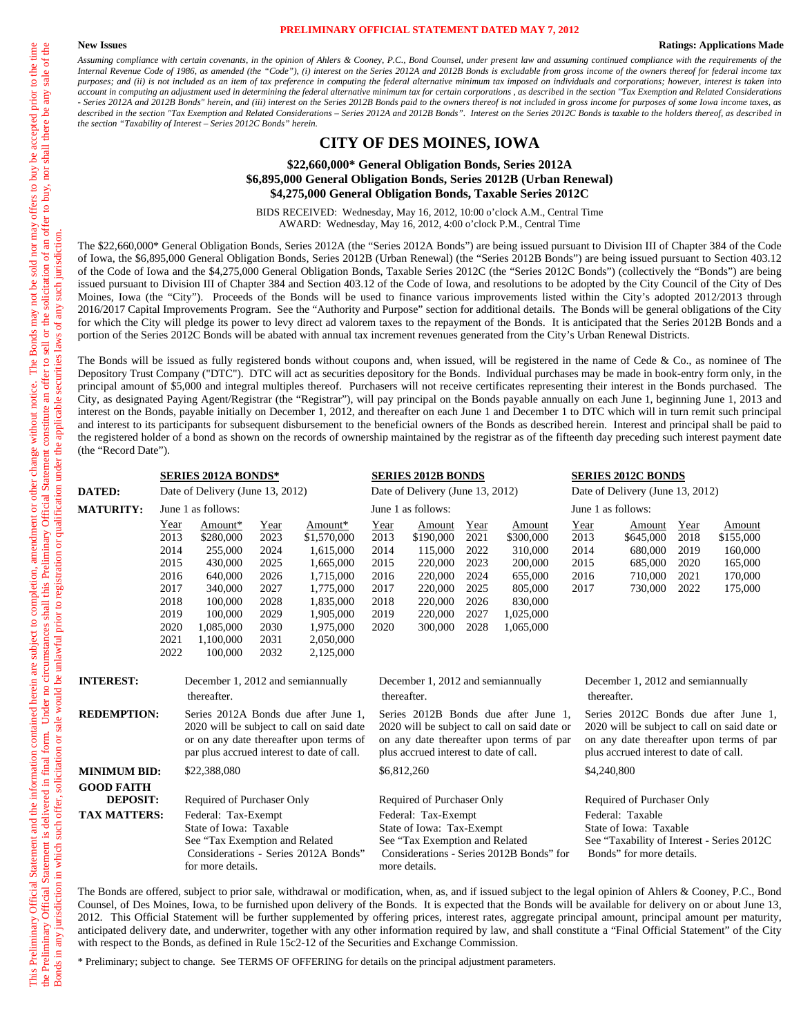**PRELIMINARY OFFICIAL STATEMENT DATED MAY 7, 2012**

**New Issues** **Ratings: Applications Made**

*Assuming compliance with certain covenants, in the opinion of Ahlers & Cooney, P.C., Bond Counsel, under present law and assuming continued compliance with the requirements of the Internal Revenue Code of 1986, as amended (the "Code"), (i) interest on the Series 2012A and 2012B Bonds is excludable from gross income of the owners thereof for federal income tax purposes; and (ii) is not included as an item of tax preference in computing the federal alternative minimum tax imposed on individuals and corporations; however, interest is taken into account in computing an adjustment used in determining the federal alternative minimum tax for certain corporations , as described in the section "Tax Exemption and Related Considerations - Series 2012A and 2012B Bonds" herein, and (iii) interest on the Series 2012B Bonds paid to the owners thereof is not included in gross income for purposes of some Iowa income taxes, as described in the section "Tax Exemption and Related Considerations – Series 2012A and 2012B Bonds". Interest on the Series 2012C Bonds is taxable to the holders thereof, as described in the section "Taxability of Interest – Series 2012C Bonds" herein.*

# CITY OF DES MOINES, IOWA

## $22,660,000* General Obligation Bonds, Series 2012A
## $6,895,000 General Obligation Bonds, Series 2012B (Urban Renewal)
## $4,275,000 General Obligation Bonds, Taxable Series 2012C

BIDS RECEIVED: Wednesday, May 16, 2012, 10:00 o'clock A.M., Central Time
AWARD: Wednesday, May 16, 2012, 4:00 o'clock P.M., Central Time

The $22,660,000* General Obligation Bonds, Series 2012A (the "Series 2012A Bonds") are being issued pursuant to Division III of Chapter 384 of the Code of Iowa, the $6,895,000 General Obligation Bonds, Series 2012B (Urban Renewal) (the "Series 2012B Bonds") are being issued pursuant to Section 403.12 of the Code of Iowa and the $4,275,000 General Obligation Bonds, Taxable Series 2012C (the "Series 2012C Bonds") (collectively the "Bonds") are being issued pursuant to Division III of Chapter 384 and Section 403.12 of the Code of Iowa, and resolutions to be adopted by the City Council of the City of Des Moines, Iowa (the "City"). Proceeds of the Bonds will be used to finance various improvements listed within the City's adopted 2012/2013 through 2016/2017 Capital Improvements Program. See the "Authority and Purpose" section for additional details. The Bonds will be general obligations of the City for which the City will pledge its power to levy direct ad valorem taxes to the repayment of the Bonds. It is anticipated that the Series 2012B Bonds and a portion of the Series 2012C Bonds will be abated with annual tax increment revenues generated from the City's Urban Renewal Districts.

The Bonds will be issued as fully registered bonds without coupons and, when issued, will be registered in the name of Cede & Co., as nominee of The Depository Trust Company ("DTC"). DTC will act as securities depository for the Bonds. Individual purchases may be made in book-entry form only, in the principal amount of $5,000 and integral multiples thereof. Purchasers will not receive certificates representing their interest in the Bonds purchased. The City, as designated Paying Agent/Registrar (the "Registrar"), will pay principal on the Bonds payable annually on each June 1, beginning June 1, 2013 and interest on the Bonds, payable initially on December 1, 2012, and thereafter on each June 1 and December 1 to DTC which will in turn remit such principal and interest to its participants for subsequent disbursement to the beneficial owners of the Bonds as described herein. Interest and principal shall be paid to the registered holder of a bond as shown on the records of ownership maintained by the registrar as of the fifteenth day preceding such interest payment date (the "Record Date").

| | **SERIES 2012A BONDS*** | **SERIES 2012B BONDS** | **SERIES 2012C BONDS** |
|---|---|---|---|
| **DATED:** | Date of Delivery (June 13, 2012) | Date of Delivery (June 13, 2012) | Date of Delivery (June 13, 2012) |
| **MATURITY:** | June 1 as follows: | June 1 as follows: | June 1 as follows: |

| Series 2012A Year | Amount* | Year | Amount* | Series 2012B Year | Amount | Year | Amount | Series 2012C Year | Amount | Year | Amount |
|---|---|---|---|---|---|---|---|---|---|---|---|
| 2013 | $280,000 | 2023 | $1,570,000 | 2013 | $190,000 | 2021 | $300,000 | 2013 | $645,000 | 2018 | $155,000 |
| 2014 | 255,000 | 2024 | 1,615,000 | 2014 | 115,000 | 2022 | 310,000 | 2014 | 680,000 | 2019 | 160,000 |
| 2015 | 430,000 | 2025 | 1,665,000 | 2015 | 220,000 | 2023 | 200,000 | 2015 | 685,000 | 2020 | 165,000 |
| 2016 | 640,000 | 2026 | 1,715,000 | 2016 | 220,000 | 2024 | 655,000 | 2016 | 710,000 | 2021 | 170,000 |
| 2017 | 340,000 | 2027 | 1,775,000 | 2017 | 220,000 | 2025 | 805,000 | 2017 | 730,000 | 2022 | 175,000 |
| 2018 | 100,000 | 2028 | 1,835,000 | 2018 | 220,000 | 2026 | 830,000 | | | | |
| 2019 | 100,000 | 2029 | 1,905,000 | 2019 | 220,000 | 2027 | 1,025,000 | | | | |
| 2020 | 1,085,000 | 2030 | 1,975,000 | 2020 | 300,000 | 2028 | 1,065,000 | | | | |
| 2021 | 1,100,000 | 2031 | 2,050,000 | | | | | | | | |
| 2022 | 100,000 | 2032 | 2,125,000 | | | | | | | | |

| | **SERIES 2012A BONDS*** | **SERIES 2012B BONDS** | **SERIES 2012C BONDS** |
|---|---|---|---|
| **INTEREST:** | December 1, 2012 and semiannually thereafter. | December 1, 2012 and semiannually thereafter. | December 1, 2012 and semiannually thereafter. |
| **REDEMPTION:** | Series 2012A Bonds due after June 1, 2020 will be subject to call on said date or on any date thereafter upon terms of par plus accrued interest to date of call. | Series 2012B Bonds due after June 1, 2020 will be subject to call on said date or on any date thereafter upon terms of par plus accrued interest to date of call. | Series 2012C Bonds due after June 1, 2020 will be subject to call on said date or on any date thereafter upon terms of par plus accrued interest to date of call. |
| **MINIMUM BID:** | $22,388,080 | $6,812,260 | $4,240,800 |
| **GOOD FAITH DEPOSIT:** | Required of Purchaser Only | Required of Purchaser Only | Required of Purchaser Only |
| **TAX MATTERS:** | Federal: Tax-Exempt<br>State of Iowa: Taxable<br>See "Tax Exemption and Related Considerations - Series 2012A Bonds" for more details. | Federal: Tax-Exempt<br>State of Iowa: Tax-Exempt<br>See "Tax Exemption and Related Considerations - Series 2012B Bonds" for more details. | Federal: Taxable<br>State of Iowa: Taxable<br>See "Taxability of Interest - Series 2012C Bonds" for more details. |

The Bonds are offered, subject to prior sale, withdrawal or modification, when, as, and if issued subject to the legal opinion of Ahlers & Cooney, P.C., Bond Counsel, of Des Moines, Iowa, to be furnished upon delivery of the Bonds. It is expected that the Bonds will be available for delivery on or about June 13, 2012. This Official Statement will be further supplemented by offering prices, interest rates, aggregate principal amount, principal amount per maturity, anticipated delivery date, and underwriter, together with any other information required by law, and shall constitute a "Final Official Statement" of the City with respect to the Bonds, as defined in Rule 15c2-12 of the Securities and Exchange Commission.

\* Preliminary; subject to change. See TERMS OF OFFERING for details on the principal adjustment parameters.

This Preliminary Official Statement and the information contained herein are subject to completion, amendment or other change without notice. The Bonds may not be sold nor may offers to buy be accepted prior to the time the Preliminary Official Statement is delivered in final form. Under no circumstances shall this Preliminary Official Statement constitute an offer to sell or the solicitation of an offer to buy, nor shall there be any sale of the Bonds in any jurisdiction in which such offer, solicitation or sale would be unlawful prior to registration or qualification under the applicable securities laws of any such jurisdiction.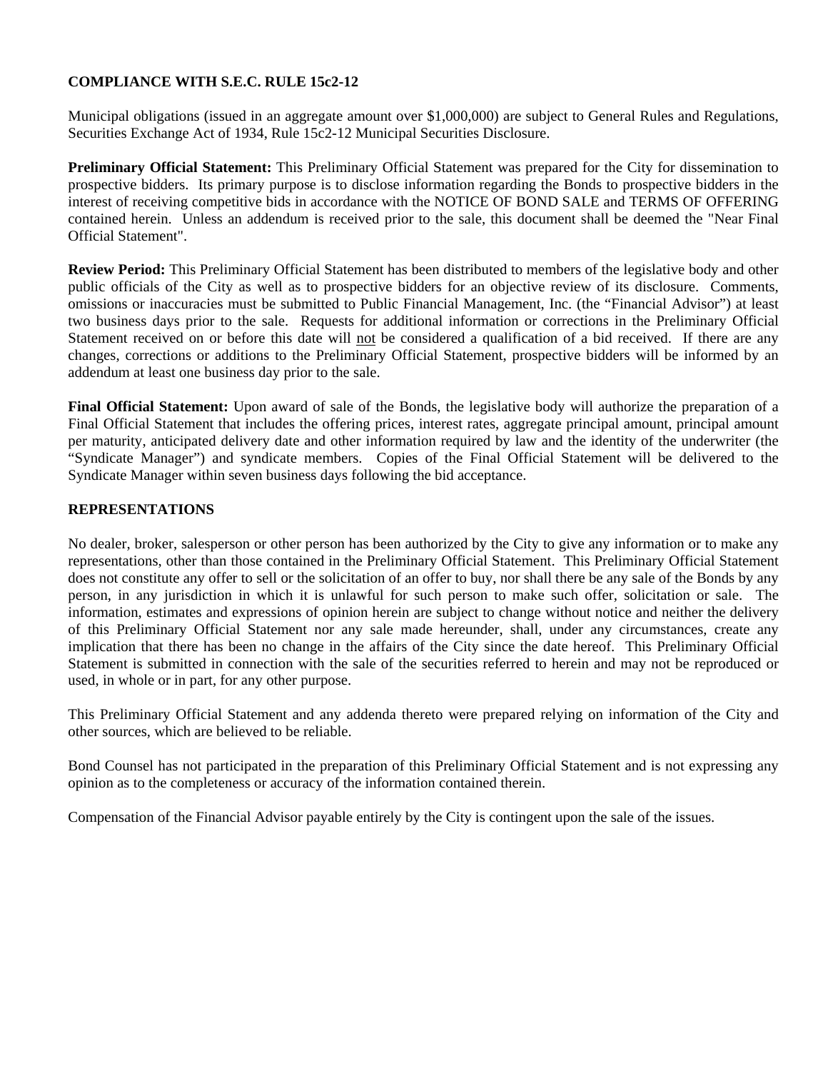## COMPLIANCE WITH S.E.C. RULE 15c2-12

Municipal obligations (issued in an aggregate amount over $1,000,000) are subject to General Rules and Regulations, Securities Exchange Act of 1934, Rule 15c2-12 Municipal Securities Disclosure.

**Preliminary Official Statement:** This Preliminary Official Statement was prepared for the City for dissemination to prospective bidders. Its primary purpose is to disclose information regarding the Bonds to prospective bidders in the interest of receiving competitive bids in accordance with the NOTICE OF BOND SALE and TERMS OF OFFERING contained herein. Unless an addendum is received prior to the sale, this document shall be deemed the "Near Final Official Statement".

**Review Period:** This Preliminary Official Statement has been distributed to members of the legislative body and other public officials of the City as well as to prospective bidders for an objective review of its disclosure. Comments, omissions or inaccuracies must be submitted to Public Financial Management, Inc. (the "Financial Advisor") at least two business days prior to the sale. Requests for additional information or corrections in the Preliminary Official Statement received on or before this date will not be considered a qualification of a bid received. If there are any changes, corrections or additions to the Preliminary Official Statement, prospective bidders will be informed by an addendum at least one business day prior to the sale.

**Final Official Statement:** Upon award of sale of the Bonds, the legislative body will authorize the preparation of a Final Official Statement that includes the offering prices, interest rates, aggregate principal amount, principal amount per maturity, anticipated delivery date and other information required by law and the identity of the underwriter (the "Syndicate Manager") and syndicate members. Copies of the Final Official Statement will be delivered to the Syndicate Manager within seven business days following the bid acceptance.

## REPRESENTATIONS

No dealer, broker, salesperson or other person has been authorized by the City to give any information or to make any representations, other than those contained in the Preliminary Official Statement. This Preliminary Official Statement does not constitute any offer to sell or the solicitation of an offer to buy, nor shall there be any sale of the Bonds by any person, in any jurisdiction in which it is unlawful for such person to make such offer, solicitation or sale. The information, estimates and expressions of opinion herein are subject to change without notice and neither the delivery of this Preliminary Official Statement nor any sale made hereunder, shall, under any circumstances, create any implication that there has been no change in the affairs of the City since the date hereof. This Preliminary Official Statement is submitted in connection with the sale of the securities referred to herein and may not be reproduced or used, in whole or in part, for any other purpose.

This Preliminary Official Statement and any addenda thereto were prepared relying on information of the City and other sources, which are believed to be reliable.

Bond Counsel has not participated in the preparation of this Preliminary Official Statement and is not expressing any opinion as to the completeness or accuracy of the information contained therein.

Compensation of the Financial Advisor payable entirely by the City is contingent upon the sale of the issues.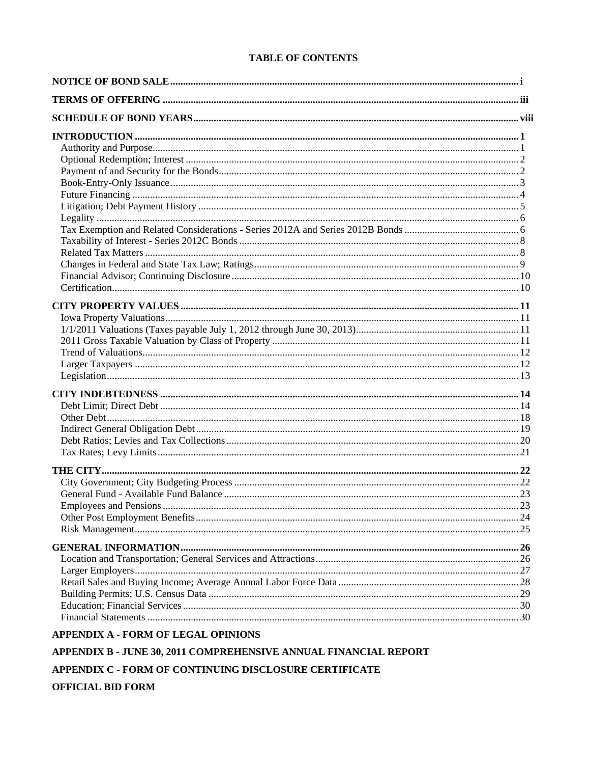# TABLE OF CONTENTS

| | |
|---|---|
| **NOTICE OF BOND SALE** | **i** |
| **TERMS OF OFFERING** | **iii** |
| **SCHEDULE OF BOND YEARS** | **viii** |
| **INTRODUCTION** | **1** |
| Authority and Purpose | 1 |
| Optional Redemption; Interest | 2 |
| Payment of and Security for the Bonds | 2 |
| Book-Entry-Only Issuance | 3 |
| Future Financing | 4 |
| Litigation; Debt Payment History | 5 |
| Legality | 6 |
| Tax Exemption and Related Considerations - Series 2012A and Series 2012B Bonds | 6 |
| Taxability of Interest - Series 2012C Bonds | 8 |
| Related Tax Matters | 8 |
| Changes in Federal and State Tax Law; Ratings | 9 |
| Financial Advisor; Continuing Disclosure | 10 |
| Certification | 10 |
| **CITY PROPERTY VALUES** | **11** |
| Iowa Property Valuations | 11 |
| 1/1/2011 Valuations (Taxes payable July 1, 2012 through June 30, 2013) | 11 |
| 2011 Gross Taxable Valuation by Class of Property | 11 |
| Trend of Valuations | 12 |
| Larger Taxpayers | 12 |
| Legislation | 13 |
| **CITY INDEBTEDNESS** | **14** |
| Debt Limit; Direct Debt | 14 |
| Other Debt | 18 |
| Indirect General Obligation Debt | 19 |
| Debt Ratios; Levies and Tax Collections | 20 |
| Tax Rates; Levy Limits | 21 |
| **THE CITY** | **22** |
| City Government; City Budgeting Process | 22 |
| General Fund - Available Fund Balance | 23 |
| Employees and Pensions | 23 |
| Other Post Employment Benefits | 24 |
| Risk Management | 25 |
| **GENERAL INFORMATION** | **26** |
| Location and Transportation; General Services and Attractions | 26 |
| Larger Employers | 27 |
| Retail Sales and Buying Income; Average Annual Labor Force Data | 28 |
| Building Permits; U.S. Census Data | 29 |
| Education; Financial Services | 30 |
| Financial Statements | 30 |

**APPENDIX A - FORM OF LEGAL OPINIONS**

**APPENDIX B - JUNE 30, 2011 COMPREHENSIVE ANNUAL FINANCIAL REPORT**

**APPENDIX C - FORM OF CONTINUING DISCLOSURE CERTIFICATE**

**OFFICIAL BID FORM**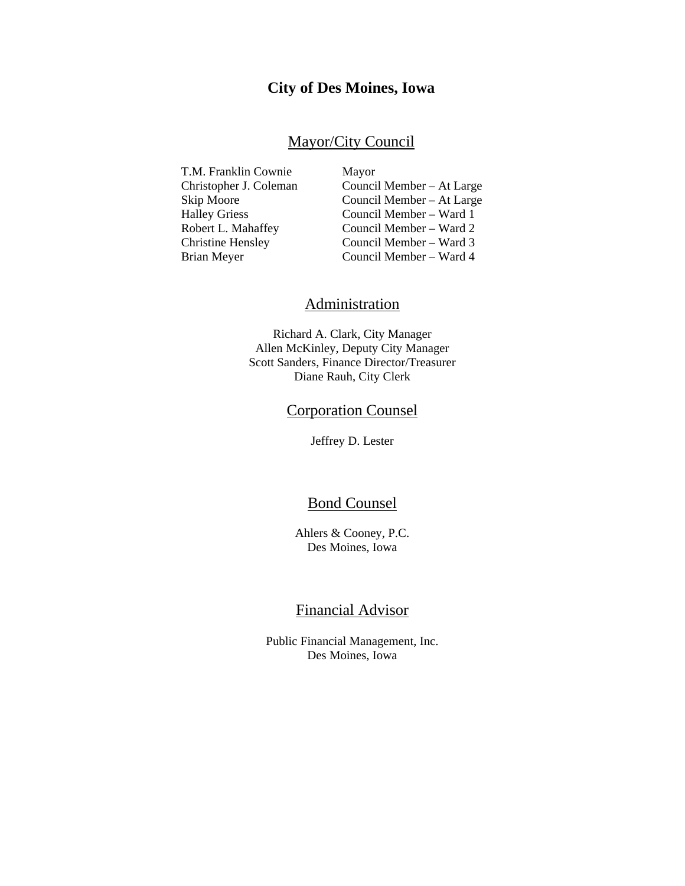# City of Des Moines, Iowa

## Mayor/City Council

| | |
|---|---|
| T.M. Franklin Cownie | Mayor |
| Christopher J. Coleman | Council Member – At Large |
| Skip Moore | Council Member – At Large |
| Halley Griess | Council Member – Ward 1 |
| Robert L. Mahaffey | Council Member – Ward 2 |
| Christine Hensley | Council Member – Ward 3 |
| Brian Meyer | Council Member – Ward 4 |

## Administration

Richard A. Clark, City Manager
Allen McKinley, Deputy City Manager
Scott Sanders, Finance Director/Treasurer
Diane Rauh, City Clerk

## Corporation Counsel

Jeffrey D. Lester

## Bond Counsel

Ahlers & Cooney, P.C.
Des Moines, Iowa

## Financial Advisor

Public Financial Management, Inc.
Des Moines, Iowa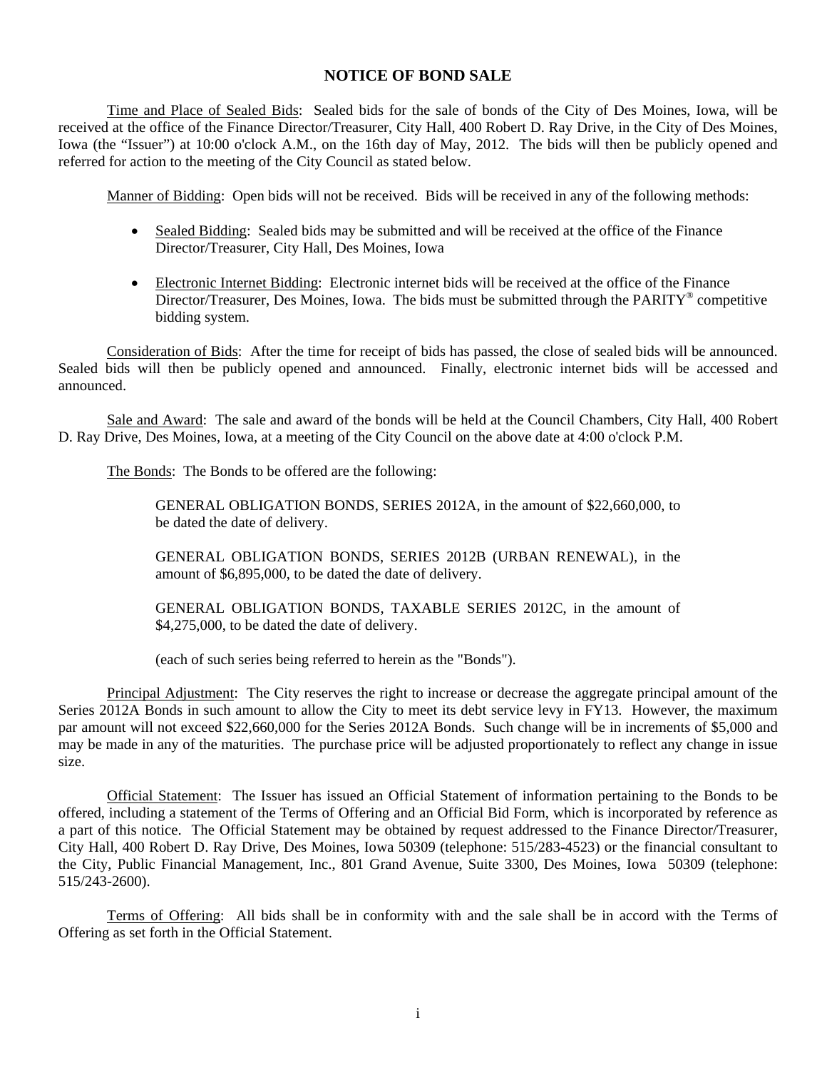# NOTICE OF BOND SALE

Time and Place of Sealed Bids: Sealed bids for the sale of bonds of the City of Des Moines, Iowa, will be received at the office of the Finance Director/Treasurer, City Hall, 400 Robert D. Ray Drive, in the City of Des Moines, Iowa (the "Issuer") at 10:00 o'clock A.M., on the 16th day of May, 2012. The bids will then be publicly opened and referred for action to the meeting of the City Council as stated below.

Manner of Bidding: Open bids will not be received. Bids will be received in any of the following methods:

- Sealed Bidding: Sealed bids may be submitted and will be received at the office of the Finance Director/Treasurer, City Hall, Des Moines, Iowa
- Electronic Internet Bidding: Electronic internet bids will be received at the office of the Finance Director/Treasurer, Des Moines, Iowa. The bids must be submitted through the PARITY® competitive bidding system.

Consideration of Bids: After the time for receipt of bids has passed, the close of sealed bids will be announced. Sealed bids will then be publicly opened and announced. Finally, electronic internet bids will be accessed and announced.

Sale and Award: The sale and award of the bonds will be held at the Council Chambers, City Hall, 400 Robert D. Ray Drive, Des Moines, Iowa, at a meeting of the City Council on the above date at 4:00 o'clock P.M.

The Bonds: The Bonds to be offered are the following:

> GENERAL OBLIGATION BONDS, SERIES 2012A, in the amount of $22,660,000, to be dated the date of delivery.
>
> GENERAL OBLIGATION BONDS, SERIES 2012B (URBAN RENEWAL), in the amount of $6,895,000, to be dated the date of delivery.
>
> GENERAL OBLIGATION BONDS, TAXABLE SERIES 2012C, in the amount of $4,275,000, to be dated the date of delivery.
>
> (each of such series being referred to herein as the "Bonds").

Principal Adjustment: The City reserves the right to increase or decrease the aggregate principal amount of the Series 2012A Bonds in such amount to allow the City to meet its debt service levy in FY13. However, the maximum par amount will not exceed $22,660,000 for the Series 2012A Bonds. Such change will be in increments of $5,000 and may be made in any of the maturities. The purchase price will be adjusted proportionately to reflect any change in issue size.

Official Statement: The Issuer has issued an Official Statement of information pertaining to the Bonds to be offered, including a statement of the Terms of Offering and an Official Bid Form, which is incorporated by reference as a part of this notice. The Official Statement may be obtained by request addressed to the Finance Director/Treasurer, City Hall, 400 Robert D. Ray Drive, Des Moines, Iowa 50309 (telephone: 515/283-4523) or the financial consultant to the City, Public Financial Management, Inc., 801 Grand Avenue, Suite 3300, Des Moines, Iowa 50309 (telephone: 515/243-2600).

Terms of Offering: All bids shall be in conformity with and the sale shall be in accord with the Terms of Offering as set forth in the Official Statement.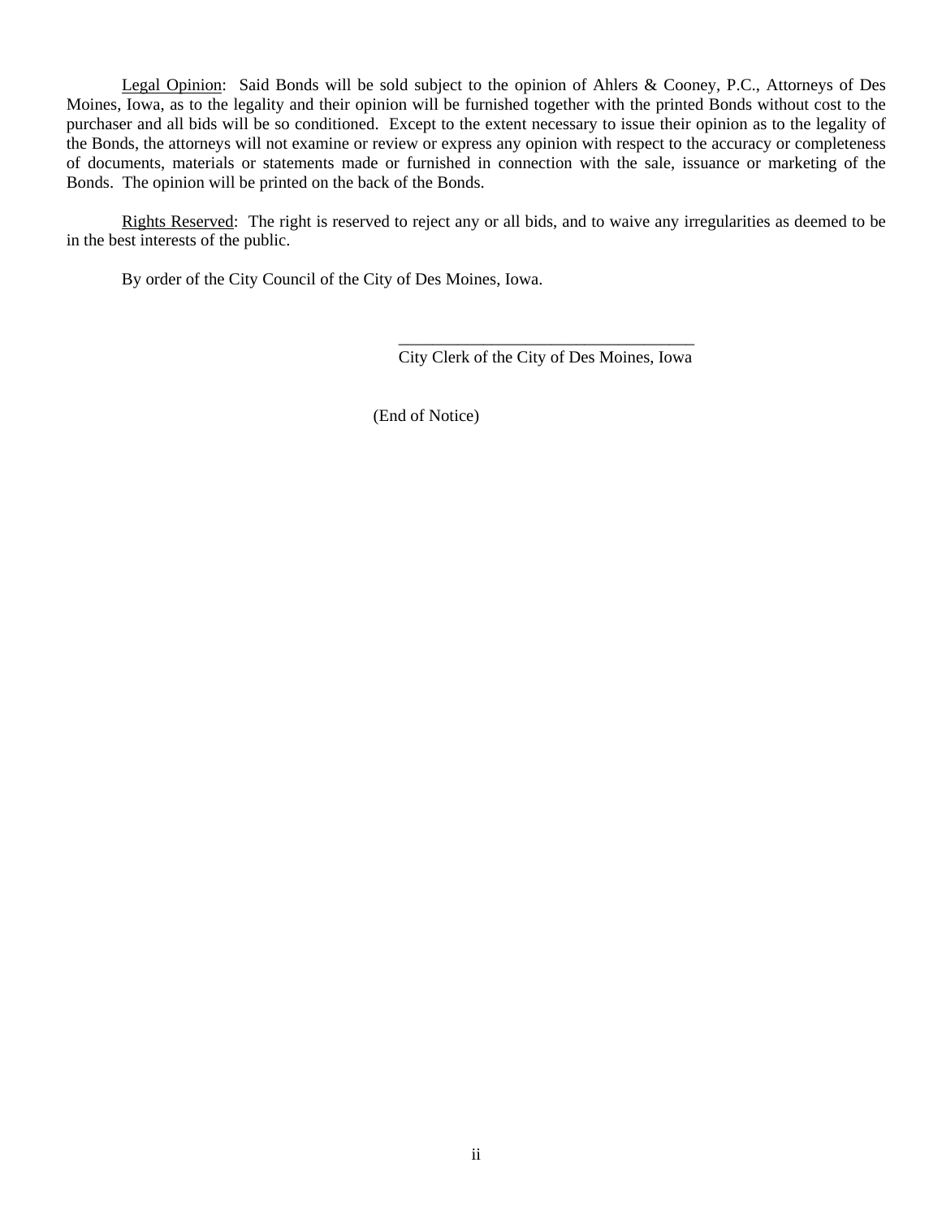<u>Legal Opinion</u>: Said Bonds will be sold subject to the opinion of Ahlers & Cooney, P.C., Attorneys of Des Moines, Iowa, as to the legality and their opinion will be furnished together with the printed Bonds without cost to the purchaser and all bids will be so conditioned. Except to the extent necessary to issue their opinion as to the legality of the Bonds, the attorneys will not examine or review or express any opinion with respect to the accuracy or completeness of documents, materials or statements made or furnished in connection with the sale, issuance or marketing of the Bonds. The opinion will be printed on the back of the Bonds.

<u>Rights Reserved</u>: The right is reserved to reject any or all bids, and to waive any irregularities as deemed to be in the best interests of the public.

By order of the City Council of the City of Des Moines, Iowa.

\_\_\_\_\_\_\_\_\_\_\_\_\_\_\_\_\_\_\_\_\_\_\_\_\_\_\_\_\_\_\_\_\_\_\_\_
City Clerk of the City of Des Moines, Iowa

(End of Notice)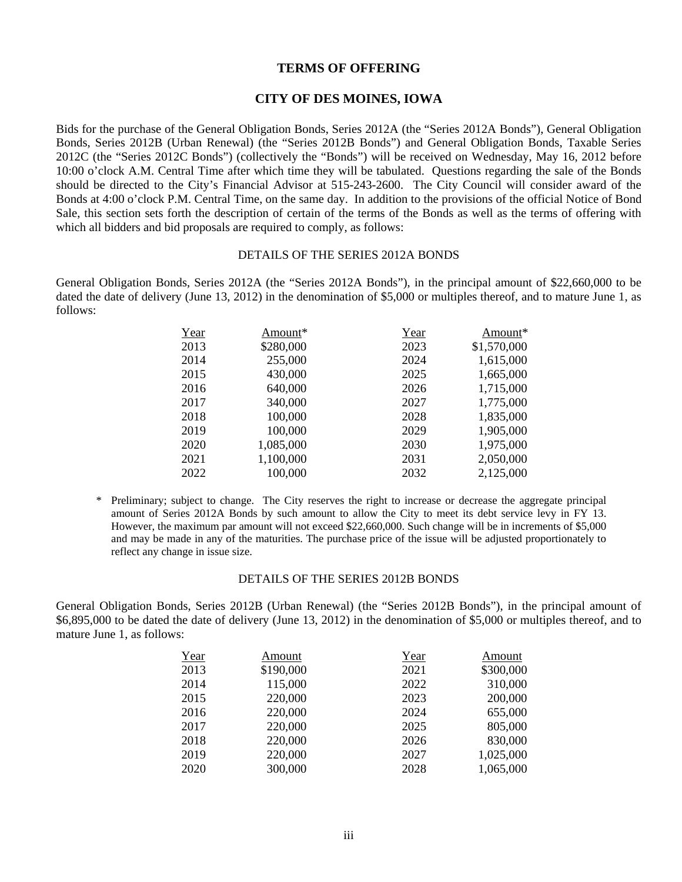## TERMS OF OFFERING

## CITY OF DES MOINES, IOWA

Bids for the purchase of the General Obligation Bonds, Series 2012A (the "Series 2012A Bonds"), General Obligation Bonds, Series 2012B (Urban Renewal) (the "Series 2012B Bonds") and General Obligation Bonds, Taxable Series 2012C (the "Series 2012C Bonds") (collectively the "Bonds") will be received on Wednesday, May 16, 2012 before 10:00 o'clock A.M. Central Time after which time they will be tabulated. Questions regarding the sale of the Bonds should be directed to the City's Financial Advisor at 515-243-2600. The City Council will consider award of the Bonds at 4:00 o'clock P.M. Central Time, on the same day. In addition to the provisions of the official Notice of Bond Sale, this section sets forth the description of certain of the terms of the Bonds as well as the terms of offering with which all bidders and bid proposals are required to comply, as follows:

### DETAILS OF THE SERIES 2012A BONDS

General Obligation Bonds, Series 2012A (the "Series 2012A Bonds"), in the principal amount of $22,660,000 to be dated the date of delivery (June 13, 2012) in the denomination of $5,000 or multiples thereof, and to mature June 1, as follows:

| Year | Amount* | Year | Amount* |
|---|---|---|---|
| 2013 | $280,000 | 2023 | $1,570,000 |
| 2014 | 255,000 | 2024 | 1,615,000 |
| 2015 | 430,000 | 2025 | 1,665,000 |
| 2016 | 640,000 | 2026 | 1,715,000 |
| 2017 | 340,000 | 2027 | 1,775,000 |
| 2018 | 100,000 | 2028 | 1,835,000 |
| 2019 | 100,000 | 2029 | 1,905,000 |
| 2020 | 1,085,000 | 2030 | 1,975,000 |
| 2021 | 1,100,000 | 2031 | 2,050,000 |
| 2022 | 100,000 | 2032 | 2,125,000 |

\* Preliminary; subject to change. The City reserves the right to increase or decrease the aggregate principal amount of Series 2012A Bonds by such amount to allow the City to meet its debt service levy in FY 13. However, the maximum par amount will not exceed $22,660,000. Such change will be in increments of $5,000 and may be made in any of the maturities. The purchase price of the issue will be adjusted proportionately to reflect any change in issue size.

### DETAILS OF THE SERIES 2012B BONDS

General Obligation Bonds, Series 2012B (Urban Renewal) (the "Series 2012B Bonds"), in the principal amount of $6,895,000 to be dated the date of delivery (June 13, 2012) in the denomination of $5,000 or multiples thereof, and to mature June 1, as follows:

| Year | Amount | Year | Amount |
|---|---|---|---|
| 2013 | $190,000 | 2021 | $300,000 |
| 2014 | 115,000 | 2022 | 310,000 |
| 2015 | 220,000 | 2023 | 200,000 |
| 2016 | 220,000 | 2024 | 655,000 |
| 2017 | 220,000 | 2025 | 805,000 |
| 2018 | 220,000 | 2026 | 830,000 |
| 2019 | 220,000 | 2027 | 1,025,000 |
| 2020 | 300,000 | 2028 | 1,065,000 |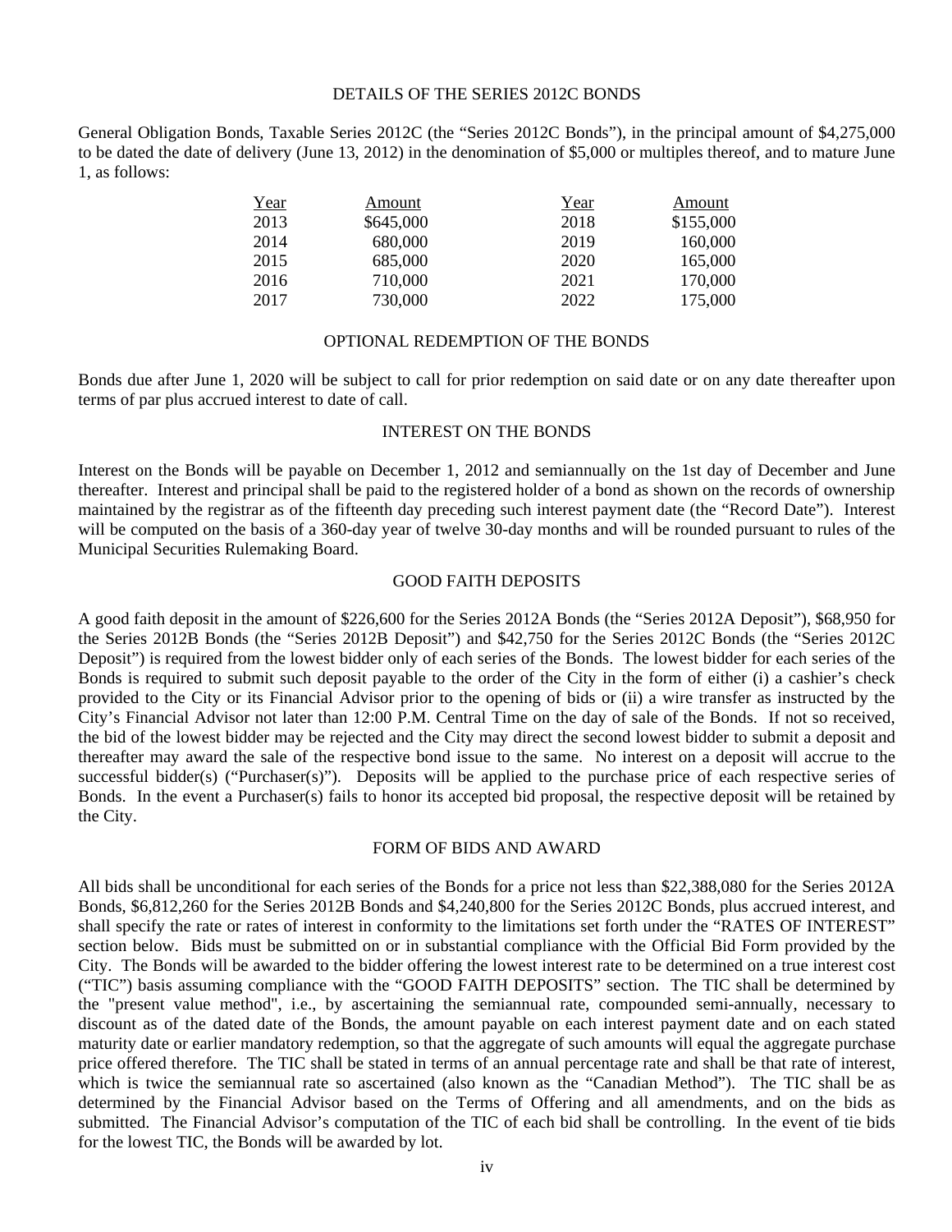## DETAILS OF THE SERIES 2012C BONDS

General Obligation Bonds, Taxable Series 2012C (the "Series 2012C Bonds"), in the principal amount of $4,275,000 to be dated the date of delivery (June 13, 2012) in the denomination of $5,000 or multiples thereof, and to mature June 1, as follows:

| Year | Amount | Year | Amount |
|---|---|---|---|
| 2013 | $645,000 | 2018 | $155,000 |
| 2014 | 680,000 | 2019 | 160,000 |
| 2015 | 685,000 | 2020 | 165,000 |
| 2016 | 710,000 | 2021 | 170,000 |
| 2017 | 730,000 | 2022 | 175,000 |

## OPTIONAL REDEMPTION OF THE BONDS

Bonds due after June 1, 2020 will be subject to call for prior redemption on said date or on any date thereafter upon terms of par plus accrued interest to date of call.

## INTEREST ON THE BONDS

Interest on the Bonds will be payable on December 1, 2012 and semiannually on the 1st day of December and June thereafter. Interest and principal shall be paid to the registered holder of a bond as shown on the records of ownership maintained by the registrar as of the fifteenth day preceding such interest payment date (the "Record Date"). Interest will be computed on the basis of a 360-day year of twelve 30-day months and will be rounded pursuant to rules of the Municipal Securities Rulemaking Board.

## GOOD FAITH DEPOSITS

A good faith deposit in the amount of $226,600 for the Series 2012A Bonds (the "Series 2012A Deposit"), $68,950 for the Series 2012B Bonds (the "Series 2012B Deposit") and $42,750 for the Series 2012C Bonds (the "Series 2012C Deposit") is required from the lowest bidder only of each series of the Bonds. The lowest bidder for each series of the Bonds is required to submit such deposit payable to the order of the City in the form of either (i) a cashier's check provided to the City or its Financial Advisor prior to the opening of bids or (ii) a wire transfer as instructed by the City's Financial Advisor not later than 12:00 P.M. Central Time on the day of sale of the Bonds. If not so received, the bid of the lowest bidder may be rejected and the City may direct the second lowest bidder to submit a deposit and thereafter may award the sale of the respective bond issue to the same. No interest on a deposit will accrue to the successful bidder(s) ("Purchaser(s)"). Deposits will be applied to the purchase price of each respective series of Bonds. In the event a Purchaser(s) fails to honor its accepted bid proposal, the respective deposit will be retained by the City.

## FORM OF BIDS AND AWARD

All bids shall be unconditional for each series of the Bonds for a price not less than $22,388,080 for the Series 2012A Bonds, $6,812,260 for the Series 2012B Bonds and $4,240,800 for the Series 2012C Bonds, plus accrued interest, and shall specify the rate or rates of interest in conformity to the limitations set forth under the "RATES OF INTEREST" section below. Bids must be submitted on or in substantial compliance with the Official Bid Form provided by the City. The Bonds will be awarded to the bidder offering the lowest interest rate to be determined on a true interest cost ("TIC") basis assuming compliance with the "GOOD FAITH DEPOSITS" section. The TIC shall be determined by the "present value method", i.e., by ascertaining the semiannual rate, compounded semi-annually, necessary to discount as of the dated date of the Bonds, the amount payable on each interest payment date and on each stated maturity date or earlier mandatory redemption, so that the aggregate of such amounts will equal the aggregate purchase price offered therefore. The TIC shall be stated in terms of an annual percentage rate and shall be that rate of interest, which is twice the semiannual rate so ascertained (also known as the "Canadian Method"). The TIC shall be as determined by the Financial Advisor based on the Terms of Offering and all amendments, and on the bids as submitted. The Financial Advisor's computation of the TIC of each bid shall be controlling. In the event of tie bids for the lowest TIC, the Bonds will be awarded by lot.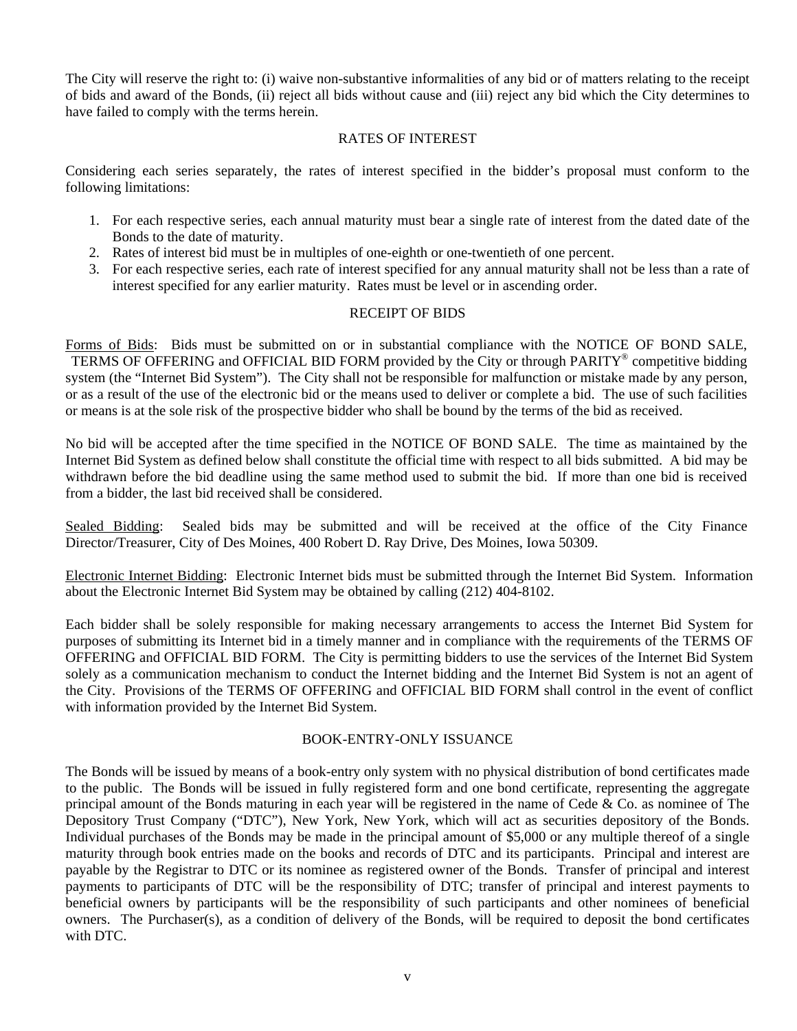The City will reserve the right to: (i) waive non-substantive informalities of any bid or of matters relating to the receipt of bids and award of the Bonds, (ii) reject all bids without cause and (iii) reject any bid which the City determines to have failed to comply with the terms herein.

## RATES OF INTEREST

Considering each series separately, the rates of interest specified in the bidder's proposal must conform to the following limitations:

1. For each respective series, each annual maturity must bear a single rate of interest from the dated date of the Bonds to the date of maturity.
2. Rates of interest bid must be in multiples of one-eighth or one-twentieth of one percent.
3. For each respective series, each rate of interest specified for any annual maturity shall not be less than a rate of interest specified for any earlier maturity. Rates must be level or in ascending order.

## RECEIPT OF BIDS

Forms of Bids: Bids must be submitted on or in substantial compliance with the NOTICE OF BOND SALE, TERMS OF OFFERING and OFFICIAL BID FORM provided by the City or through PARITY® competitive bidding system (the "Internet Bid System"). The City shall not be responsible for malfunction or mistake made by any person, or as a result of the use of the electronic bid or the means used to deliver or complete a bid. The use of such facilities or means is at the sole risk of the prospective bidder who shall be bound by the terms of the bid as received.

No bid will be accepted after the time specified in the NOTICE OF BOND SALE. The time as maintained by the Internet Bid System as defined below shall constitute the official time with respect to all bids submitted. A bid may be withdrawn before the bid deadline using the same method used to submit the bid. If more than one bid is received from a bidder, the last bid received shall be considered.

Sealed Bidding: Sealed bids may be submitted and will be received at the office of the City Finance Director/Treasurer, City of Des Moines, 400 Robert D. Ray Drive, Des Moines, Iowa 50309.

Electronic Internet Bidding: Electronic Internet bids must be submitted through the Internet Bid System. Information about the Electronic Internet Bid System may be obtained by calling (212) 404-8102.

Each bidder shall be solely responsible for making necessary arrangements to access the Internet Bid System for purposes of submitting its Internet bid in a timely manner and in compliance with the requirements of the TERMS OF OFFERING and OFFICIAL BID FORM. The City is permitting bidders to use the services of the Internet Bid System solely as a communication mechanism to conduct the Internet bidding and the Internet Bid System is not an agent of the City. Provisions of the TERMS OF OFFERING and OFFICIAL BID FORM shall control in the event of conflict with information provided by the Internet Bid System.

## BOOK-ENTRY-ONLY ISSUANCE

The Bonds will be issued by means of a book-entry only system with no physical distribution of bond certificates made to the public. The Bonds will be issued in fully registered form and one bond certificate, representing the aggregate principal amount of the Bonds maturing in each year will be registered in the name of Cede & Co. as nominee of The Depository Trust Company ("DTC"), New York, New York, which will act as securities depository of the Bonds. Individual purchases of the Bonds may be made in the principal amount of $5,000 or any multiple thereof of a single maturity through book entries made on the books and records of DTC and its participants. Principal and interest are payable by the Registrar to DTC or its nominee as registered owner of the Bonds. Transfer of principal and interest payments to participants of DTC will be the responsibility of DTC; transfer of principal and interest payments to beneficial owners by participants will be the responsibility of such participants and other nominees of beneficial owners. The Purchaser(s), as a condition of delivery of the Bonds, will be required to deposit the bond certificates with DTC.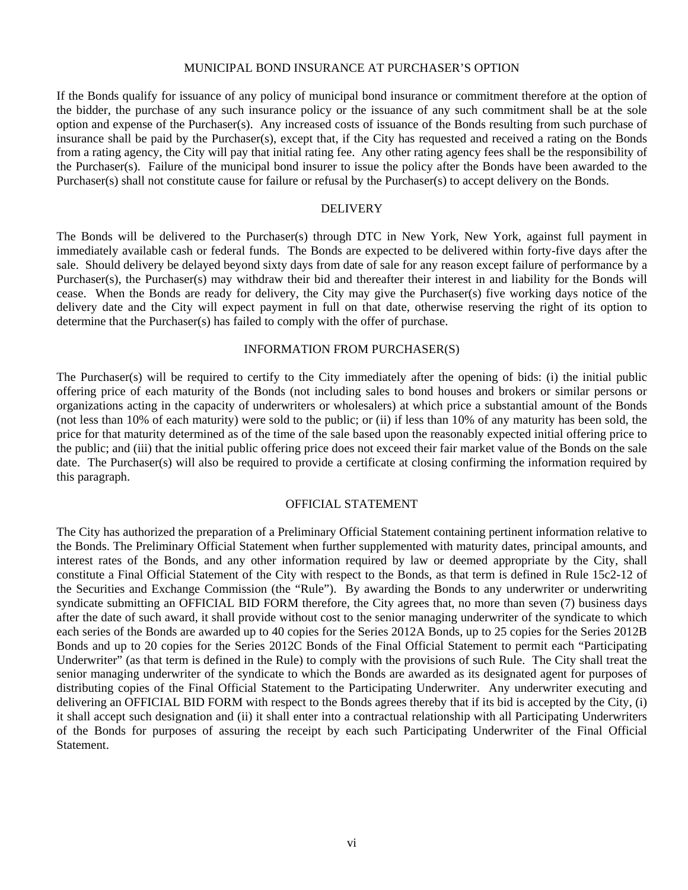## MUNICIPAL BOND INSURANCE AT PURCHASER'S OPTION

If the Bonds qualify for issuance of any policy of municipal bond insurance or commitment therefore at the option of the bidder, the purchase of any such insurance policy or the issuance of any such commitment shall be at the sole option and expense of the Purchaser(s). Any increased costs of issuance of the Bonds resulting from such purchase of insurance shall be paid by the Purchaser(s), except that, if the City has requested and received a rating on the Bonds from a rating agency, the City will pay that initial rating fee. Any other rating agency fees shall be the responsibility of the Purchaser(s). Failure of the municipal bond insurer to issue the policy after the Bonds have been awarded to the Purchaser(s) shall not constitute cause for failure or refusal by the Purchaser(s) to accept delivery on the Bonds.

## DELIVERY

The Bonds will be delivered to the Purchaser(s) through DTC in New York, New York, against full payment in immediately available cash or federal funds. The Bonds are expected to be delivered within forty-five days after the sale. Should delivery be delayed beyond sixty days from date of sale for any reason except failure of performance by a Purchaser(s), the Purchaser(s) may withdraw their bid and thereafter their interest in and liability for the Bonds will cease. When the Bonds are ready for delivery, the City may give the Purchaser(s) five working days notice of the delivery date and the City will expect payment in full on that date, otherwise reserving the right of its option to determine that the Purchaser(s) has failed to comply with the offer of purchase.

## INFORMATION FROM PURCHASER(S)

The Purchaser(s) will be required to certify to the City immediately after the opening of bids: (i) the initial public offering price of each maturity of the Bonds (not including sales to bond houses and brokers or similar persons or organizations acting in the capacity of underwriters or wholesalers) at which price a substantial amount of the Bonds (not less than 10% of each maturity) were sold to the public; or (ii) if less than 10% of any maturity has been sold, the price for that maturity determined as of the time of the sale based upon the reasonably expected initial offering price to the public; and (iii) that the initial public offering price does not exceed their fair market value of the Bonds on the sale date. The Purchaser(s) will also be required to provide a certificate at closing confirming the information required by this paragraph.

## OFFICIAL STATEMENT

The City has authorized the preparation of a Preliminary Official Statement containing pertinent information relative to the Bonds. The Preliminary Official Statement when further supplemented with maturity dates, principal amounts, and interest rates of the Bonds, and any other information required by law or deemed appropriate by the City, shall constitute a Final Official Statement of the City with respect to the Bonds, as that term is defined in Rule 15c2-12 of the Securities and Exchange Commission (the "Rule"). By awarding the Bonds to any underwriter or underwriting syndicate submitting an OFFICIAL BID FORM therefore, the City agrees that, no more than seven (7) business days after the date of such award, it shall provide without cost to the senior managing underwriter of the syndicate to which each series of the Bonds are awarded up to 40 copies for the Series 2012A Bonds, up to 25 copies for the Series 2012B Bonds and up to 20 copies for the Series 2012C Bonds of the Final Official Statement to permit each "Participating Underwriter" (as that term is defined in the Rule) to comply with the provisions of such Rule. The City shall treat the senior managing underwriter of the syndicate to which the Bonds are awarded as its designated agent for purposes of distributing copies of the Final Official Statement to the Participating Underwriter. Any underwriter executing and delivering an OFFICIAL BID FORM with respect to the Bonds agrees thereby that if its bid is accepted by the City, (i) it shall accept such designation and (ii) it shall enter into a contractual relationship with all Participating Underwriters of the Bonds for purposes of assuring the receipt by each such Participating Underwriter of the Final Official Statement.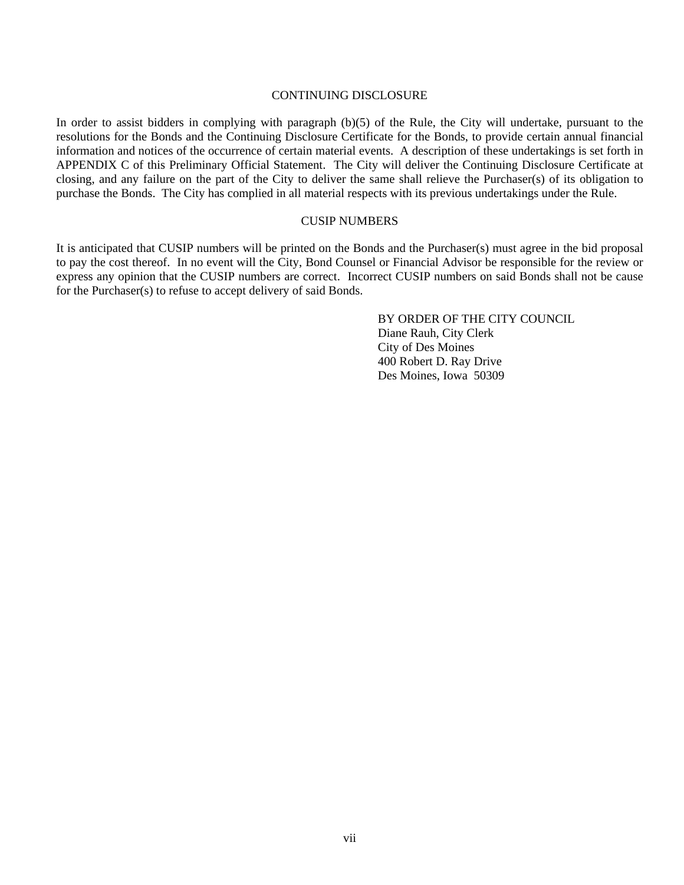## CONTINUING DISCLOSURE

In order to assist bidders in complying with paragraph (b)(5) of the Rule, the City will undertake, pursuant to the resolutions for the Bonds and the Continuing Disclosure Certificate for the Bonds, to provide certain annual financial information and notices of the occurrence of certain material events. A description of these undertakings is set forth in APPENDIX C of this Preliminary Official Statement. The City will deliver the Continuing Disclosure Certificate at closing, and any failure on the part of the City to deliver the same shall relieve the Purchaser(s) of its obligation to purchase the Bonds. The City has complied in all material respects with its previous undertakings under the Rule.

## CUSIP NUMBERS

It is anticipated that CUSIP numbers will be printed on the Bonds and the Purchaser(s) must agree in the bid proposal to pay the cost thereof. In no event will the City, Bond Counsel or Financial Advisor be responsible for the review or express any opinion that the CUSIP numbers are correct. Incorrect CUSIP numbers on said Bonds shall not be cause for the Purchaser(s) to refuse to accept delivery of said Bonds.

BY ORDER OF THE CITY COUNCIL
Diane Rauh, City Clerk
City of Des Moines
400 Robert D. Ray Drive
Des Moines, Iowa 50309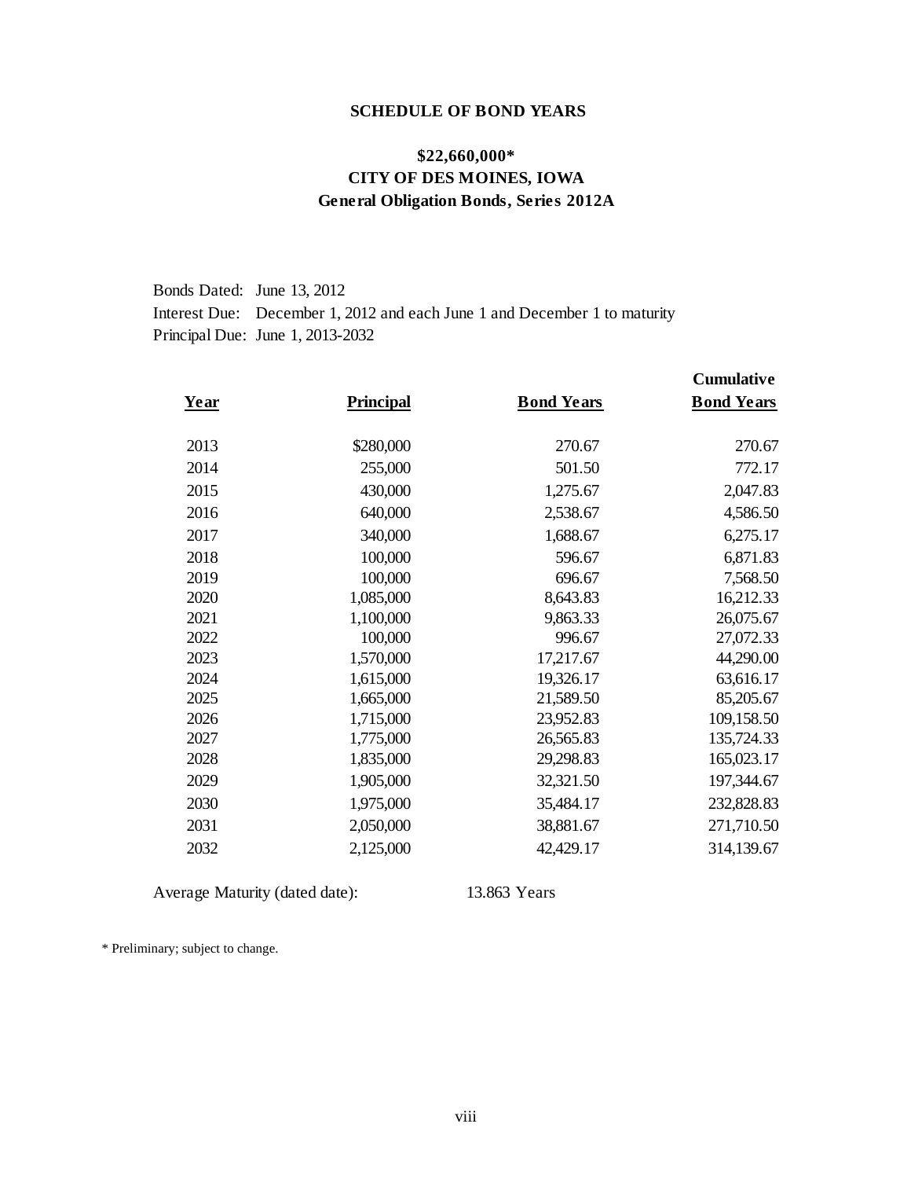**SCHEDULE OF BOND YEARS**

**$22,660,000***
**CITY OF DES MOINES, IOWA**
**General Obligation Bonds, Series 2012A**

Bonds Dated: June 13, 2012
Interest Due: December 1, 2012 and each June 1 and December 1 to maturity
Principal Due: June 1, 2013-2032

| Year | Principal | Bond Years | Cumulative Bond Years |
|---|---|---|---|
| 2013 | $280,000 | 270.67 | 270.67 |
| 2014 | 255,000 | 501.50 | 772.17 |
| 2015 | 430,000 | 1,275.67 | 2,047.83 |
| 2016 | 640,000 | 2,538.67 | 4,586.50 |
| 2017 | 340,000 | 1,688.67 | 6,275.17 |
| 2018 | 100,000 | 596.67 | 6,871.83 |
| 2019 | 100,000 | 696.67 | 7,568.50 |
| 2020 | 1,085,000 | 8,643.83 | 16,212.33 |
| 2021 | 1,100,000 | 9,863.33 | 26,075.67 |
| 2022 | 100,000 | 996.67 | 27,072.33 |
| 2023 | 1,570,000 | 17,217.67 | 44,290.00 |
| 2024 | 1,615,000 | 19,326.17 | 63,616.17 |
| 2025 | 1,665,000 | 21,589.50 | 85,205.67 |
| 2026 | 1,715,000 | 23,952.83 | 109,158.50 |
| 2027 | 1,775,000 | 26,565.83 | 135,724.33 |
| 2028 | 1,835,000 | 29,298.83 | 165,023.17 |
| 2029 | 1,905,000 | 32,321.50 | 197,344.67 |
| 2030 | 1,975,000 | 35,484.17 | 232,828.83 |
| 2031 | 2,050,000 | 38,881.67 | 271,710.50 |
| 2032 | 2,125,000 | 42,429.17 | 314,139.67 |

Average Maturity (dated date): 13.863 Years

* Preliminary; subject to change.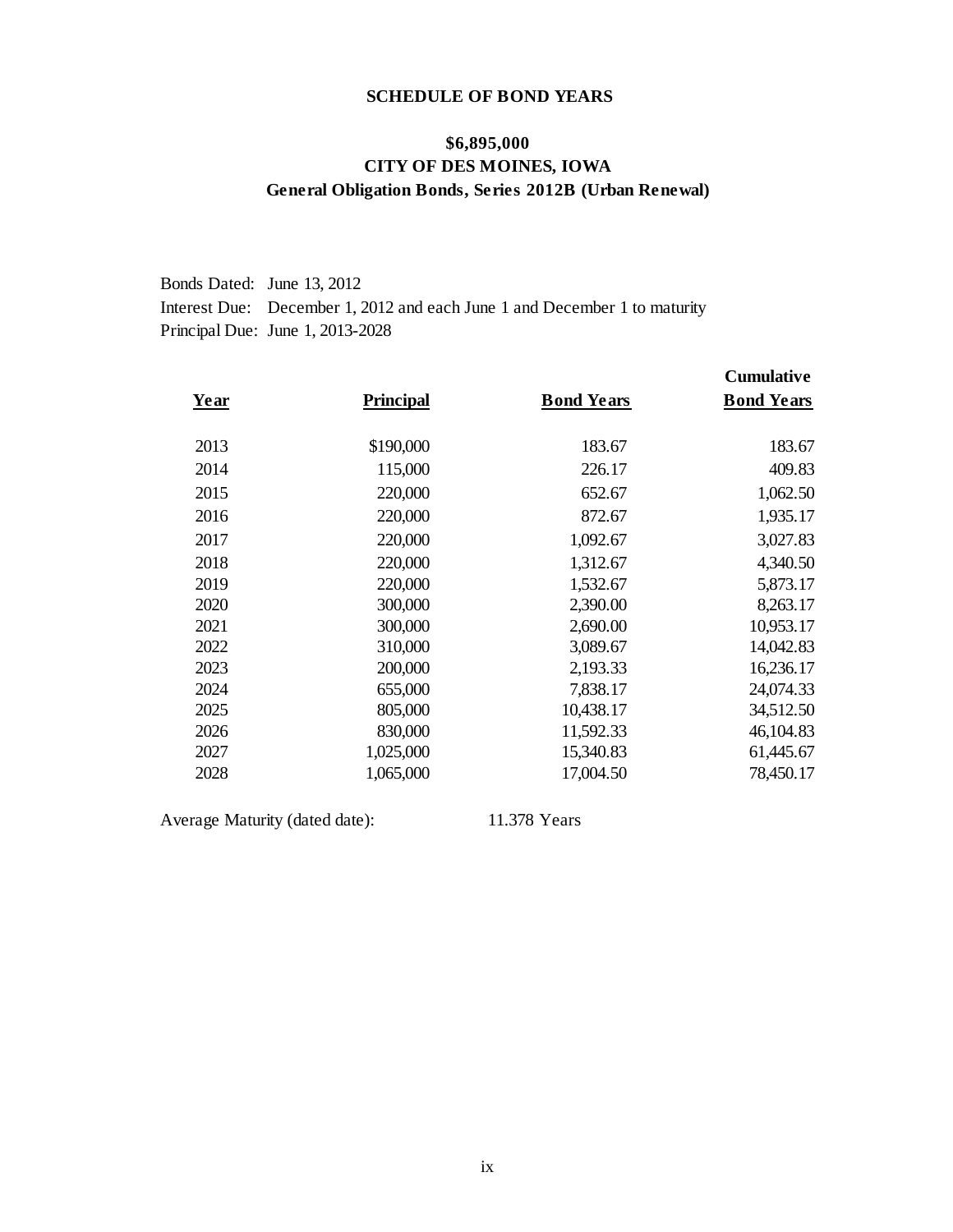## SCHEDULE OF BOND YEARS

## $6,895,000
## CITY OF DES MOINES, IOWA
## General Obligation Bonds, Series 2012B (Urban Renewal)

Bonds Dated: June 13, 2012
Interest Due: December 1, 2012 and each June 1 and December 1 to maturity
Principal Due: June 1, 2013-2028

| Year | Principal | Bond Years | Cumulative Bond Years |
|---|---|---|---|
| 2013 | $190,000 | 183.67 | 183.67 |
| 2014 | 115,000 | 226.17 | 409.83 |
| 2015 | 220,000 | 652.67 | 1,062.50 |
| 2016 | 220,000 | 872.67 | 1,935.17 |
| 2017 | 220,000 | 1,092.67 | 3,027.83 |
| 2018 | 220,000 | 1,312.67 | 4,340.50 |
| 2019 | 220,000 | 1,532.67 | 5,873.17 |
| 2020 | 300,000 | 2,390.00 | 8,263.17 |
| 2021 | 300,000 | 2,690.00 | 10,953.17 |
| 2022 | 310,000 | 3,089.67 | 14,042.83 |
| 2023 | 200,000 | 2,193.33 | 16,236.17 |
| 2024 | 655,000 | 7,838.17 | 24,074.33 |
| 2025 | 805,000 | 10,438.17 | 34,512.50 |
| 2026 | 830,000 | 11,592.33 | 46,104.83 |
| 2027 | 1,025,000 | 15,340.83 | 61,445.67 |
| 2028 | 1,065,000 | 17,004.50 | 78,450.17 |

Average Maturity (dated date): 11.378 Years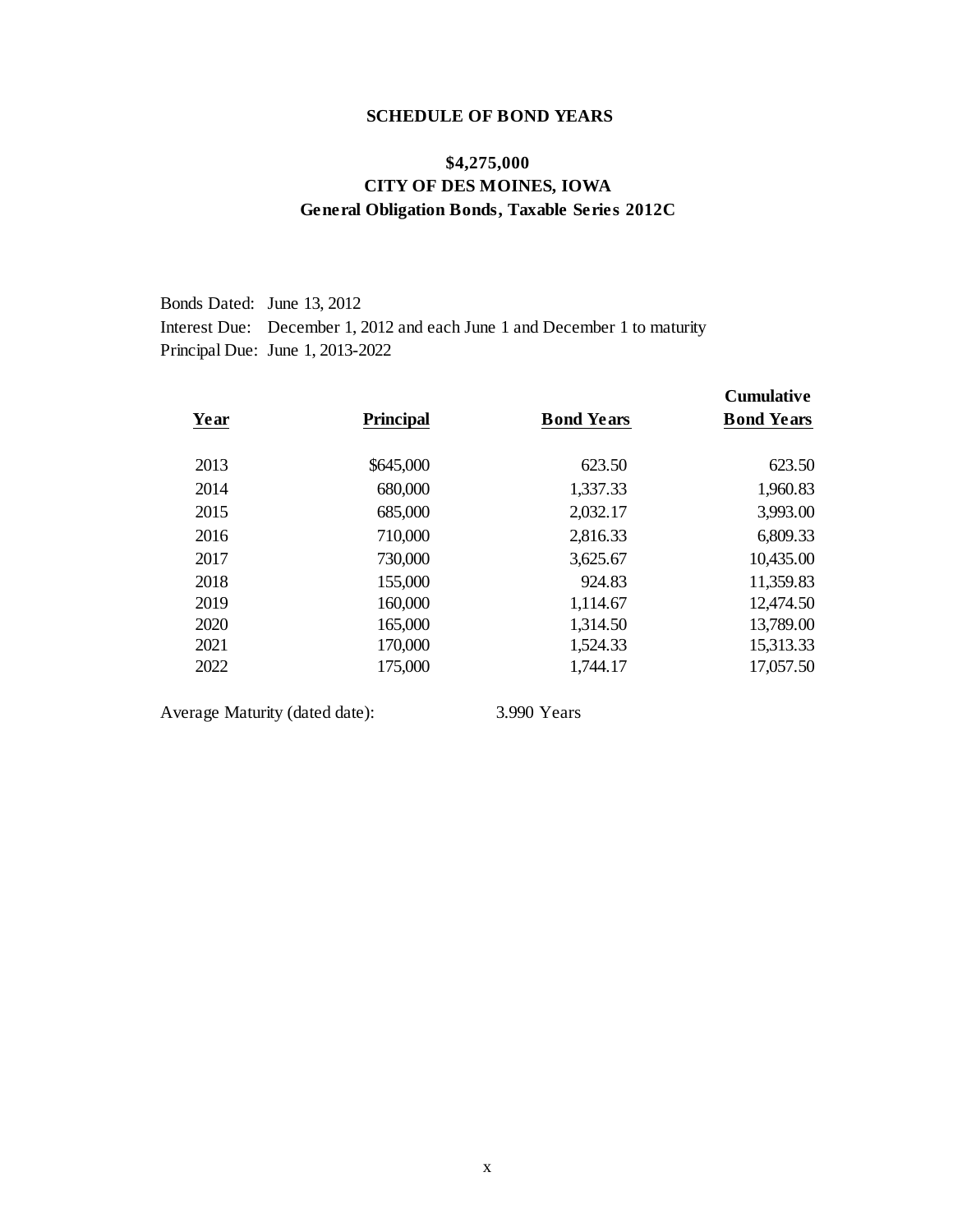**SCHEDULE OF BOND YEARS**

**$4,275,000**
**CITY OF DES MOINES, IOWA**
**General Obligation Bonds, Taxable Series 2012C**

Bonds Dated: June 13, 2012
Interest Due: December 1, 2012 and each June 1 and December 1 to maturity
Principal Due: June 1, 2013-2022

| Year | Principal | Bond Years | Cumulative Bond Years |
|---|---|---|---|
| 2013 | $645,000 | 623.50 | 623.50 |
| 2014 | 680,000 | 1,337.33 | 1,960.83 |
| 2015 | 685,000 | 2,032.17 | 3,993.00 |
| 2016 | 710,000 | 2,816.33 | 6,809.33 |
| 2017 | 730,000 | 3,625.67 | 10,435.00 |
| 2018 | 155,000 | 924.83 | 11,359.83 |
| 2019 | 160,000 | 1,114.67 | 12,474.50 |
| 2020 | 165,000 | 1,314.50 | 13,789.00 |
| 2021 | 170,000 | 1,524.33 | 15,313.33 |
| 2022 | 175,000 | 1,744.17 | 17,057.50 |

Average Maturity (dated date): 3.990 Years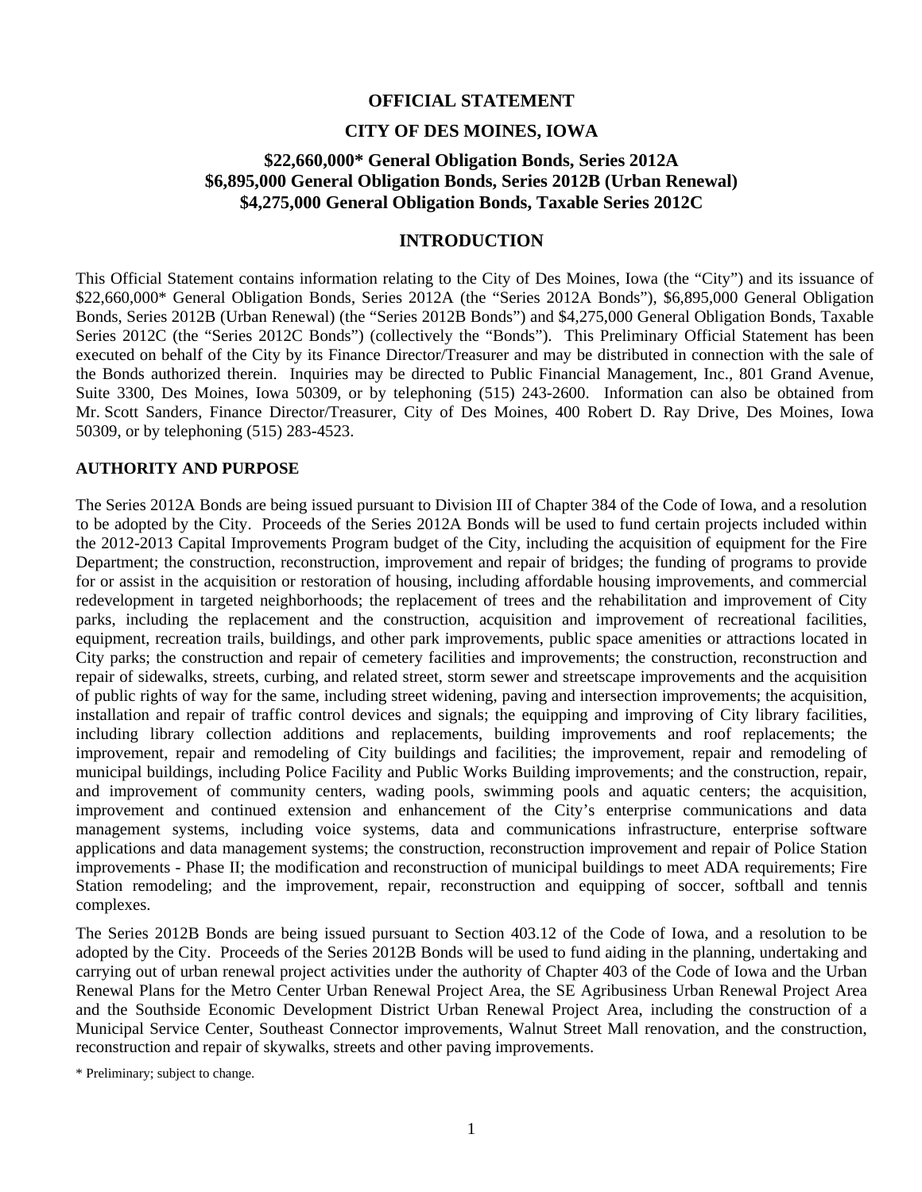# OFFICIAL STATEMENT

# CITY OF DES MOINES, IOWA

## $22,660,000* General Obligation Bonds, Series 2012A
## $6,895,000 General Obligation Bonds, Series 2012B (Urban Renewal)
## $4,275,000 General Obligation Bonds, Taxable Series 2012C

## INTRODUCTION

This Official Statement contains information relating to the City of Des Moines, Iowa (the "City") and its issuance of $22,660,000* General Obligation Bonds, Series 2012A (the "Series 2012A Bonds"), $6,895,000 General Obligation Bonds, Series 2012B (Urban Renewal) (the "Series 2012B Bonds") and $4,275,000 General Obligation Bonds, Taxable Series 2012C (the "Series 2012C Bonds") (collectively the "Bonds"). This Preliminary Official Statement has been executed on behalf of the City by its Finance Director/Treasurer and may be distributed in connection with the sale of the Bonds authorized therein. Inquiries may be directed to Public Financial Management, Inc., 801 Grand Avenue, Suite 3300, Des Moines, Iowa 50309, or by telephoning (515) 243-2600. Information can also be obtained from Mr. Scott Sanders, Finance Director/Treasurer, City of Des Moines, 400 Robert D. Ray Drive, Des Moines, Iowa 50309, or by telephoning (515) 283-4523.

### AUTHORITY AND PURPOSE

The Series 2012A Bonds are being issued pursuant to Division III of Chapter 384 of the Code of Iowa, and a resolution to be adopted by the City. Proceeds of the Series 2012A Bonds will be used to fund certain projects included within the 2012-2013 Capital Improvements Program budget of the City, including the acquisition of equipment for the Fire Department; the construction, reconstruction, improvement and repair of bridges; the funding of programs to provide for or assist in the acquisition or restoration of housing, including affordable housing improvements, and commercial redevelopment in targeted neighborhoods; the replacement of trees and the rehabilitation and improvement of City parks, including the replacement and the construction, acquisition and improvement of recreational facilities, equipment, recreation trails, buildings, and other park improvements, public space amenities or attractions located in City parks; the construction and repair of cemetery facilities and improvements; the construction, reconstruction and repair of sidewalks, streets, curbing, and related street, storm sewer and streetscape improvements and the acquisition of public rights of way for the same, including street widening, paving and intersection improvements; the acquisition, installation and repair of traffic control devices and signals; the equipping and improving of City library facilities, including library collection additions and replacements, building improvements and roof replacements; the improvement, repair and remodeling of City buildings and facilities; the improvement, repair and remodeling of municipal buildings, including Police Facility and Public Works Building improvements; and the construction, repair, and improvement of community centers, wading pools, swimming pools and aquatic centers; the acquisition, improvement and continued extension and enhancement of the City's enterprise communications and data management systems, including voice systems, data and communications infrastructure, enterprise software applications and data management systems; the construction, reconstruction improvement and repair of Police Station improvements - Phase II; the modification and reconstruction of municipal buildings to meet ADA requirements; Fire Station remodeling; and the improvement, repair, reconstruction and equipping of soccer, softball and tennis complexes.

The Series 2012B Bonds are being issued pursuant to Section 403.12 of the Code of Iowa, and a resolution to be adopted by the City. Proceeds of the Series 2012B Bonds will be used to fund aiding in the planning, undertaking and carrying out of urban renewal project activities under the authority of Chapter 403 of the Code of Iowa and the Urban Renewal Plans for the Metro Center Urban Renewal Project Area, the SE Agribusiness Urban Renewal Project Area and the Southside Economic Development District Urban Renewal Project Area, including the construction of a Municipal Service Center, Southeast Connector improvements, Walnut Street Mall renovation, and the construction, reconstruction and repair of skywalks, streets and other paving improvements.

\* Preliminary; subject to change.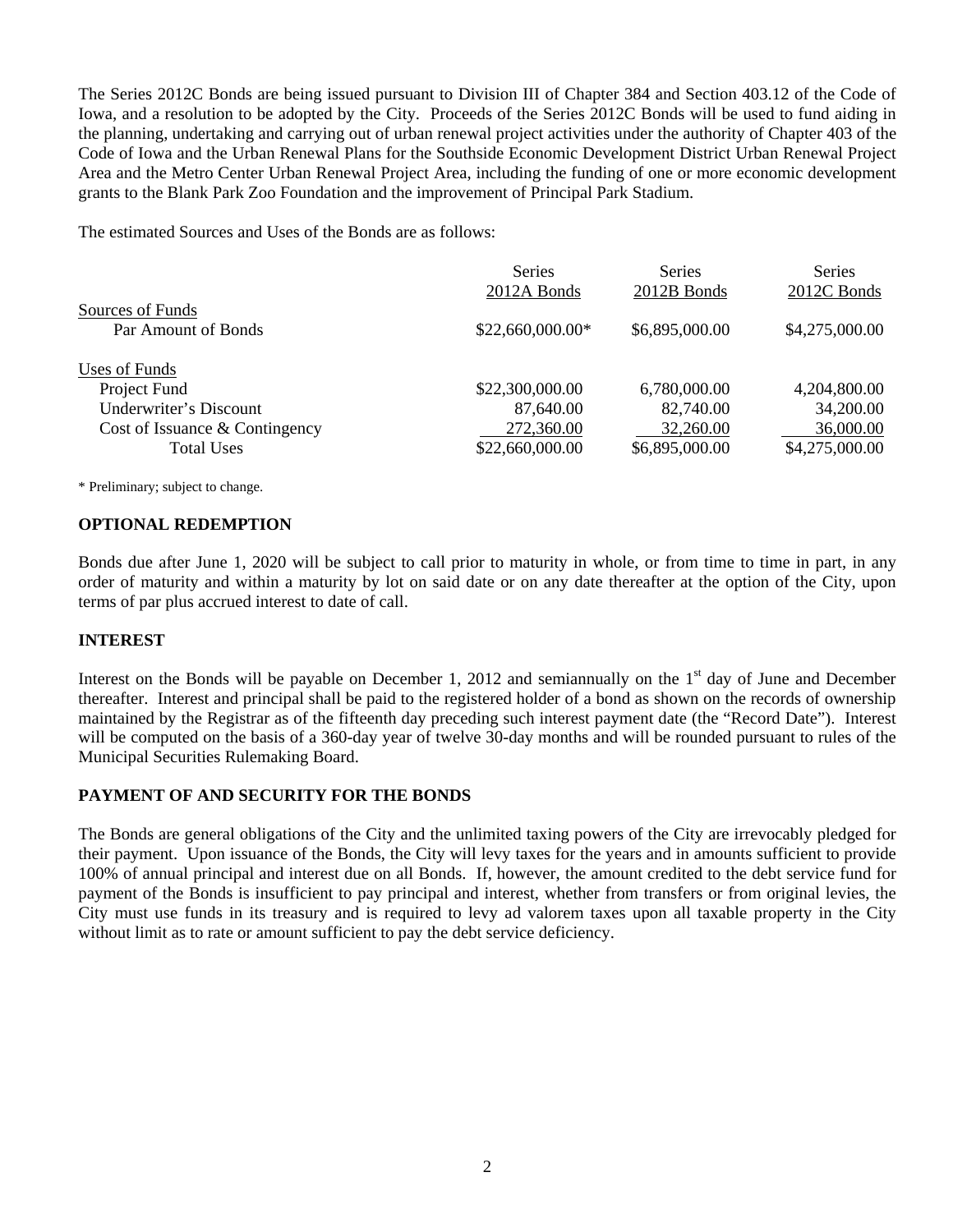The Series 2012C Bonds are being issued pursuant to Division III of Chapter 384 and Section 403.12 of the Code of Iowa, and a resolution to be adopted by the City. Proceeds of the Series 2012C Bonds will be used to fund aiding in the planning, undertaking and carrying out of urban renewal project activities under the authority of Chapter 403 of the Code of Iowa and the Urban Renewal Plans for the Southside Economic Development District Urban Renewal Project Area and the Metro Center Urban Renewal Project Area, including the funding of one or more economic development grants to the Blank Park Zoo Foundation and the improvement of Principal Park Stadium.

The estimated Sources and Uses of the Bonds are as follows:

| | Series 2012A Bonds | Series 2012B Bonds | Series 2012C Bonds |
|---|---|---|---|
| Sources of Funds | | | |
| Par Amount of Bonds | $22,660,000.00* | $6,895,000.00 | $4,275,000.00 |
| Uses of Funds | | | |
| Project Fund | $22,300,000.00 | 6,780,000.00 | 4,204,800.00 |
| Underwriter's Discount | 87,640.00 | 82,740.00 | 34,200.00 |
| Cost of Issuance & Contingency | 272,360.00 | 32,260.00 | 36,000.00 |
| Total Uses | $22,660,000.00 | $6,895,000.00 | $4,275,000.00 |

* Preliminary; subject to change.

## OPTIONAL REDEMPTION

Bonds due after June 1, 2020 will be subject to call prior to maturity in whole, or from time to time in part, in any order of maturity and within a maturity by lot on said date or on any date thereafter at the option of the City, upon terms of par plus accrued interest to date of call.

## INTEREST

Interest on the Bonds will be payable on December 1, 2012 and semiannually on the 1st day of June and December thereafter. Interest and principal shall be paid to the registered holder of a bond as shown on the records of ownership maintained by the Registrar as of the fifteenth day preceding such interest payment date (the "Record Date"). Interest will be computed on the basis of a 360-day year of twelve 30-day months and will be rounded pursuant to rules of the Municipal Securities Rulemaking Board.

## PAYMENT OF AND SECURITY FOR THE BONDS

The Bonds are general obligations of the City and the unlimited taxing powers of the City are irrevocably pledged for their payment. Upon issuance of the Bonds, the City will levy taxes for the years and in amounts sufficient to provide 100% of annual principal and interest due on all Bonds. If, however, the amount credited to the debt service fund for payment of the Bonds is insufficient to pay principal and interest, whether from transfers or from original levies, the City must use funds in its treasury and is required to levy ad valorem taxes upon all taxable property in the City without limit as to rate or amount sufficient to pay the debt service deficiency.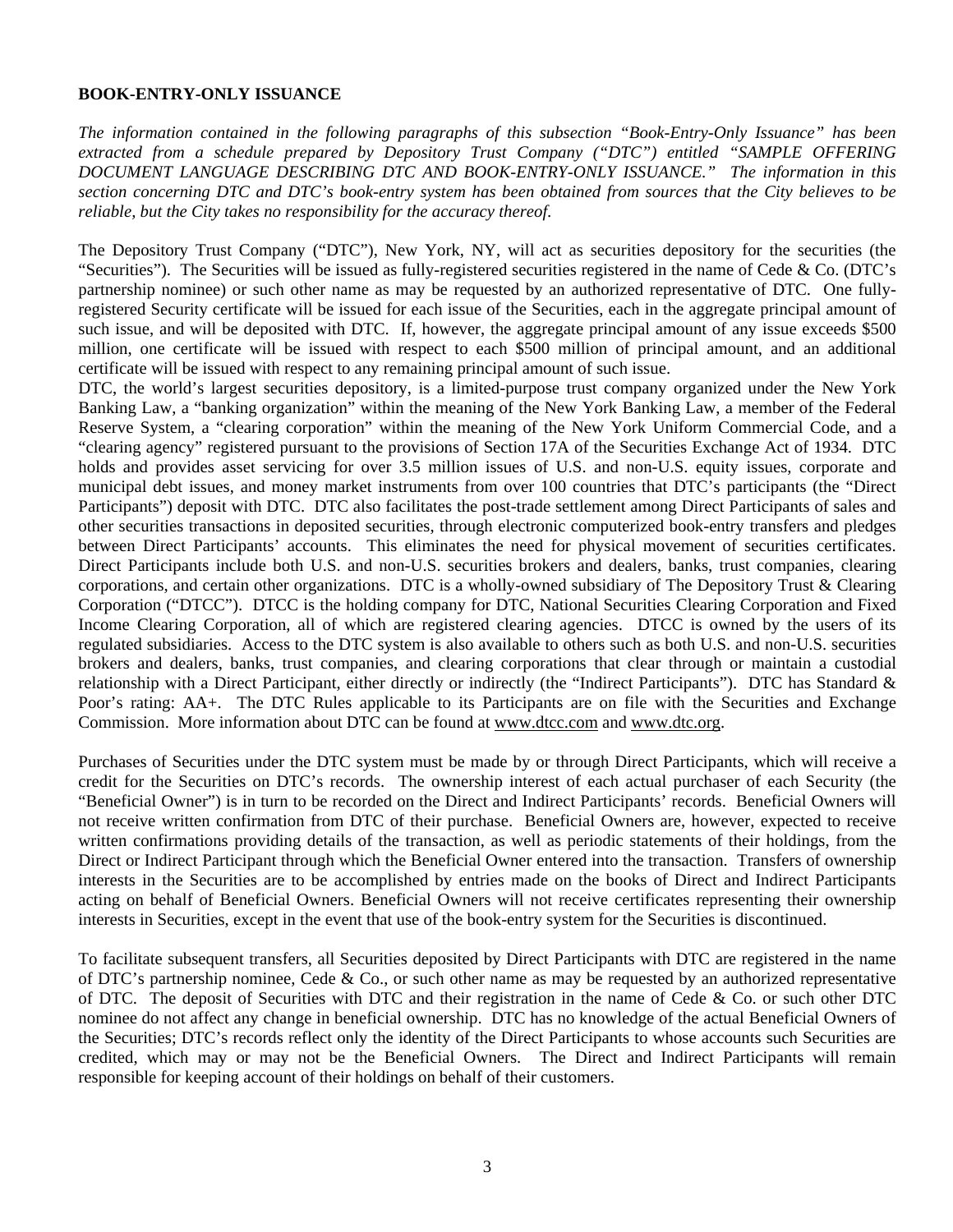**BOOK-ENTRY-ONLY ISSUANCE**

*The information contained in the following paragraphs of this subsection "Book-Entry-Only Issuance" has been extracted from a schedule prepared by Depository Trust Company ("DTC") entitled "SAMPLE OFFERING DOCUMENT LANGUAGE DESCRIBING DTC AND BOOK-ENTRY-ONLY ISSUANCE." The information in this section concerning DTC and DTC's book-entry system has been obtained from sources that the City believes to be reliable, but the City takes no responsibility for the accuracy thereof.*

The Depository Trust Company ("DTC"), New York, NY, will act as securities depository for the securities (the "Securities"). The Securities will be issued as fully-registered securities registered in the name of Cede & Co. (DTC's partnership nominee) or such other name as may be requested by an authorized representative of DTC. One fully-registered Security certificate will be issued for each issue of the Securities, each in the aggregate principal amount of such issue, and will be deposited with DTC. If, however, the aggregate principal amount of any issue exceeds $500 million, one certificate will be issued with respect to each $500 million of principal amount, and an additional certificate will be issued with respect to any remaining principal amount of such issue.

DTC, the world's largest securities depository, is a limited-purpose trust company organized under the New York Banking Law, a "banking organization" within the meaning of the New York Banking Law, a member of the Federal Reserve System, a "clearing corporation" within the meaning of the New York Uniform Commercial Code, and a "clearing agency" registered pursuant to the provisions of Section 17A of the Securities Exchange Act of 1934. DTC holds and provides asset servicing for over 3.5 million issues of U.S. and non-U.S. equity issues, corporate and municipal debt issues, and money market instruments from over 100 countries that DTC's participants (the "Direct Participants") deposit with DTC. DTC also facilitates the post-trade settlement among Direct Participants of sales and other securities transactions in deposited securities, through electronic computerized book-entry transfers and pledges between Direct Participants' accounts. This eliminates the need for physical movement of securities certificates. Direct Participants include both U.S. and non-U.S. securities brokers and dealers, banks, trust companies, clearing corporations, and certain other organizations. DTC is a wholly-owned subsidiary of The Depository Trust & Clearing Corporation ("DTCC"). DTCC is the holding company for DTC, National Securities Clearing Corporation and Fixed Income Clearing Corporation, all of which are registered clearing agencies. DTCC is owned by the users of its regulated subsidiaries. Access to the DTC system is also available to others such as both U.S. and non-U.S. securities brokers and dealers, banks, trust companies, and clearing corporations that clear through or maintain a custodial relationship with a Direct Participant, either directly or indirectly (the "Indirect Participants"). DTC has Standard & Poor's rating: AA+. The DTC Rules applicable to its Participants are on file with the Securities and Exchange Commission. More information about DTC can be found at www.dtcc.com and www.dtc.org.

Purchases of Securities under the DTC system must be made by or through Direct Participants, which will receive a credit for the Securities on DTC's records. The ownership interest of each actual purchaser of each Security (the "Beneficial Owner") is in turn to be recorded on the Direct and Indirect Participants' records. Beneficial Owners will not receive written confirmation from DTC of their purchase. Beneficial Owners are, however, expected to receive written confirmations providing details of the transaction, as well as periodic statements of their holdings, from the Direct or Indirect Participant through which the Beneficial Owner entered into the transaction. Transfers of ownership interests in the Securities are to be accomplished by entries made on the books of Direct and Indirect Participants acting on behalf of Beneficial Owners. Beneficial Owners will not receive certificates representing their ownership interests in Securities, except in the event that use of the book-entry system for the Securities is discontinued.

To facilitate subsequent transfers, all Securities deposited by Direct Participants with DTC are registered in the name of DTC's partnership nominee, Cede & Co., or such other name as may be requested by an authorized representative of DTC. The deposit of Securities with DTC and their registration in the name of Cede & Co. or such other DTC nominee do not affect any change in beneficial ownership. DTC has no knowledge of the actual Beneficial Owners of the Securities; DTC's records reflect only the identity of the Direct Participants to whose accounts such Securities are credited, which may or may not be the Beneficial Owners. The Direct and Indirect Participants will remain responsible for keeping account of their holdings on behalf of their customers.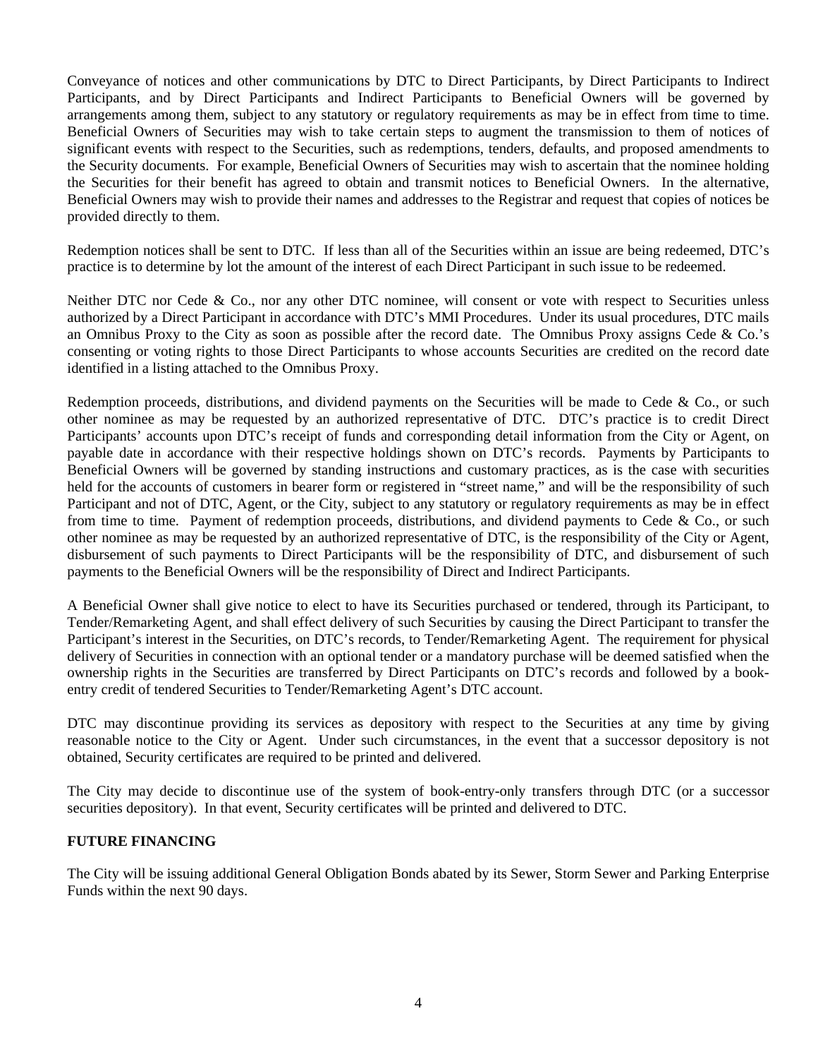Conveyance of notices and other communications by DTC to Direct Participants, by Direct Participants to Indirect Participants, and by Direct Participants and Indirect Participants to Beneficial Owners will be governed by arrangements among them, subject to any statutory or regulatory requirements as may be in effect from time to time. Beneficial Owners of Securities may wish to take certain steps to augment the transmission to them of notices of significant events with respect to the Securities, such as redemptions, tenders, defaults, and proposed amendments to the Security documents. For example, Beneficial Owners of Securities may wish to ascertain that the nominee holding the Securities for their benefit has agreed to obtain and transmit notices to Beneficial Owners. In the alternative, Beneficial Owners may wish to provide their names and addresses to the Registrar and request that copies of notices be provided directly to them.

Redemption notices shall be sent to DTC. If less than all of the Securities within an issue are being redeemed, DTC's practice is to determine by lot the amount of the interest of each Direct Participant in such issue to be redeemed.

Neither DTC nor Cede & Co., nor any other DTC nominee, will consent or vote with respect to Securities unless authorized by a Direct Participant in accordance with DTC's MMI Procedures. Under its usual procedures, DTC mails an Omnibus Proxy to the City as soon as possible after the record date. The Omnibus Proxy assigns Cede & Co.'s consenting or voting rights to those Direct Participants to whose accounts Securities are credited on the record date identified in a listing attached to the Omnibus Proxy.

Redemption proceeds, distributions, and dividend payments on the Securities will be made to Cede & Co., or such other nominee as may be requested by an authorized representative of DTC. DTC's practice is to credit Direct Participants' accounts upon DTC's receipt of funds and corresponding detail information from the City or Agent, on payable date in accordance with their respective holdings shown on DTC's records. Payments by Participants to Beneficial Owners will be governed by standing instructions and customary practices, as is the case with securities held for the accounts of customers in bearer form or registered in "street name," and will be the responsibility of such Participant and not of DTC, Agent, or the City, subject to any statutory or regulatory requirements as may be in effect from time to time. Payment of redemption proceeds, distributions, and dividend payments to Cede & Co., or such other nominee as may be requested by an authorized representative of DTC, is the responsibility of the City or Agent, disbursement of such payments to Direct Participants will be the responsibility of DTC, and disbursement of such payments to the Beneficial Owners will be the responsibility of Direct and Indirect Participants.

A Beneficial Owner shall give notice to elect to have its Securities purchased or tendered, through its Participant, to Tender/Remarketing Agent, and shall effect delivery of such Securities by causing the Direct Participant to transfer the Participant's interest in the Securities, on DTC's records, to Tender/Remarketing Agent. The requirement for physical delivery of Securities in connection with an optional tender or a mandatory purchase will be deemed satisfied when the ownership rights in the Securities are transferred by Direct Participants on DTC's records and followed by a book-entry credit of tendered Securities to Tender/Remarketing Agent's DTC account.

DTC may discontinue providing its services as depository with respect to the Securities at any time by giving reasonable notice to the City or Agent. Under such circumstances, in the event that a successor depository is not obtained, Security certificates are required to be printed and delivered.

The City may decide to discontinue use of the system of book-entry-only transfers through DTC (or a successor securities depository). In that event, Security certificates will be printed and delivered to DTC.

**FUTURE FINANCING**

The City will be issuing additional General Obligation Bonds abated by its Sewer, Storm Sewer and Parking Enterprise Funds within the next 90 days.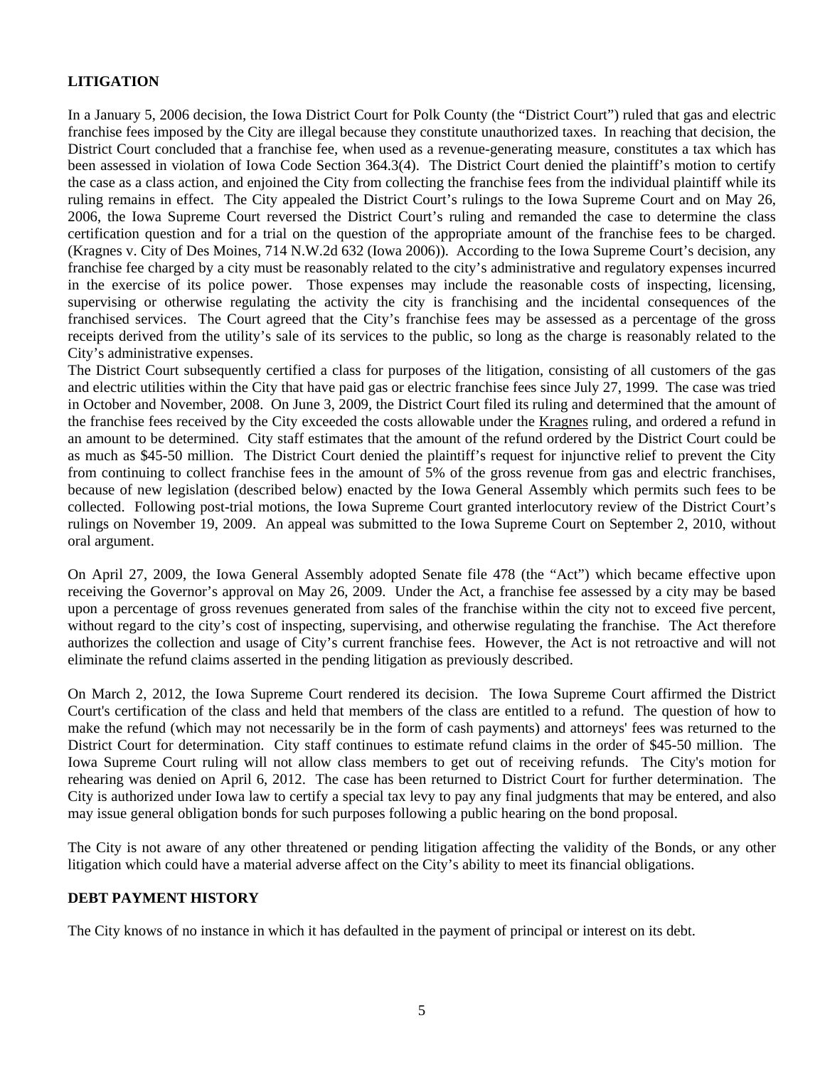## LITIGATION

In a January 5, 2006 decision, the Iowa District Court for Polk County (the "District Court") ruled that gas and electric franchise fees imposed by the City are illegal because they constitute unauthorized taxes. In reaching that decision, the District Court concluded that a franchise fee, when used as a revenue-generating measure, constitutes a tax which has been assessed in violation of Iowa Code Section 364.3(4). The District Court denied the plaintiff's motion to certify the case as a class action, and enjoined the City from collecting the franchise fees from the individual plaintiff while its ruling remains in effect. The City appealed the District Court's rulings to the Iowa Supreme Court and on May 26, 2006, the Iowa Supreme Court reversed the District Court's ruling and remanded the case to determine the class certification question and for a trial on the question of the appropriate amount of the franchise fees to be charged. (Kragnes v. City of Des Moines, 714 N.W.2d 632 (Iowa 2006)). According to the Iowa Supreme Court's decision, any franchise fee charged by a city must be reasonably related to the city's administrative and regulatory expenses incurred in the exercise of its police power. Those expenses may include the reasonable costs of inspecting, licensing, supervising or otherwise regulating the activity the city is franchising and the incidental consequences of the franchised services. The Court agreed that the City's franchise fees may be assessed as a percentage of the gross receipts derived from the utility's sale of its services to the public, so long as the charge is reasonably related to the City's administrative expenses.

The District Court subsequently certified a class for purposes of the litigation, consisting of all customers of the gas and electric utilities within the City that have paid gas or electric franchise fees since July 27, 1999. The case was tried in October and November, 2008. On June 3, 2009, the District Court filed its ruling and determined that the amount of the franchise fees received by the City exceeded the costs allowable under the Kragnes ruling, and ordered a refund in an amount to be determined. City staff estimates that the amount of the refund ordered by the District Court could be as much as $45-50 million. The District Court denied the plaintiff's request for injunctive relief to prevent the City from continuing to collect franchise fees in the amount of 5% of the gross revenue from gas and electric franchises, because of new legislation (described below) enacted by the Iowa General Assembly which permits such fees to be collected. Following post-trial motions, the Iowa Supreme Court granted interlocutory review of the District Court's rulings on November 19, 2009. An appeal was submitted to the Iowa Supreme Court on September 2, 2010, without oral argument.

On April 27, 2009, the Iowa General Assembly adopted Senate file 478 (the "Act") which became effective upon receiving the Governor's approval on May 26, 2009. Under the Act, a franchise fee assessed by a city may be based upon a percentage of gross revenues generated from sales of the franchise within the city not to exceed five percent, without regard to the city's cost of inspecting, supervising, and otherwise regulating the franchise. The Act therefore authorizes the collection and usage of City's current franchise fees. However, the Act is not retroactive and will not eliminate the refund claims asserted in the pending litigation as previously described.

On March 2, 2012, the Iowa Supreme Court rendered its decision. The Iowa Supreme Court affirmed the District Court's certification of the class and held that members of the class are entitled to a refund. The question of how to make the refund (which may not necessarily be in the form of cash payments) and attorneys' fees was returned to the District Court for determination. City staff continues to estimate refund claims in the order of $45-50 million. The Iowa Supreme Court ruling will not allow class members to get out of receiving refunds. The City's motion for rehearing was denied on April 6, 2012. The case has been returned to District Court for further determination. The City is authorized under Iowa law to certify a special tax levy to pay any final judgments that may be entered, and also may issue general obligation bonds for such purposes following a public hearing on the bond proposal.

The City is not aware of any other threatened or pending litigation affecting the validity of the Bonds, or any other litigation which could have a material adverse affect on the City's ability to meet its financial obligations.

## DEBT PAYMENT HISTORY

The City knows of no instance in which it has defaulted in the payment of principal or interest on its debt.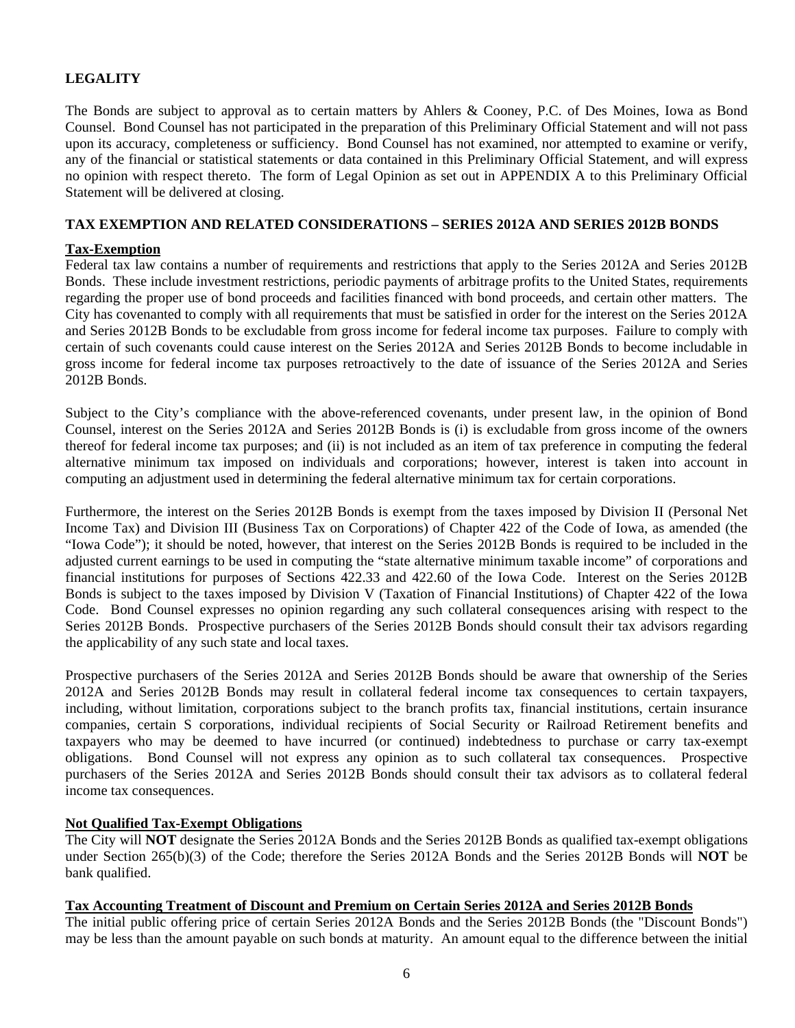## LEGALITY

The Bonds are subject to approval as to certain matters by Ahlers & Cooney, P.C. of Des Moines, Iowa as Bond Counsel. Bond Counsel has not participated in the preparation of this Preliminary Official Statement and will not pass upon its accuracy, completeness or sufficiency. Bond Counsel has not examined, nor attempted to examine or verify, any of the financial or statistical statements or data contained in this Preliminary Official Statement, and will express no opinion with respect thereto. The form of Legal Opinion as set out in APPENDIX A to this Preliminary Official Statement will be delivered at closing.

## TAX EXEMPTION AND RELATED CONSIDERATIONS – SERIES 2012A AND SERIES 2012B BONDS

### Tax-Exemption

Federal tax law contains a number of requirements and restrictions that apply to the Series 2012A and Series 2012B Bonds. These include investment restrictions, periodic payments of arbitrage profits to the United States, requirements regarding the proper use of bond proceeds and facilities financed with bond proceeds, and certain other matters. The City has covenanted to comply with all requirements that must be satisfied in order for the interest on the Series 2012A and Series 2012B Bonds to be excludable from gross income for federal income tax purposes. Failure to comply with certain of such covenants could cause interest on the Series 2012A and Series 2012B Bonds to become includable in gross income for federal income tax purposes retroactively to the date of issuance of the Series 2012A and Series 2012B Bonds.

Subject to the City's compliance with the above-referenced covenants, under present law, in the opinion of Bond Counsel, interest on the Series 2012A and Series 2012B Bonds is (i) is excludable from gross income of the owners thereof for federal income tax purposes; and (ii) is not included as an item of tax preference in computing the federal alternative minimum tax imposed on individuals and corporations; however, interest is taken into account in computing an adjustment used in determining the federal alternative minimum tax for certain corporations.

Furthermore, the interest on the Series 2012B Bonds is exempt from the taxes imposed by Division II (Personal Net Income Tax) and Division III (Business Tax on Corporations) of Chapter 422 of the Code of Iowa, as amended (the "Iowa Code"); it should be noted, however, that interest on the Series 2012B Bonds is required to be included in the adjusted current earnings to be used in computing the "state alternative minimum taxable income" of corporations and financial institutions for purposes of Sections 422.33 and 422.60 of the Iowa Code. Interest on the Series 2012B Bonds is subject to the taxes imposed by Division V (Taxation of Financial Institutions) of Chapter 422 of the Iowa Code. Bond Counsel expresses no opinion regarding any such collateral consequences arising with respect to the Series 2012B Bonds. Prospective purchasers of the Series 2012B Bonds should consult their tax advisors regarding the applicability of any such state and local taxes.

Prospective purchasers of the Series 2012A and Series 2012B Bonds should be aware that ownership of the Series 2012A and Series 2012B Bonds may result in collateral federal income tax consequences to certain taxpayers, including, without limitation, corporations subject to the branch profits tax, financial institutions, certain insurance companies, certain S corporations, individual recipients of Social Security or Railroad Retirement benefits and taxpayers who may be deemed to have incurred (or continued) indebtedness to purchase or carry tax-exempt obligations. Bond Counsel will not express any opinion as to such collateral tax consequences. Prospective purchasers of the Series 2012A and Series 2012B Bonds should consult their tax advisors as to collateral federal income tax consequences.

### Not Qualified Tax-Exempt Obligations

The City will **NOT** designate the Series 2012A Bonds and the Series 2012B Bonds as qualified tax-exempt obligations under Section 265(b)(3) of the Code; therefore the Series 2012A Bonds and the Series 2012B Bonds will **NOT** be bank qualified.

### Tax Accounting Treatment of Discount and Premium on Certain Series 2012A and Series 2012B Bonds

The initial public offering price of certain Series 2012A Bonds and the Series 2012B Bonds (the "Discount Bonds") may be less than the amount payable on such bonds at maturity. An amount equal to the difference between the initial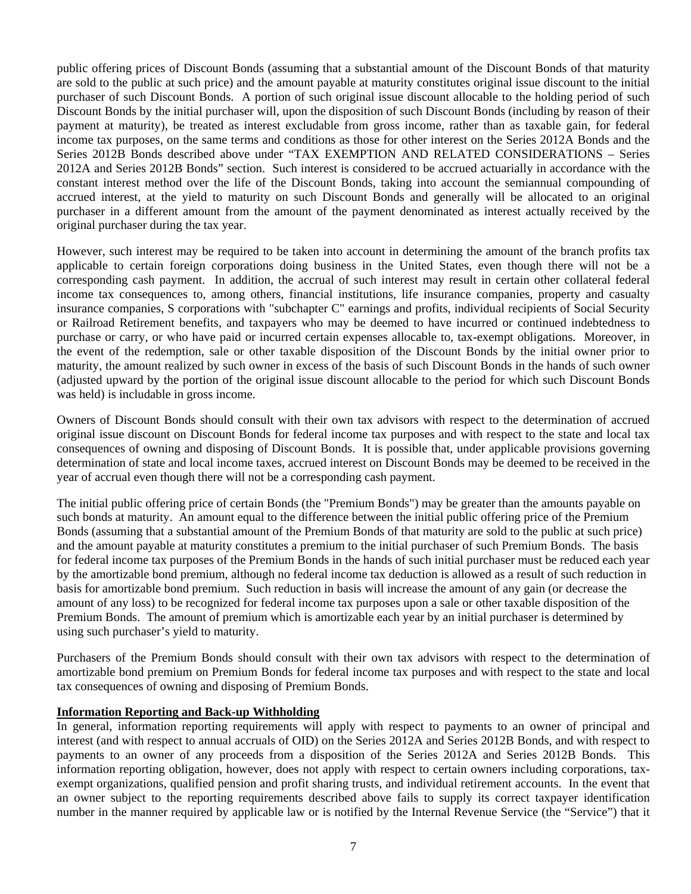public offering prices of Discount Bonds (assuming that a substantial amount of the Discount Bonds of that maturity are sold to the public at such price) and the amount payable at maturity constitutes original issue discount to the initial purchaser of such Discount Bonds. A portion of such original issue discount allocable to the holding period of such Discount Bonds by the initial purchaser will, upon the disposition of such Discount Bonds (including by reason of their payment at maturity), be treated as interest excludable from gross income, rather than as taxable gain, for federal income tax purposes, on the same terms and conditions as those for other interest on the Series 2012A Bonds and the Series 2012B Bonds described above under "TAX EXEMPTION AND RELATED CONSIDERATIONS – Series 2012A and Series 2012B Bonds" section. Such interest is considered to be accrued actuarially in accordance with the constant interest method over the life of the Discount Bonds, taking into account the semiannual compounding of accrued interest, at the yield to maturity on such Discount Bonds and generally will be allocated to an original purchaser in a different amount from the amount of the payment denominated as interest actually received by the original purchaser during the tax year.

However, such interest may be required to be taken into account in determining the amount of the branch profits tax applicable to certain foreign corporations doing business in the United States, even though there will not be a corresponding cash payment. In addition, the accrual of such interest may result in certain other collateral federal income tax consequences to, among others, financial institutions, life insurance companies, property and casualty insurance companies, S corporations with "subchapter C" earnings and profits, individual recipients of Social Security or Railroad Retirement benefits, and taxpayers who may be deemed to have incurred or continued indebtedness to purchase or carry, or who have paid or incurred certain expenses allocable to, tax-exempt obligations. Moreover, in the event of the redemption, sale or other taxable disposition of the Discount Bonds by the initial owner prior to maturity, the amount realized by such owner in excess of the basis of such Discount Bonds in the hands of such owner (adjusted upward by the portion of the original issue discount allocable to the period for which such Discount Bonds was held) is includable in gross income.

Owners of Discount Bonds should consult with their own tax advisors with respect to the determination of accrued original issue discount on Discount Bonds for federal income tax purposes and with respect to the state and local tax consequences of owning and disposing of Discount Bonds. It is possible that, under applicable provisions governing determination of state and local income taxes, accrued interest on Discount Bonds may be deemed to be received in the year of accrual even though there will not be a corresponding cash payment.

The initial public offering price of certain Bonds (the "Premium Bonds") may be greater than the amounts payable on such bonds at maturity. An amount equal to the difference between the initial public offering price of the Premium Bonds (assuming that a substantial amount of the Premium Bonds of that maturity are sold to the public at such price) and the amount payable at maturity constitutes a premium to the initial purchaser of such Premium Bonds. The basis for federal income tax purposes of the Premium Bonds in the hands of such initial purchaser must be reduced each year by the amortizable bond premium, although no federal income tax deduction is allowed as a result of such reduction in basis for amortizable bond premium. Such reduction in basis will increase the amount of any gain (or decrease the amount of any loss) to be recognized for federal income tax purposes upon a sale or other taxable disposition of the Premium Bonds. The amount of premium which is amortizable each year by an initial purchaser is determined by using such purchaser's yield to maturity.

Purchasers of the Premium Bonds should consult with their own tax advisors with respect to the determination of amortizable bond premium on Premium Bonds for federal income tax purposes and with respect to the state and local tax consequences of owning and disposing of Premium Bonds.

**Information Reporting and Back-up Withholding**

In general, information reporting requirements will apply with respect to payments to an owner of principal and interest (and with respect to annual accruals of OID) on the Series 2012A and Series 2012B Bonds, and with respect to payments to an owner of any proceeds from a disposition of the Series 2012A and Series 2012B Bonds. This information reporting obligation, however, does not apply with respect to certain owners including corporations, tax-exempt organizations, qualified pension and profit sharing trusts, and individual retirement accounts. In the event that an owner subject to the reporting requirements described above fails to supply its correct taxpayer identification number in the manner required by applicable law or is notified by the Internal Revenue Service (the "Service") that it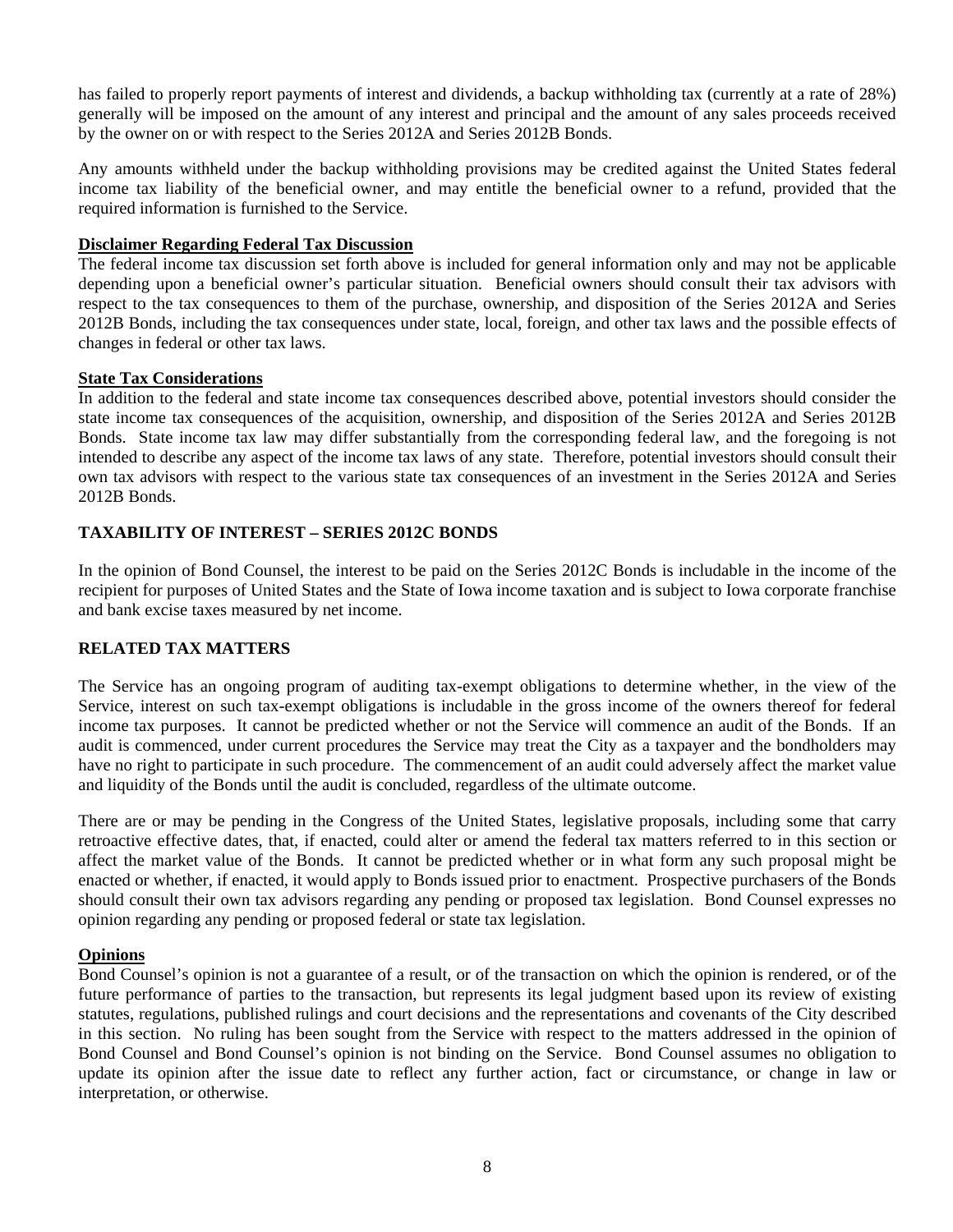has failed to properly report payments of interest and dividends, a backup withholding tax (currently at a rate of 28%) generally will be imposed on the amount of any interest and principal and the amount of any sales proceeds received by the owner on or with respect to the Series 2012A and Series 2012B Bonds.

Any amounts withheld under the backup withholding provisions may be credited against the United States federal income tax liability of the beneficial owner, and may entitle the beneficial owner to a refund, provided that the required information is furnished to the Service.

**Disclaimer Regarding Federal Tax Discussion**

The federal income tax discussion set forth above is included for general information only and may not be applicable depending upon a beneficial owner's particular situation. Beneficial owners should consult their tax advisors with respect to the tax consequences to them of the purchase, ownership, and disposition of the Series 2012A and Series 2012B Bonds, including the tax consequences under state, local, foreign, and other tax laws and the possible effects of changes in federal or other tax laws.

**State Tax Considerations**

In addition to the federal and state income tax consequences described above, potential investors should consider the state income tax consequences of the acquisition, ownership, and disposition of the Series 2012A and Series 2012B Bonds. State income tax law may differ substantially from the corresponding federal law, and the foregoing is not intended to describe any aspect of the income tax laws of any state. Therefore, potential investors should consult their own tax advisors with respect to the various state tax consequences of an investment in the Series 2012A and Series 2012B Bonds.

## TAXABILITY OF INTEREST – SERIES 2012C BONDS

In the opinion of Bond Counsel, the interest to be paid on the Series 2012C Bonds is includable in the income of the recipient for purposes of United States and the State of Iowa income taxation and is subject to Iowa corporate franchise and bank excise taxes measured by net income.

## RELATED TAX MATTERS

The Service has an ongoing program of auditing tax-exempt obligations to determine whether, in the view of the Service, interest on such tax-exempt obligations is includable in the gross income of the owners thereof for federal income tax purposes. It cannot be predicted whether or not the Service will commence an audit of the Bonds. If an audit is commenced, under current procedures the Service may treat the City as a taxpayer and the bondholders may have no right to participate in such procedure. The commencement of an audit could adversely affect the market value and liquidity of the Bonds until the audit is concluded, regardless of the ultimate outcome.

There are or may be pending in the Congress of the United States, legislative proposals, including some that carry retroactive effective dates, that, if enacted, could alter or amend the federal tax matters referred to in this section or affect the market value of the Bonds. It cannot be predicted whether or in what form any such proposal might be enacted or whether, if enacted, it would apply to Bonds issued prior to enactment. Prospective purchasers of the Bonds should consult their own tax advisors regarding any pending or proposed tax legislation. Bond Counsel expresses no opinion regarding any pending or proposed federal or state tax legislation.

**Opinions**

Bond Counsel's opinion is not a guarantee of a result, or of the transaction on which the opinion is rendered, or of the future performance of parties to the transaction, but represents its legal judgment based upon its review of existing statutes, regulations, published rulings and court decisions and the representations and covenants of the City described in this section. No ruling has been sought from the Service with respect to the matters addressed in the opinion of Bond Counsel and Bond Counsel's opinion is not binding on the Service. Bond Counsel assumes no obligation to update its opinion after the issue date to reflect any further action, fact or circumstance, or change in law or interpretation, or otherwise.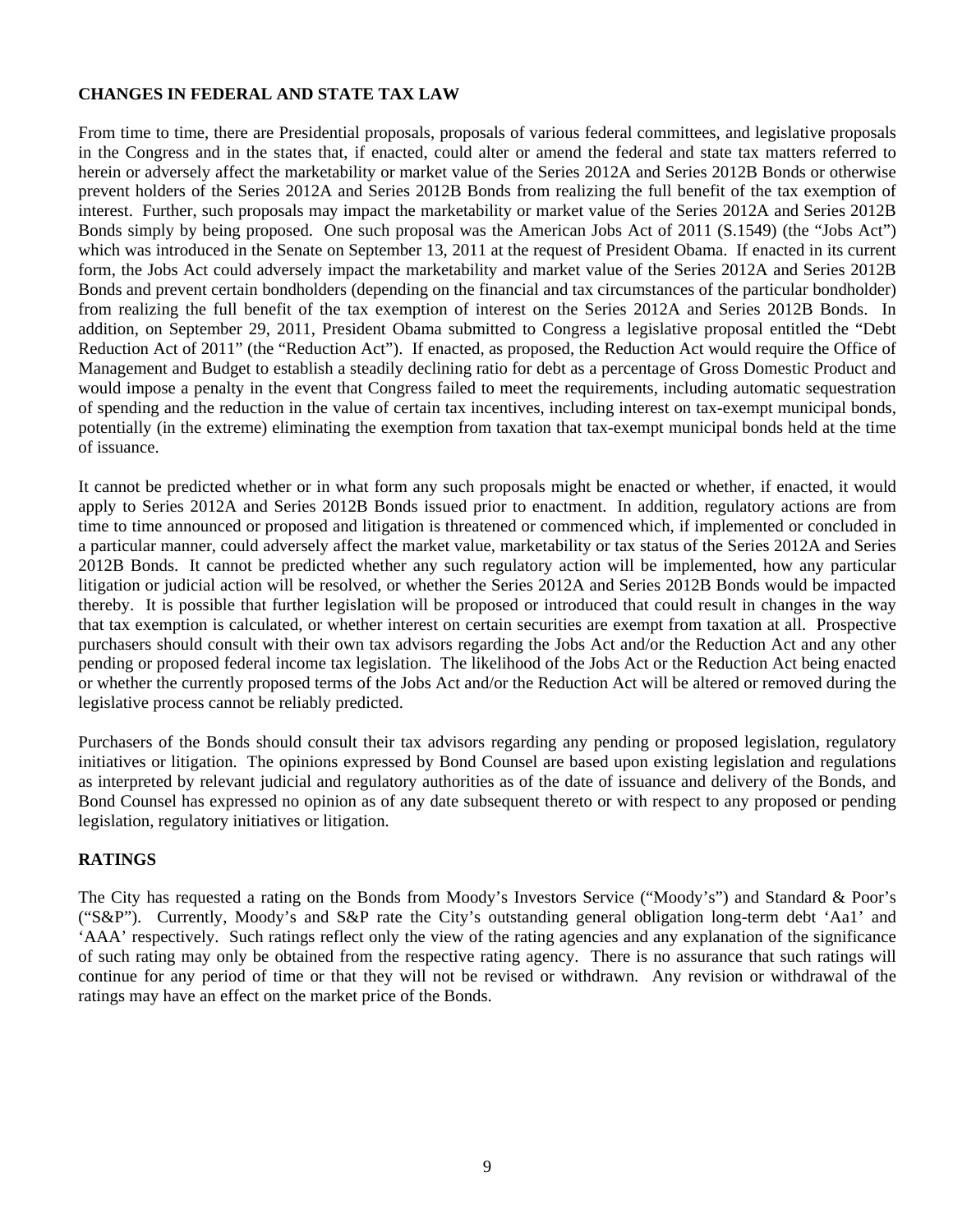## CHANGES IN FEDERAL AND STATE TAX LAW

From time to time, there are Presidential proposals, proposals of various federal committees, and legislative proposals in the Congress and in the states that, if enacted, could alter or amend the federal and state tax matters referred to herein or adversely affect the marketability or market value of the Series 2012A and Series 2012B Bonds or otherwise prevent holders of the Series 2012A and Series 2012B Bonds from realizing the full benefit of the tax exemption of interest. Further, such proposals may impact the marketability or market value of the Series 2012A and Series 2012B Bonds simply by being proposed. One such proposal was the American Jobs Act of 2011 (S.1549) (the "Jobs Act") which was introduced in the Senate on September 13, 2011 at the request of President Obama. If enacted in its current form, the Jobs Act could adversely impact the marketability and market value of the Series 2012A and Series 2012B Bonds and prevent certain bondholders (depending on the financial and tax circumstances of the particular bondholder) from realizing the full benefit of the tax exemption of interest on the Series 2012A and Series 2012B Bonds. In addition, on September 29, 2011, President Obama submitted to Congress a legislative proposal entitled the "Debt Reduction Act of 2011" (the "Reduction Act"). If enacted, as proposed, the Reduction Act would require the Office of Management and Budget to establish a steadily declining ratio for debt as a percentage of Gross Domestic Product and would impose a penalty in the event that Congress failed to meet the requirements, including automatic sequestration of spending and the reduction in the value of certain tax incentives, including interest on tax-exempt municipal bonds, potentially (in the extreme) eliminating the exemption from taxation that tax-exempt municipal bonds held at the time of issuance.

It cannot be predicted whether or in what form any such proposals might be enacted or whether, if enacted, it would apply to Series 2012A and Series 2012B Bonds issued prior to enactment. In addition, regulatory actions are from time to time announced or proposed and litigation is threatened or commenced which, if implemented or concluded in a particular manner, could adversely affect the market value, marketability or tax status of the Series 2012A and Series 2012B Bonds. It cannot be predicted whether any such regulatory action will be implemented, how any particular litigation or judicial action will be resolved, or whether the Series 2012A and Series 2012B Bonds would be impacted thereby. It is possible that further legislation will be proposed or introduced that could result in changes in the way that tax exemption is calculated, or whether interest on certain securities are exempt from taxation at all. Prospective purchasers should consult with their own tax advisors regarding the Jobs Act and/or the Reduction Act and any other pending or proposed federal income tax legislation. The likelihood of the Jobs Act or the Reduction Act being enacted or whether the currently proposed terms of the Jobs Act and/or the Reduction Act will be altered or removed during the legislative process cannot be reliably predicted.

Purchasers of the Bonds should consult their tax advisors regarding any pending or proposed legislation, regulatory initiatives or litigation. The opinions expressed by Bond Counsel are based upon existing legislation and regulations as interpreted by relevant judicial and regulatory authorities as of the date of issuance and delivery of the Bonds, and Bond Counsel has expressed no opinion as of any date subsequent thereto or with respect to any proposed or pending legislation, regulatory initiatives or litigation.

## RATINGS

The City has requested a rating on the Bonds from Moody's Investors Service ("Moody's") and Standard & Poor's ("S&P"). Currently, Moody's and S&P rate the City's outstanding general obligation long-term debt 'Aa1' and 'AAA' respectively. Such ratings reflect only the view of the rating agencies and any explanation of the significance of such rating may only be obtained from the respective rating agency. There is no assurance that such ratings will continue for any period of time or that they will not be revised or withdrawn. Any revision or withdrawal of the ratings may have an effect on the market price of the Bonds.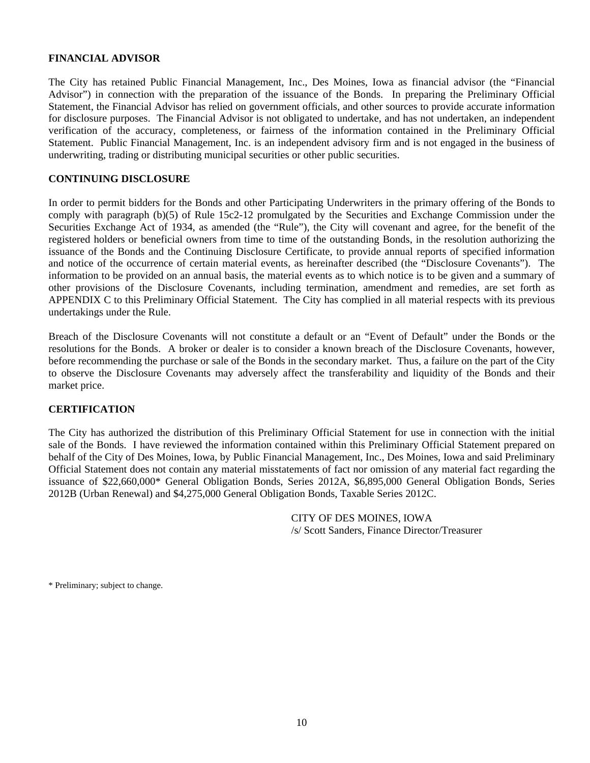## FINANCIAL ADVISOR

The City has retained Public Financial Management, Inc., Des Moines, Iowa as financial advisor (the "Financial Advisor") in connection with the preparation of the issuance of the Bonds. In preparing the Preliminary Official Statement, the Financial Advisor has relied on government officials, and other sources to provide accurate information for disclosure purposes. The Financial Advisor is not obligated to undertake, and has not undertaken, an independent verification of the accuracy, completeness, or fairness of the information contained in the Preliminary Official Statement. Public Financial Management, Inc. is an independent advisory firm and is not engaged in the business of underwriting, trading or distributing municipal securities or other public securities.

## CONTINUING DISCLOSURE

In order to permit bidders for the Bonds and other Participating Underwriters in the primary offering of the Bonds to comply with paragraph (b)(5) of Rule 15c2-12 promulgated by the Securities and Exchange Commission under the Securities Exchange Act of 1934, as amended (the "Rule"), the City will covenant and agree, for the benefit of the registered holders or beneficial owners from time to time of the outstanding Bonds, in the resolution authorizing the issuance of the Bonds and the Continuing Disclosure Certificate, to provide annual reports of specified information and notice of the occurrence of certain material events, as hereinafter described (the "Disclosure Covenants"). The information to be provided on an annual basis, the material events as to which notice is to be given and a summary of other provisions of the Disclosure Covenants, including termination, amendment and remedies, are set forth as APPENDIX C to this Preliminary Official Statement. The City has complied in all material respects with its previous undertakings under the Rule.

Breach of the Disclosure Covenants will not constitute a default or an "Event of Default" under the Bonds or the resolutions for the Bonds. A broker or dealer is to consider a known breach of the Disclosure Covenants, however, before recommending the purchase or sale of the Bonds in the secondary market. Thus, a failure on the part of the City to observe the Disclosure Covenants may adversely affect the transferability and liquidity of the Bonds and their market price.

## CERTIFICATION

The City has authorized the distribution of this Preliminary Official Statement for use in connection with the initial sale of the Bonds. I have reviewed the information contained within this Preliminary Official Statement prepared on behalf of the City of Des Moines, Iowa, by Public Financial Management, Inc., Des Moines, Iowa and said Preliminary Official Statement does not contain any material misstatements of fact nor omission of any material fact regarding the issuance of $22,660,000* General Obligation Bonds, Series 2012A, $6,895,000 General Obligation Bonds, Series 2012B (Urban Renewal) and $4,275,000 General Obligation Bonds, Taxable Series 2012C.

CITY OF DES MOINES, IOWA
/s/ Scott Sanders, Finance Director/Treasurer

* Preliminary; subject to change.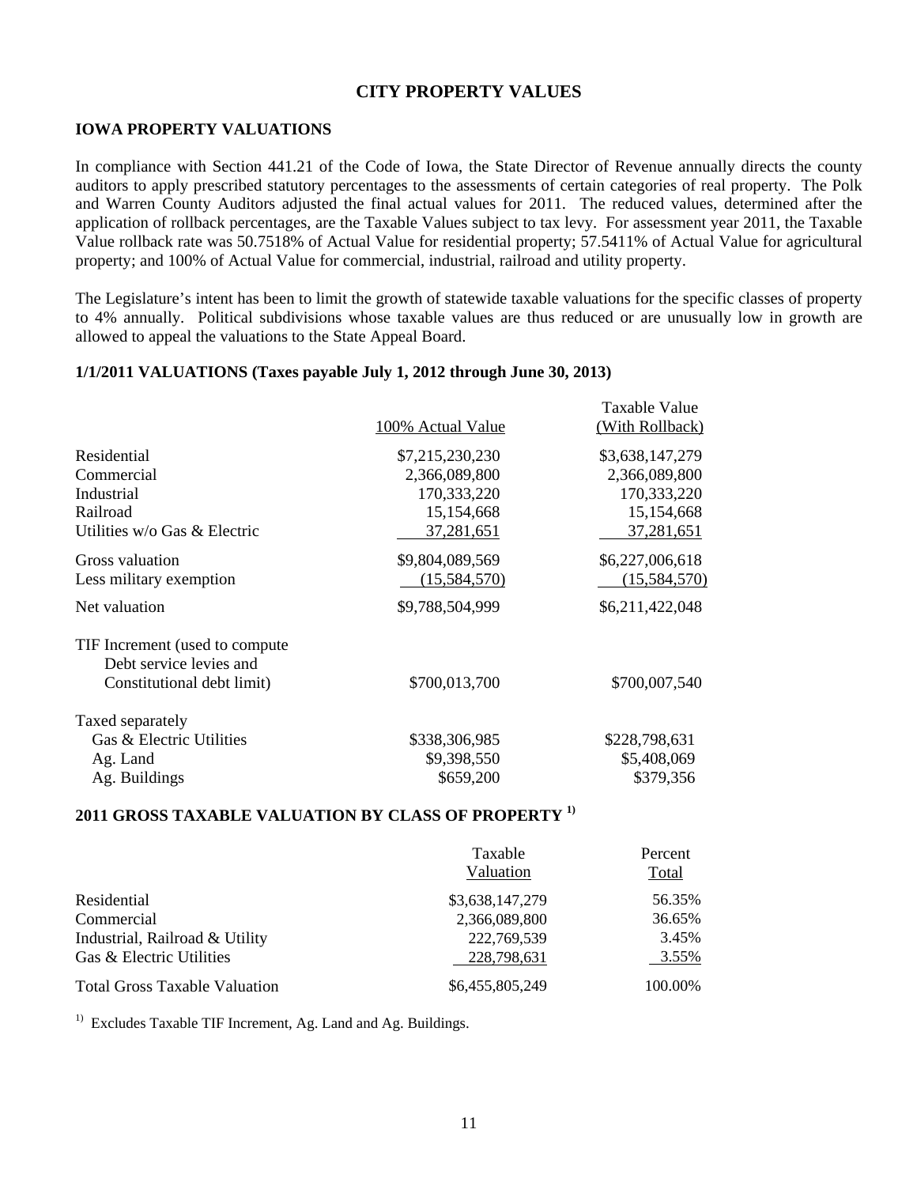# CITY PROPERTY VALUES

## IOWA PROPERTY VALUATIONS

In compliance with Section 441.21 of the Code of Iowa, the State Director of Revenue annually directs the county auditors to apply prescribed statutory percentages to the assessments of certain categories of real property. The Polk and Warren County Auditors adjusted the final actual values for 2011. The reduced values, determined after the application of rollback percentages, are the Taxable Values subject to tax levy. For assessment year 2011, the Taxable Value rollback rate was 50.7518% of Actual Value for residential property; 57.5411% of Actual Value for agricultural property; and 100% of Actual Value for commercial, industrial, railroad and utility property.

The Legislature's intent has been to limit the growth of statewide taxable valuations for the specific classes of property to 4% annually. Political subdivisions whose taxable values are thus reduced or are unusually low in growth are allowed to appeal the valuations to the State Appeal Board.

## 1/1/2011 VALUATIONS (Taxes payable July 1, 2012 through June 30, 2013)

| | 100% Actual Value | Taxable Value (With Rollback) |
|---|---|---|
| Residential | $7,215,230,230 | $3,638,147,279 |
| Commercial | 2,366,089,800 | 2,366,089,800 |
| Industrial | 170,333,220 | 170,333,220 |
| Railroad | 15,154,668 | 15,154,668 |
| Utilities w/o Gas & Electric | 37,281,651 | 37,281,651 |
| Gross valuation | $9,804,089,569 | $6,227,006,618 |
| Less military exemption | (15,584,570) | (15,584,570) |
| Net valuation | $9,788,504,999 | $6,211,422,048 |
| TIF Increment (used to compute Debt service levies and Constitutional debt limit) | $700,013,700 | $700,007,540 |
| Taxed separately | | |
| Gas & Electric Utilities | $338,306,985 | $228,798,631 |
| Ag. Land | $9,398,550 | $5,408,069 |
| Ag. Buildings | $659,200 | $379,356 |

## 2011 GROSS TAXABLE VALUATION BY CLASS OF PROPERTY [1)]

| | Taxable Valuation | Percent Total |
|---|---|---|
| Residential | $3,638,147,279 | 56.35% |
| Commercial | 2,366,089,800 | 36.65% |
| Industrial, Railroad & Utility | 222,769,539 | 3.45% |
| Gas & Electric Utilities | 228,798,631 | 3.55% |
| Total Gross Taxable Valuation | $6,455,805,249 | 100.00% |

[1)] Excludes Taxable TIF Increment, Ag. Land and Ag. Buildings.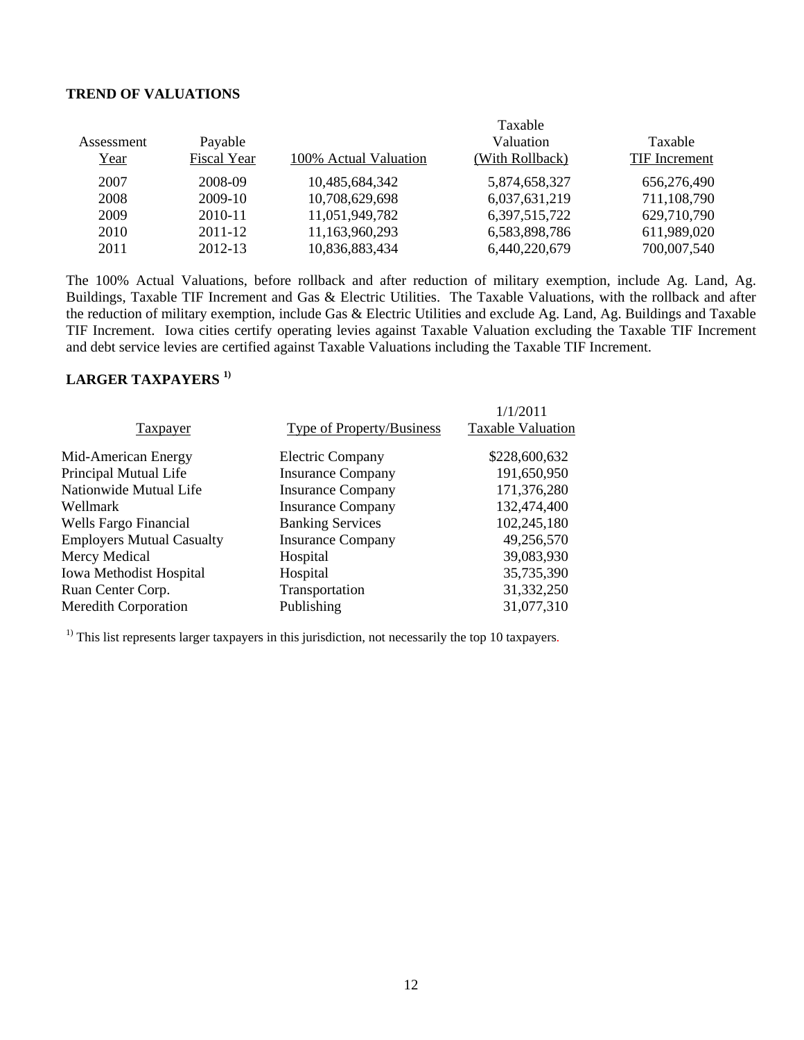## TREND OF VALUATIONS

| Assessment Year | Payable Fiscal Year | 100% Actual Valuation | Taxable Valuation (With Rollback) | Taxable TIF Increment |
|---|---|---|---|---|
| 2007 | 2008-09 | 10,485,684,342 | 5,874,658,327 | 656,276,490 |
| 2008 | 2009-10 | 10,708,629,698 | 6,037,631,219 | 711,108,790 |
| 2009 | 2010-11 | 11,051,949,782 | 6,397,515,722 | 629,710,790 |
| 2010 | 2011-12 | 11,163,960,293 | 6,583,898,786 | 611,989,020 |
| 2011 | 2012-13 | 10,836,883,434 | 6,440,220,679 | 700,007,540 |

The 100% Actual Valuations, before rollback and after reduction of military exemption, include Ag. Land, Ag. Buildings, Taxable TIF Increment and Gas & Electric Utilities. The Taxable Valuations, with the rollback and after the reduction of military exemption, include Gas & Electric Utilities and exclude Ag. Land, Ag. Buildings and Taxable TIF Increment. Iowa cities certify operating levies against Taxable Valuation excluding the Taxable TIF Increment and debt service levies are certified against Taxable Valuations including the Taxable TIF Increment.

## LARGER TAXPAYERS [1)]

| Taxpayer | Type of Property/Business | 1/1/2011 Taxable Valuation |
|---|---|---|
| Mid-American Energy | Electric Company | $228,600,632 |
| Principal Mutual Life | Insurance Company | 191,650,950 |
| Nationwide Mutual Life | Insurance Company | 171,376,280 |
| Wellmark | Insurance Company | 132,474,400 |
| Wells Fargo Financial | Banking Services | 102,245,180 |
| Employers Mutual Casualty | Insurance Company | 49,256,570 |
| Mercy Medical | Hospital | 39,083,930 |
| Iowa Methodist Hospital | Hospital | 35,735,390 |
| Ruan Center Corp. | Transportation | 31,332,250 |
| Meredith Corporation | Publishing | 31,077,310 |

[1)] This list represents larger taxpayers in this jurisdiction, not necessarily the top 10 taxpayers.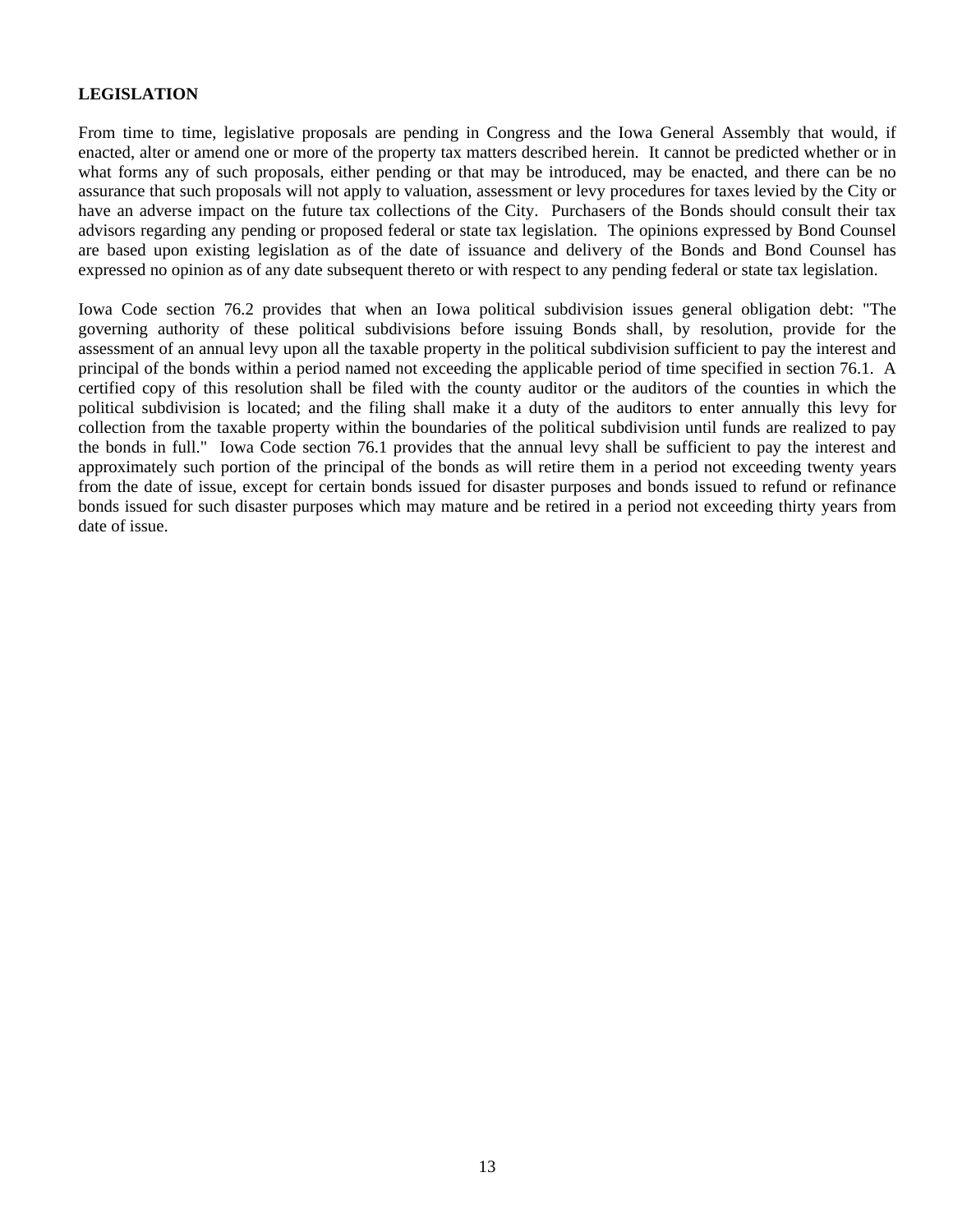## LEGISLATION

From time to time, legislative proposals are pending in Congress and the Iowa General Assembly that would, if enacted, alter or amend one or more of the property tax matters described herein. It cannot be predicted whether or in what forms any of such proposals, either pending or that may be introduced, may be enacted, and there can be no assurance that such proposals will not apply to valuation, assessment or levy procedures for taxes levied by the City or have an adverse impact on the future tax collections of the City. Purchasers of the Bonds should consult their tax advisors regarding any pending or proposed federal or state tax legislation. The opinions expressed by Bond Counsel are based upon existing legislation as of the date of issuance and delivery of the Bonds and Bond Counsel has expressed no opinion as of any date subsequent thereto or with respect to any pending federal or state tax legislation.

Iowa Code section 76.2 provides that when an Iowa political subdivision issues general obligation debt: "The governing authority of these political subdivisions before issuing Bonds shall, by resolution, provide for the assessment of an annual levy upon all the taxable property in the political subdivision sufficient to pay the interest and principal of the bonds within a period named not exceeding the applicable period of time specified in section 76.1. A certified copy of this resolution shall be filed with the county auditor or the auditors of the counties in which the political subdivision is located; and the filing shall make it a duty of the auditors to enter annually this levy for collection from the taxable property within the boundaries of the political subdivision until funds are realized to pay the bonds in full." Iowa Code section 76.1 provides that the annual levy shall be sufficient to pay the interest and approximately such portion of the principal of the bonds as will retire them in a period not exceeding twenty years from the date of issue, except for certain bonds issued for disaster purposes and bonds issued to refund or refinance bonds issued for such disaster purposes which may mature and be retired in a period not exceeding thirty years from date of issue.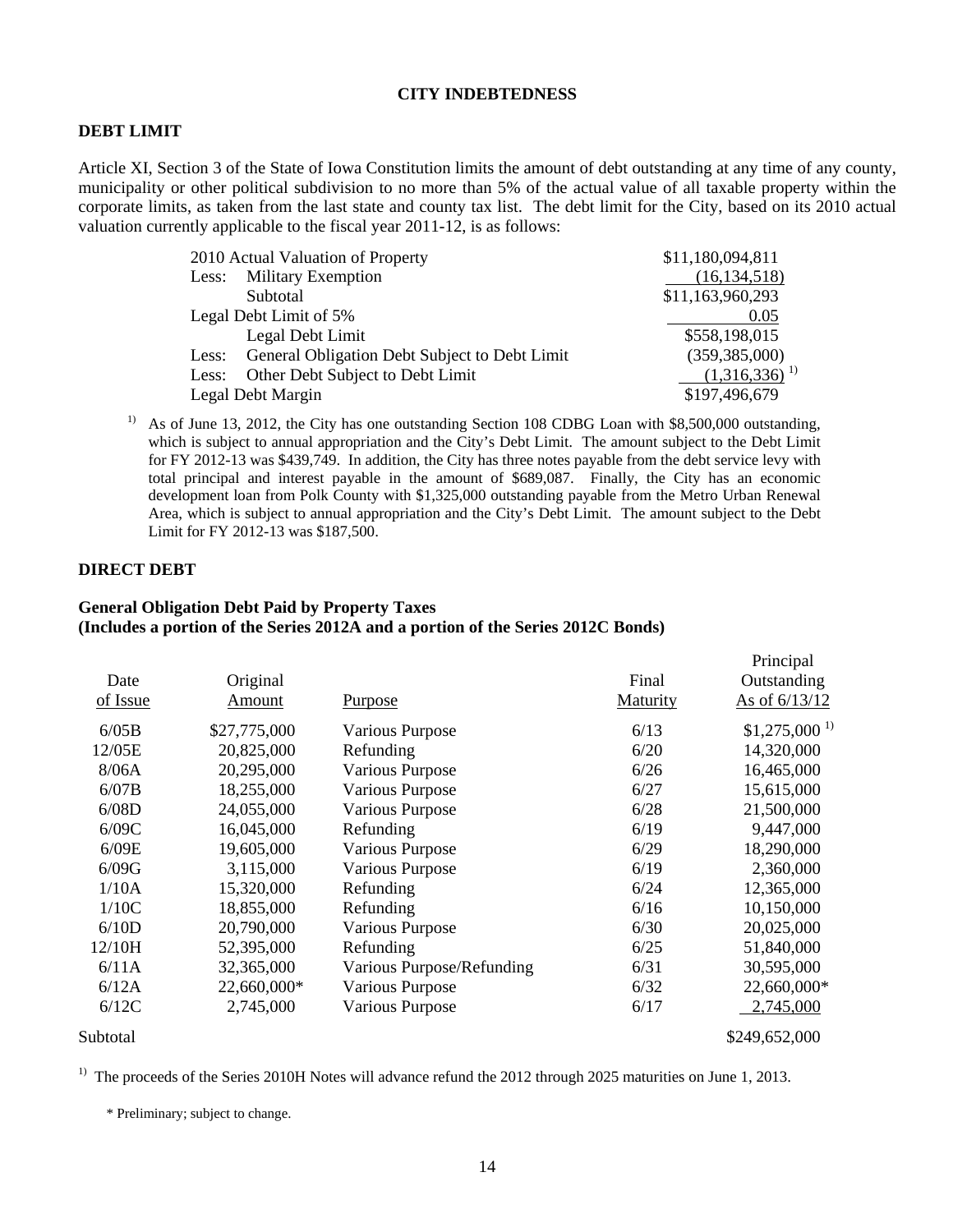# CITY INDEBTEDNESS

## DEBT LIMIT

Article XI, Section 3 of the State of Iowa Constitution limits the amount of debt outstanding at any time of any county, municipality or other political subdivision to no more than 5% of the actual value of all taxable property within the corporate limits, as taken from the last state and county tax list. The debt limit for the City, based on its 2010 actual valuation currently applicable to the fiscal year 2011-12, is as follows:

| | |
|---|---|
| 2010 Actual Valuation of Property | $11,180,094,811 |
| Less: Military Exemption | (16,134,518) |
| Subtotal | $11,163,960,293 |
| Legal Debt Limit of 5% | 0.05 |
| Legal Debt Limit | $558,198,015 |
| Less: General Obligation Debt Subject to Debt Limit | (359,385,000) |
| Less: Other Debt Subject to Debt Limit | (1,316,336) [1] |
| Legal Debt Margin | $197,496,679 |

[1] As of June 13, 2012, the City has one outstanding Section 108 CDBG Loan with $8,500,000 outstanding, which is subject to annual appropriation and the City's Debt Limit. The amount subject to the Debt Limit for FY 2012-13 was $439,749. In addition, the City has three notes payable from the debt service levy with total principal and interest payable in the amount of $689,087. Finally, the City has an economic development loan from Polk County with $1,325,000 outstanding payable from the Metro Urban Renewal Area, which is subject to annual appropriation and the City's Debt Limit. The amount subject to the Debt Limit for FY 2012-13 was $187,500.

## DIRECT DEBT

**General Obligation Debt Paid by Property Taxes**
**(Includes a portion of the Series 2012A and a portion of the Series 2012C Bonds)**

| Date of Issue | Original Amount | Purpose | Final Maturity | Principal Outstanding As of 6/13/12 |
|---|---|---|---|---|
| 6/05B | $27,775,000 | Various Purpose | 6/13 | $1,275,000 [1] |
| 12/05E | 20,825,000 | Refunding | 6/20 | 14,320,000 |
| 8/06A | 20,295,000 | Various Purpose | 6/26 | 16,465,000 |
| 6/07B | 18,255,000 | Various Purpose | 6/27 | 15,615,000 |
| 6/08D | 24,055,000 | Various Purpose | 6/28 | 21,500,000 |
| 6/09C | 16,045,000 | Refunding | 6/19 | 9,447,000 |
| 6/09E | 19,605,000 | Various Purpose | 6/29 | 18,290,000 |
| 6/09G | 3,115,000 | Various Purpose | 6/19 | 2,360,000 |
| 1/10A | 15,320,000 | Refunding | 6/24 | 12,365,000 |
| 1/10C | 18,855,000 | Refunding | 6/16 | 10,150,000 |
| 6/10D | 20,790,000 | Various Purpose | 6/30 | 20,025,000 |
| 12/10H | 52,395,000 | Refunding | 6/25 | 51,840,000 |
| 6/11A | 32,365,000 | Various Purpose/Refunding | 6/31 | 30,595,000 |
| 6/12A | 22,660,000* | Various Purpose | 6/32 | 22,660,000* |
| 6/12C | 2,745,000 | Various Purpose | 6/17 | 2,745,000 |
| Subtotal | | | | $249,652,000 |

[1] The proceeds of the Series 2010H Notes will advance refund the 2012 through 2025 maturities on June 1, 2013.

\* Preliminary; subject to change.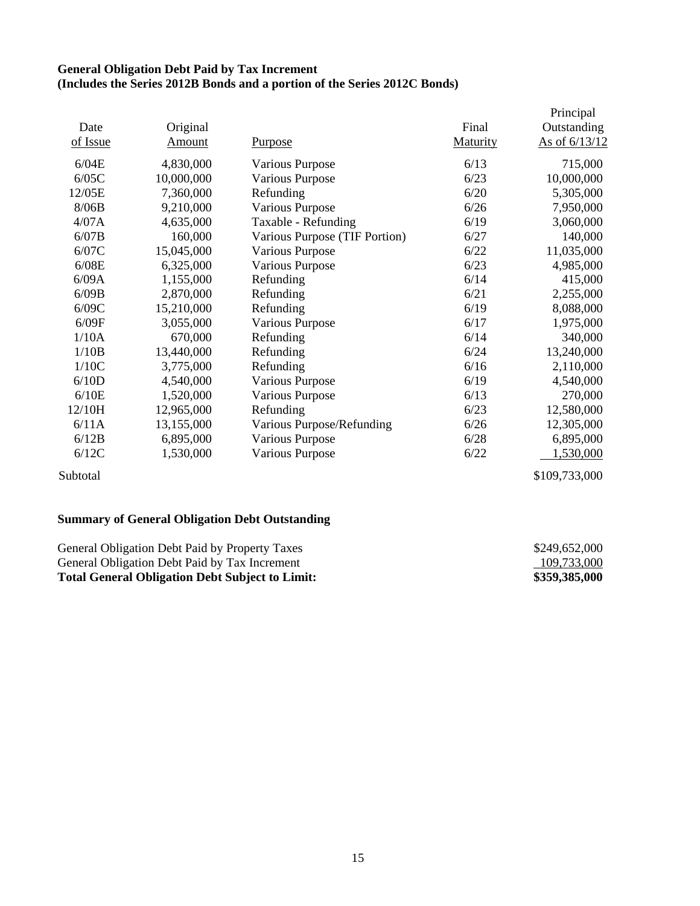**General Obligation Debt Paid by Tax Increment**
**(Includes the Series 2012B Bonds and a portion of the Series 2012C Bonds)**

| Date of Issue | Original Amount | Purpose | Final Maturity | Principal Outstanding As of 6/13/12 |
|---|---|---|---|---|
| 6/04E | 4,830,000 | Various Purpose | 6/13 | 715,000 |
| 6/05C | 10,000,000 | Various Purpose | 6/23 | 10,000,000 |
| 12/05E | 7,360,000 | Refunding | 6/20 | 5,305,000 |
| 8/06B | 9,210,000 | Various Purpose | 6/26 | 7,950,000 |
| 4/07A | 4,635,000 | Taxable - Refunding | 6/19 | 3,060,000 |
| 6/07B | 160,000 | Various Purpose (TIF Portion) | 6/27 | 140,000 |
| 6/07C | 15,045,000 | Various Purpose | 6/22 | 11,035,000 |
| 6/08E | 6,325,000 | Various Purpose | 6/23 | 4,985,000 |
| 6/09A | 1,155,000 | Refunding | 6/14 | 415,000 |
| 6/09B | 2,870,000 | Refunding | 6/21 | 2,255,000 |
| 6/09C | 15,210,000 | Refunding | 6/19 | 8,088,000 |
| 6/09F | 3,055,000 | Various Purpose | 6/17 | 1,975,000 |
| 1/10A | 670,000 | Refunding | 6/14 | 340,000 |
| 1/10B | 13,440,000 | Refunding | 6/24 | 13,240,000 |
| 1/10C | 3,775,000 | Refunding | 6/16 | 2,110,000 |
| 6/10D | 4,540,000 | Various Purpose | 6/19 | 4,540,000 |
| 6/10E | 1,520,000 | Various Purpose | 6/13 | 270,000 |
| 12/10H | 12,965,000 | Refunding | 6/23 | 12,580,000 |
| 6/11A | 13,155,000 | Various Purpose/Refunding | 6/26 | 12,305,000 |
| 6/12B | 6,895,000 | Various Purpose | 6/28 | 6,895,000 |
| 6/12C | 1,530,000 | Various Purpose | 6/22 | 1,530,000 |
| Subtotal | | | | $109,733,000 |

**Summary of General Obligation Debt Outstanding**

| | |
|---|---|
| General Obligation Debt Paid by Property Taxes | $249,652,000 |
| General Obligation Debt Paid by Tax Increment | 109,733,000 |
| **Total General Obligation Debt Subject to Limit:** | **$359,385,000** |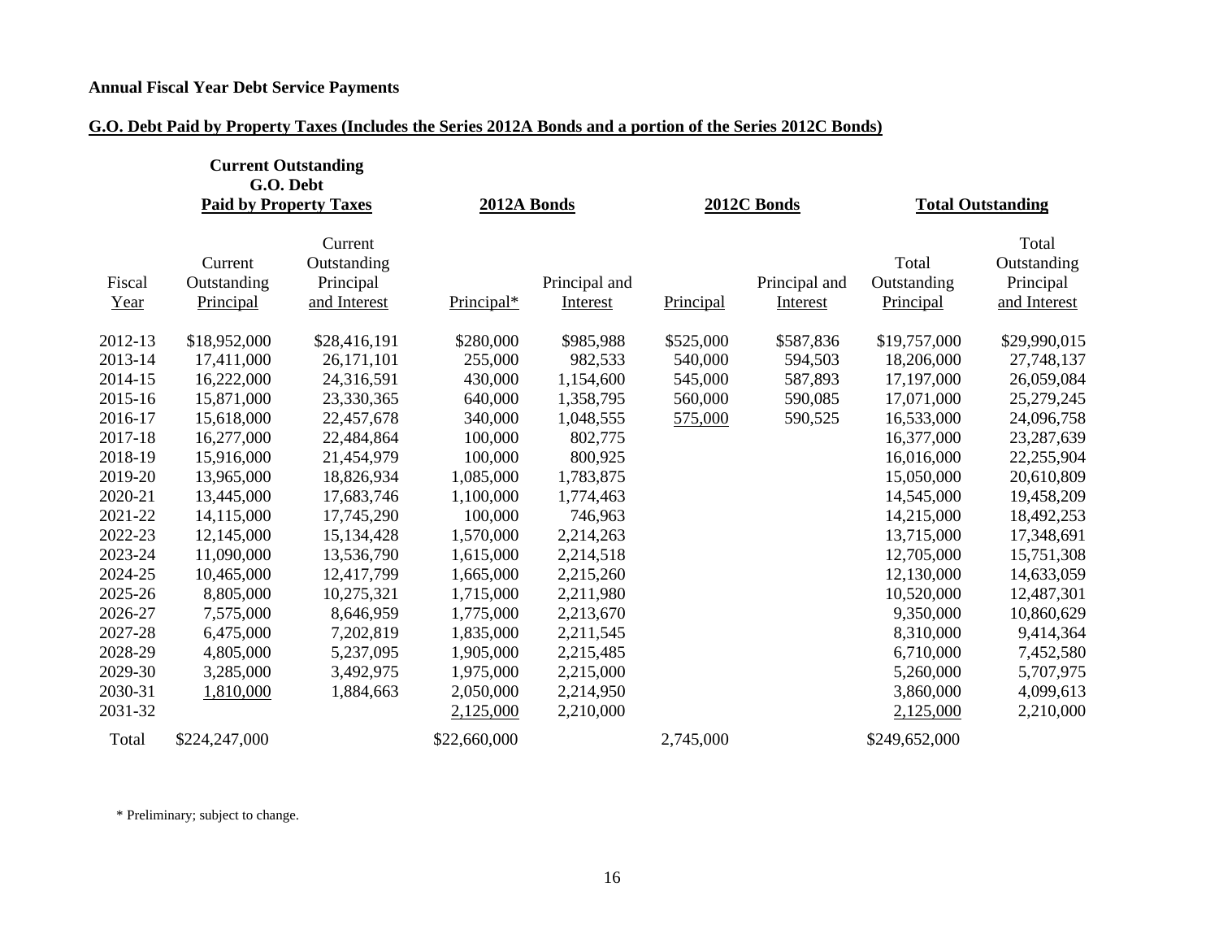**Annual Fiscal Year Debt Service Payments**

**G.O. Debt Paid by Property Taxes (Includes the Series 2012A Bonds and a portion of the Series 2012C Bonds)**

| | Current Outstanding G.O. Debt Paid by Property Taxes | | 2012A Bonds | | 2012C Bonds | | Total Outstanding | |
|---|---|---|---|---|---|---|---|---|
| Fiscal Year | Current Outstanding Principal | Current Outstanding Principal and Interest | Principal* | Principal and Interest | Principal | Principal and Interest | Total Outstanding Principal | Total Outstanding Principal and Interest |
| 2012-13 | $18,952,000 | $28,416,191 | $280,000 | $985,988 | $525,000 | $587,836 | $19,757,000 | $29,990,015 |
| 2013-14 | 17,411,000 | 26,171,101 | 255,000 | 982,533 | 540,000 | 594,503 | 18,206,000 | 27,748,137 |
| 2014-15 | 16,222,000 | 24,316,591 | 430,000 | 1,154,600 | 545,000 | 587,893 | 17,197,000 | 26,059,084 |
| 2015-16 | 15,871,000 | 23,330,365 | 640,000 | 1,358,795 | 560,000 | 590,085 | 17,071,000 | 25,279,245 |
| 2016-17 | 15,618,000 | 22,457,678 | 340,000 | 1,048,555 | 575,000 | 590,525 | 16,533,000 | 24,096,758 |
| 2017-18 | 16,277,000 | 22,484,864 | 100,000 | 802,775 | | | 16,377,000 | 23,287,639 |
| 2018-19 | 15,916,000 | 21,454,979 | 100,000 | 800,925 | | | 16,016,000 | 22,255,904 |
| 2019-20 | 13,965,000 | 18,826,934 | 1,085,000 | 1,783,875 | | | 15,050,000 | 20,610,809 |
| 2020-21 | 13,445,000 | 17,683,746 | 1,100,000 | 1,774,463 | | | 14,545,000 | 19,458,209 |
| 2021-22 | 14,115,000 | 17,745,290 | 100,000 | 746,963 | | | 14,215,000 | 18,492,253 |
| 2022-23 | 12,145,000 | 15,134,428 | 1,570,000 | 2,214,263 | | | 13,715,000 | 17,348,691 |
| 2023-24 | 11,090,000 | 13,536,790 | 1,615,000 | 2,214,518 | | | 12,705,000 | 15,751,308 |
| 2024-25 | 10,465,000 | 12,417,799 | 1,665,000 | 2,215,260 | | | 12,130,000 | 14,633,059 |
| 2025-26 | 8,805,000 | 10,275,321 | 1,715,000 | 2,211,980 | | | 10,520,000 | 12,487,301 |
| 2026-27 | 7,575,000 | 8,646,959 | 1,775,000 | 2,213,670 | | | 9,350,000 | 10,860,629 |
| 2027-28 | 6,475,000 | 7,202,819 | 1,835,000 | 2,211,545 | | | 8,310,000 | 9,414,364 |
| 2028-29 | 4,805,000 | 5,237,095 | 1,905,000 | 2,215,485 | | | 6,710,000 | 7,452,580 |
| 2029-30 | 3,285,000 | 3,492,975 | 1,975,000 | 2,215,000 | | | 5,260,000 | 5,707,975 |
| 2030-31 | 1,810,000 | 1,884,663 | 2,050,000 | 2,214,950 | | | 3,860,000 | 4,099,613 |
| 2031-32 | | | 2,125,000 | 2,210,000 | | | 2,125,000 | 2,210,000 |
| Total | $224,247,000 | | $22,660,000 | | 2,745,000 | | $249,652,000 | |

\* Preliminary; subject to change.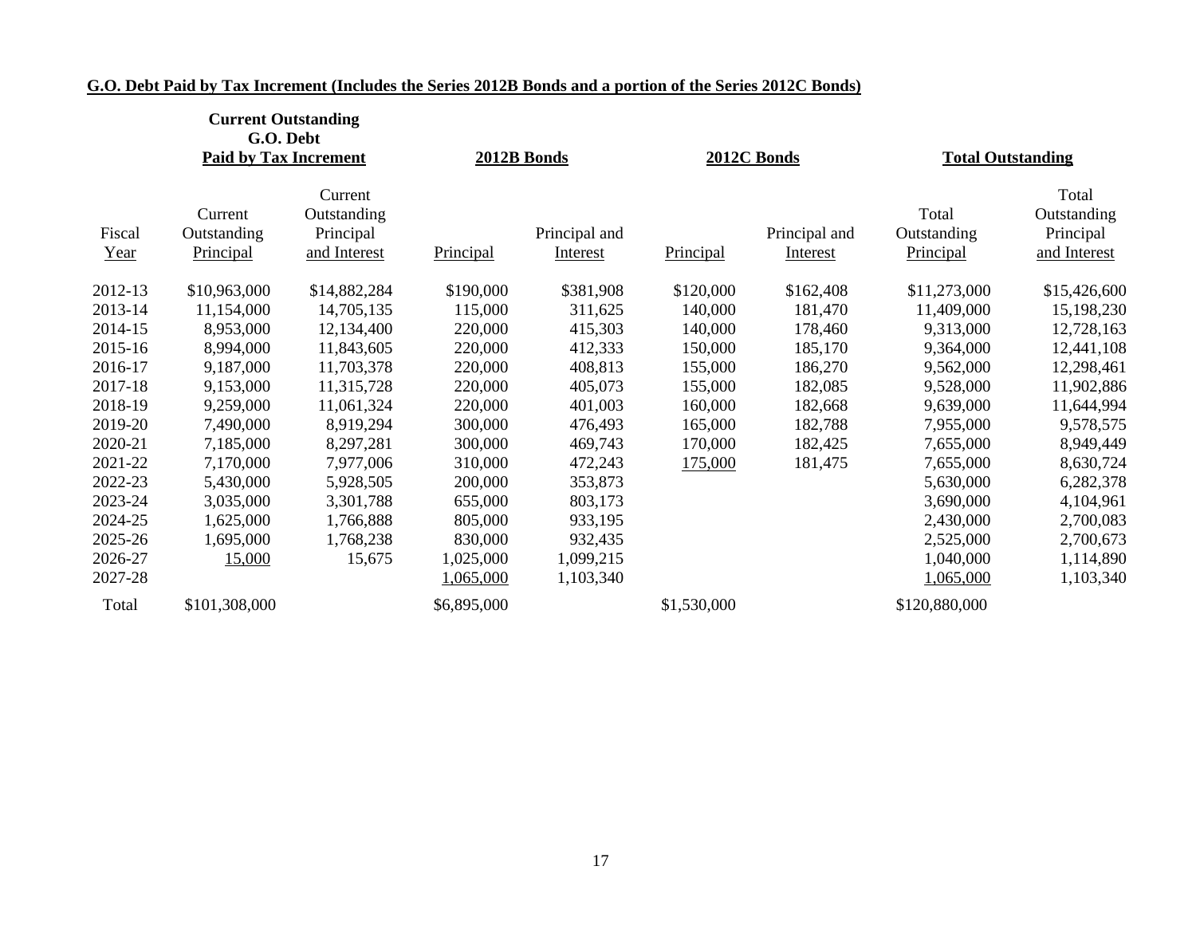**G.O. Debt Paid by Tax Increment (Includes the Series 2012B Bonds and a portion of the Series 2012C Bonds)**

| | Current Outstanding G.O. Debt Paid by Tax Increment | | 2012B Bonds | | 2012C Bonds | | Total Outstanding | |
|---|---|---|---|---|---|---|---|---|
| Fiscal Year | Current Outstanding Principal | Current Outstanding Principal and Interest | Principal | Principal and Interest | Principal | Principal and Interest | Total Outstanding Principal | Total Outstanding Principal and Interest |
| 2012-13 | $10,963,000 | $14,882,284 | $190,000 | $381,908 | $120,000 | $162,408 | $11,273,000 | $15,426,600 |
| 2013-14 | 11,154,000 | 14,705,135 | 115,000 | 311,625 | 140,000 | 181,470 | 11,409,000 | 15,198,230 |
| 2014-15 | 8,953,000 | 12,134,400 | 220,000 | 415,303 | 140,000 | 178,460 | 9,313,000 | 12,728,163 |
| 2015-16 | 8,994,000 | 11,843,605 | 220,000 | 412,333 | 150,000 | 185,170 | 9,364,000 | 12,441,108 |
| 2016-17 | 9,187,000 | 11,703,378 | 220,000 | 408,813 | 155,000 | 186,270 | 9,562,000 | 12,298,461 |
| 2017-18 | 9,153,000 | 11,315,728 | 220,000 | 405,073 | 155,000 | 182,085 | 9,528,000 | 11,902,886 |
| 2018-19 | 9,259,000 | 11,061,324 | 220,000 | 401,003 | 160,000 | 182,668 | 9,639,000 | 11,644,994 |
| 2019-20 | 7,490,000 | 8,919,294 | 300,000 | 476,493 | 165,000 | 182,788 | 7,955,000 | 9,578,575 |
| 2020-21 | 7,185,000 | 8,297,281 | 300,000 | 469,743 | 170,000 | 182,425 | 7,655,000 | 8,949,449 |
| 2021-22 | 7,170,000 | 7,977,006 | 310,000 | 472,243 | 175,000 | 181,475 | 7,655,000 | 8,630,724 |
| 2022-23 | 5,430,000 | 5,928,505 | 200,000 | 353,873 | | | 5,630,000 | 6,282,378 |
| 2023-24 | 3,035,000 | 3,301,788 | 655,000 | 803,173 | | | 3,690,000 | 4,104,961 |
| 2024-25 | 1,625,000 | 1,766,888 | 805,000 | 933,195 | | | 2,430,000 | 2,700,083 |
| 2025-26 | 1,695,000 | 1,768,238 | 830,000 | 932,435 | | | 2,525,000 | 2,700,673 |
| 2026-27 | 15,000 | 15,675 | 1,025,000 | 1,099,215 | | | 1,040,000 | 1,114,890 |
| 2027-28 | | | 1,065,000 | 1,103,340 | | | 1,065,000 | 1,103,340 |
| Total | $101,308,000 | | $6,895,000 | | $1,530,000 | | $120,880,000 | |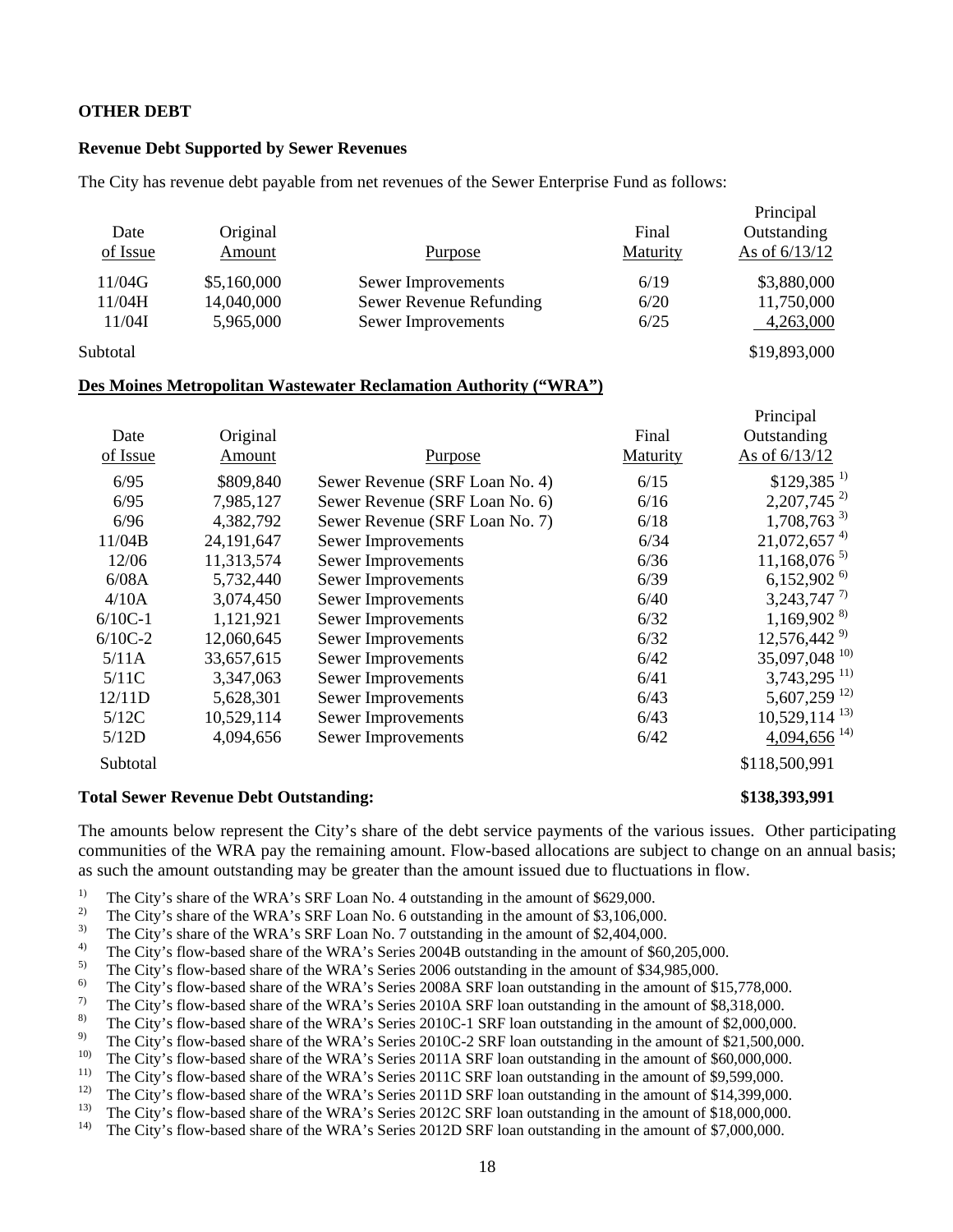**OTHER DEBT**

**Revenue Debt Supported by Sewer Revenues**

The City has revenue debt payable from net revenues of the Sewer Enterprise Fund as follows:

| Date of Issue | Original Amount | Purpose | Final Maturity | Principal Outstanding As of 6/13/12 |
|---|---|---|---|---|
| 11/04G | $5,160,000 | Sewer Improvements | 6/19 | $3,880,000 |
| 11/04H | 14,040,000 | Sewer Revenue Refunding | 6/20 | 11,750,000 |
| 11/04I | 5,965,000 | Sewer Improvements | 6/25 | 4,263,000 |
| Subtotal | | | | $19,893,000 |

**Des Moines Metropolitan Wastewater Reclamation Authority ("WRA")**

| Date of Issue | Original Amount | Purpose | Final Maturity | Principal Outstanding As of 6/13/12 |
|---|---|---|---|---|
| 6/95 | $809,840 | Sewer Revenue (SRF Loan No. 4) | 6/15 | $129,385 [1)] |
| 6/95 | 7,985,127 | Sewer Revenue (SRF Loan No. 6) | 6/16 | 2,207,745 [2)] |
| 6/96 | 4,382,792 | Sewer Revenue (SRF Loan No. 7) | 6/18 | 1,708,763 [3)] |
| 11/04B | 24,191,647 | Sewer Improvements | 6/34 | 21,072,657 [4)] |
| 12/06 | 11,313,574 | Sewer Improvements | 6/36 | 11,168,076 [5)] |
| 6/08A | 5,732,440 | Sewer Improvements | 6/39 | 6,152,902 [6)] |
| 4/10A | 3,074,450 | Sewer Improvements | 6/40 | 3,243,747 [7)] |
| 6/10C-1 | 1,121,921 | Sewer Improvements | 6/32 | 1,169,902 [8)] |
| 6/10C-2 | 12,060,645 | Sewer Improvements | 6/32 | 12,576,442 [9)] |
| 5/11A | 33,657,615 | Sewer Improvements | 6/42 | 35,097,048 [10)] |
| 5/11C | 3,347,063 | Sewer Improvements | 6/41 | 3,743,295 [11)] |
| 12/11D | 5,628,301 | Sewer Improvements | 6/43 | 5,607,259 [12)] |
| 5/12C | 10,529,114 | Sewer Improvements | 6/43 | 10,529,114 [13)] |
| 5/12D | 4,094,656 | Sewer Improvements | 6/42 | 4,094,656 [14)] |
| Subtotal | | | | $118,500,991 |

**Total Sewer Revenue Debt Outstanding: $138,393,991**

The amounts below represent the City's share of the debt service payments of the various issues. Other participating communities of the WRA pay the remaining amount. Flow-based allocations are subject to change on an annual basis; as such the amount outstanding may be greater than the amount issued due to fluctuations in flow.

1) The City's share of the WRA's SRF Loan No. 4 outstanding in the amount of $629,000.
2) The City's share of the WRA's SRF Loan No. 6 outstanding in the amount of $3,106,000.
3) The City's share of the WRA's SRF Loan No. 7 outstanding in the amount of $2,404,000.
4) The City's flow-based share of the WRA's Series 2004B outstanding in the amount of $60,205,000.
5) The City's flow-based share of the WRA's Series 2006 outstanding in the amount of $34,985,000.
6) The City's flow-based share of the WRA's Series 2008A SRF loan outstanding in the amount of $15,778,000.
7) The City's flow-based share of the WRA's Series 2010A SRF loan outstanding in the amount of $8,318,000.
8) The City's flow-based share of the WRA's Series 2010C-1 SRF loan outstanding in the amount of $2,000,000.
9) The City's flow-based share of the WRA's Series 2010C-2 SRF loan outstanding in the amount of $21,500,000.
10) The City's flow-based share of the WRA's Series 2011A SRF loan outstanding in the amount of $60,000,000.
11) The City's flow-based share of the WRA's Series 2011C SRF loan outstanding in the amount of $9,599,000.
12) The City's flow-based share of the WRA's Series 2011D SRF loan outstanding in the amount of $14,399,000.
13) The City's flow-based share of the WRA's Series 2012C SRF loan outstanding in the amount of $18,000,000.
14) The City's flow-based share of the WRA's Series 2012D SRF loan outstanding in the amount of $7,000,000.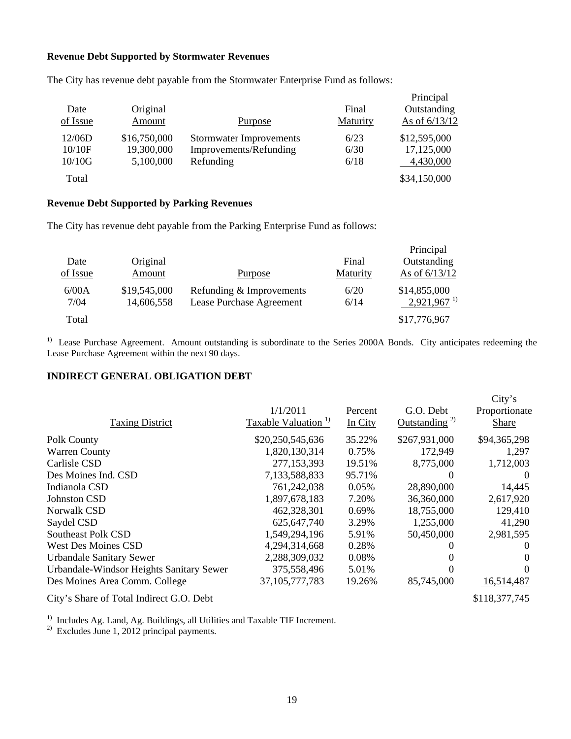**Revenue Debt Supported by Stormwater Revenues**

The City has revenue debt payable from the Stormwater Enterprise Fund as follows:

| Date of Issue | Original Amount | Purpose | Final Maturity | Principal Outstanding As of 6/13/12 |
|---|---|---|---|---|
| 12/06D | \$16,750,000 | Stormwater Improvements | 6/23 | \$12,595,000 |
| 10/10F | 19,300,000 | Improvements/Refunding | 6/30 | 17,125,000 |
| 10/10G | 5,100,000 | Refunding | 6/18 | 4,430,000 |
| Total | | | | \$34,150,000 |

**Revenue Debt Supported by Parking Revenues**

The City has revenue debt payable from the Parking Enterprise Fund as follows:

| Date of Issue | Original Amount | Purpose | Final Maturity | Principal Outstanding As of 6/13/12 |
|---|---|---|---|---|
| 6/00A | \$19,545,000 | Refunding & Improvements | 6/20 | \$14,855,000 |
| 7/04 | 14,606,558 | Lease Purchase Agreement | 6/14 | 2,921,967 [1] |
| Total | | | | \$17,776,967 |

[1] Lease Purchase Agreement. Amount outstanding is subordinate to the Series 2000A Bonds. City anticipates redeeming the Lease Purchase Agreement within the next 90 days.

## INDIRECT GENERAL OBLIGATION DEBT

| Taxing District | 1/1/2011 Taxable Valuation [1] | Percent In City | G.O. Debt Outstanding [2] | City's Proportionate Share |
|---|---|---|---|---|
| Polk County | \$20,250,545,636 | 35.22% | \$267,931,000 | \$94,365,298 |
| Warren County | 1,820,130,314 | 0.75% | 172,949 | 1,297 |
| Carlisle CSD | 277,153,393 | 19.51% | 8,775,000 | 1,712,003 |
| Des Moines Ind. CSD | 7,133,588,833 | 95.71% | 0 | 0 |
| Indianola CSD | 761,242,038 | 0.05% | 28,890,000 | 14,445 |
| Johnston CSD | 1,897,678,183 | 7.20% | 36,360,000 | 2,617,920 |
| Norwalk CSD | 462,328,301 | 0.69% | 18,755,000 | 129,410 |
| Saydel CSD | 625,647,740 | 3.29% | 1,255,000 | 41,290 |
| Southeast Polk CSD | 1,549,294,196 | 5.91% | 50,450,000 | 2,981,595 |
| West Des Moines CSD | 4,294,314,668 | 0.28% | 0 | 0 |
| Urbandale Sanitary Sewer | 2,288,309,032 | 0.08% | 0 | 0 |
| Urbandale-Windsor Heights Sanitary Sewer | 375,558,496 | 5.01% | 0 | 0 |
| Des Moines Area Comm. College | 37,105,777,783 | 19.26% | 85,745,000 | 16,514,487 |
| City's Share of Total Indirect G.O. Debt | | | | \$118,377,745 |

[1] Includes Ag. Land, Ag. Buildings, all Utilities and Taxable TIF Increment.
[2] Excludes June 1, 2012 principal payments.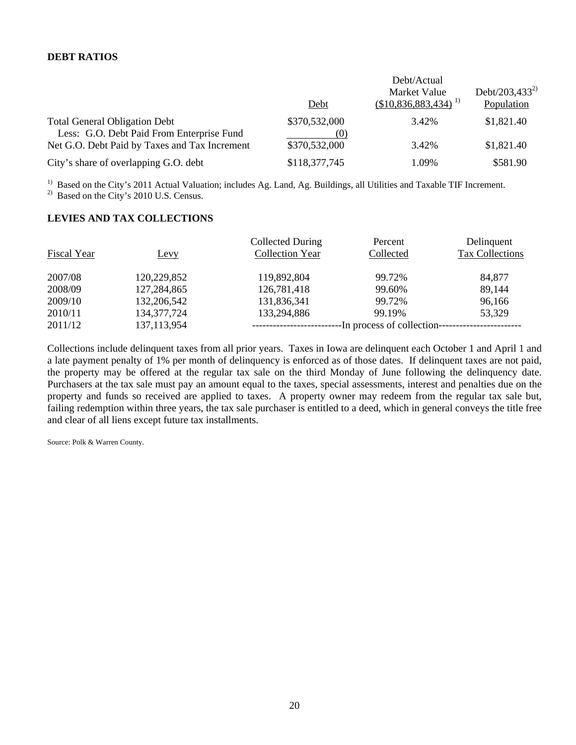### DEBT RATIOS

| | Debt | Debt/Actual Market Value ($10,836,883,434) [1] | Debt/203,433[2] Population |
|---|---|---|---|
| Total General Obligation Debt | $370,532,000 | 3.42% | $1,821.40 |
| Less: G.O. Debt Paid From Enterprise Fund | (0) | | |
| Net G.O. Debt Paid by Taxes and Tax Increment | $370,532,000 | 3.42% | $1,821.40 |
| City's share of overlapping G.O. debt | $118,377,745 | 1.09% | $581.90 |

[1] Based on the City's 2011 Actual Valuation; includes Ag. Land, Ag. Buildings, all Utilities and Taxable TIF Increment.
[2] Based on the City's 2010 U.S. Census.

### LEVIES AND TAX COLLECTIONS

| Fiscal Year | Levy | Collected During Collection Year | Percent Collected | Delinquent Tax Collections |
|---|---|---|---|---|
| 2007/08 | 120,229,852 | 119,892,804 | 99.72% | 84,877 |
| 2008/09 | 127,284,865 | 126,781,418 | 99.60% | 89,144 |
| 2009/10 | 132,206,542 | 131,836,341 | 99.72% | 96,166 |
| 2010/11 | 134,377,724 | 133,294,886 | 99.19% | 53,329 |
| 2011/12 | 137,113,954 | -------------------------In process of collection----------------------- | | |

Collections include delinquent taxes from all prior years. Taxes in Iowa are delinquent each October 1 and April 1 and a late payment penalty of 1% per month of delinquency is enforced as of those dates. If delinquent taxes are not paid, the property may be offered at the regular tax sale on the third Monday of June following the delinquency date. Purchasers at the tax sale must pay an amount equal to the taxes, special assessments, interest and penalties due on the property and funds so received are applied to taxes. A property owner may redeem from the regular tax sale but, failing redemption within three years, the tax sale purchaser is entitled to a deed, which in general conveys the title free and clear of all liens except future tax installments.

Source: Polk & Warren County.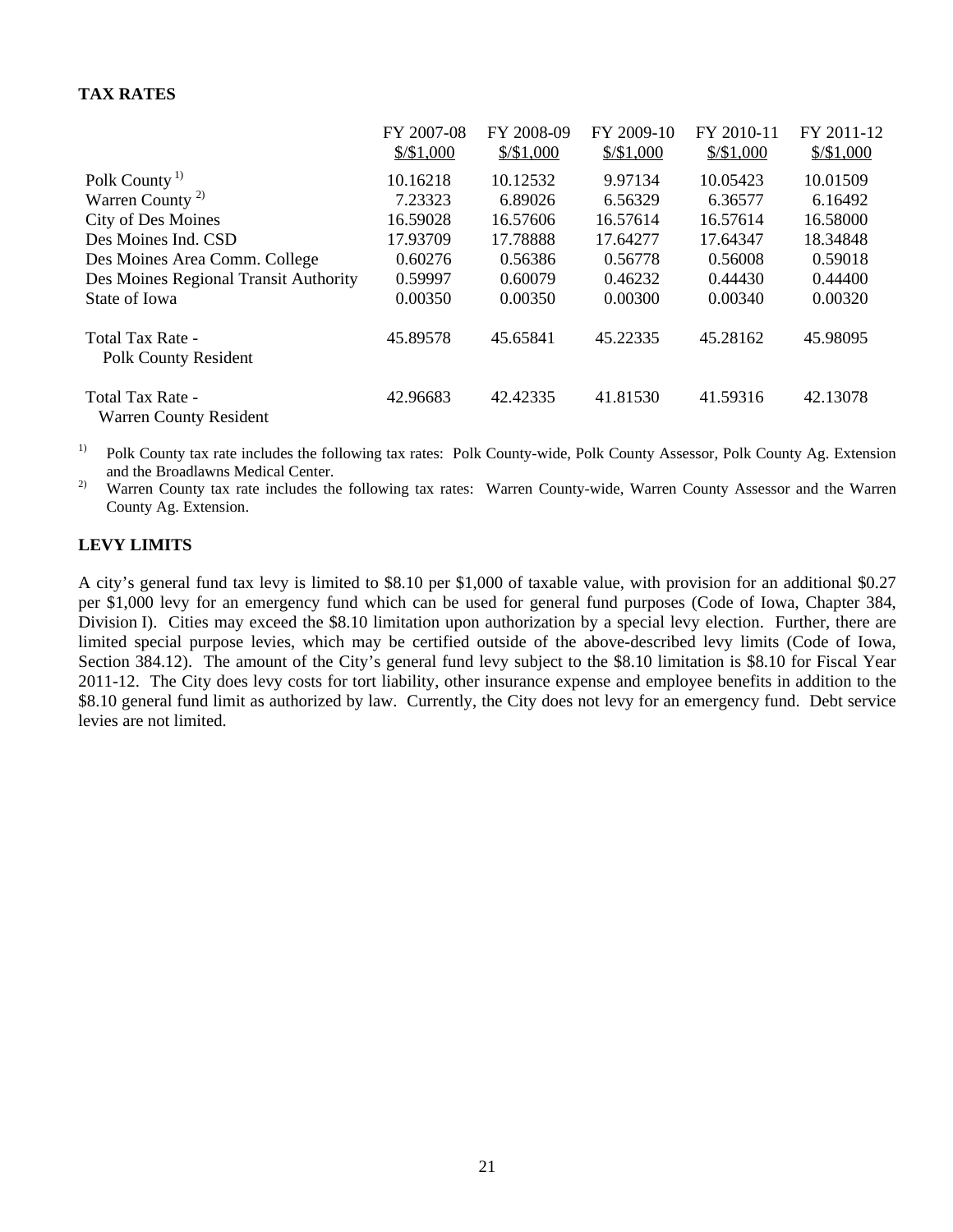**TAX RATES**

| | FY 2007-08 $/$1,000 | FY 2008-09 $/$1,000 | FY 2009-10 $/$1,000 | FY 2010-11 $/$1,000 | FY 2011-12 $/$1,000 |
|---|---|---|---|---|---|
| Polk County [1] | 10.16218 | 10.12532 | 9.97134 | 10.05423 | 10.01509 |
| Warren County [2] | 7.23323 | 6.89026 | 6.56329 | 6.36577 | 6.16492 |
| City of Des Moines | 16.59028 | 16.57606 | 16.57614 | 16.57614 | 16.58000 |
| Des Moines Ind. CSD | 17.93709 | 17.78888 | 17.64277 | 17.64347 | 18.34848 |
| Des Moines Area Comm. College | 0.60276 | 0.56386 | 0.56778 | 0.56008 | 0.59018 |
| Des Moines Regional Transit Authority | 0.59997 | 0.60079 | 0.46232 | 0.44430 | 0.44400 |
| State of Iowa | 0.00350 | 0.00350 | 0.00300 | 0.00340 | 0.00320 |
| Total Tax Rate - Polk County Resident | 45.89578 | 45.65841 | 45.22335 | 45.28162 | 45.98095 |
| Total Tax Rate - Warren County Resident | 42.96683 | 42.42335 | 41.81530 | 41.59316 | 42.13078 |

[1] Polk County tax rate includes the following tax rates: Polk County-wide, Polk County Assessor, Polk County Ag. Extension and the Broadlawns Medical Center.

[2] Warren County tax rate includes the following tax rates: Warren County-wide, Warren County Assessor and the Warren County Ag. Extension.

**LEVY LIMITS**

A city's general fund tax levy is limited to $8.10 per $1,000 of taxable value, with provision for an additional $0.27 per $1,000 levy for an emergency fund which can be used for general fund purposes (Code of Iowa, Chapter 384, Division I). Cities may exceed the $8.10 limitation upon authorization by a special levy election. Further, there are limited special purpose levies, which may be certified outside of the above-described levy limits (Code of Iowa, Section 384.12). The amount of the City's general fund levy subject to the $8.10 limitation is $8.10 for Fiscal Year 2011-12. The City does levy costs for tort liability, other insurance expense and employee benefits in addition to the $8.10 general fund limit as authorized by law. Currently, the City does not levy for an emergency fund. Debt service levies are not limited.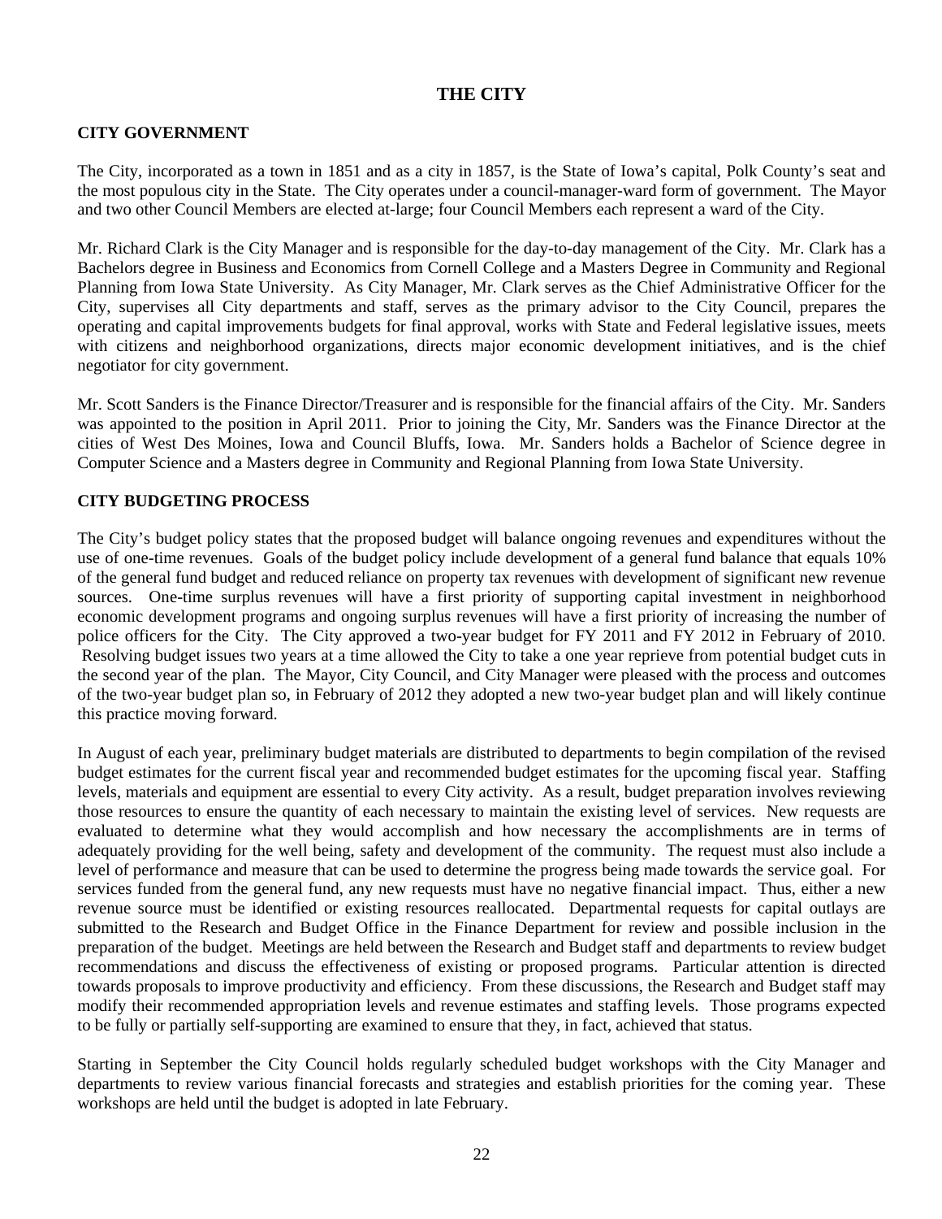# THE CITY

## CITY GOVERNMENT

The City, incorporated as a town in 1851 and as a city in 1857, is the State of Iowa's capital, Polk County's seat and the most populous city in the State. The City operates under a council-manager-ward form of government. The Mayor and two other Council Members are elected at-large; four Council Members each represent a ward of the City.

Mr. Richard Clark is the City Manager and is responsible for the day-to-day management of the City. Mr. Clark has a Bachelors degree in Business and Economics from Cornell College and a Masters Degree in Community and Regional Planning from Iowa State University. As City Manager, Mr. Clark serves as the Chief Administrative Officer for the City, supervises all City departments and staff, serves as the primary advisor to the City Council, prepares the operating and capital improvements budgets for final approval, works with State and Federal legislative issues, meets with citizens and neighborhood organizations, directs major economic development initiatives, and is the chief negotiator for city government.

Mr. Scott Sanders is the Finance Director/Treasurer and is responsible for the financial affairs of the City. Mr. Sanders was appointed to the position in April 2011. Prior to joining the City, Mr. Sanders was the Finance Director at the cities of West Des Moines, Iowa and Council Bluffs, Iowa. Mr. Sanders holds a Bachelor of Science degree in Computer Science and a Masters degree in Community and Regional Planning from Iowa State University.

## CITY BUDGETING PROCESS

The City's budget policy states that the proposed budget will balance ongoing revenues and expenditures without the use of one-time revenues. Goals of the budget policy include development of a general fund balance that equals 10% of the general fund budget and reduced reliance on property tax revenues with development of significant new revenue sources. One-time surplus revenues will have a first priority of supporting capital investment in neighborhood economic development programs and ongoing surplus revenues will have a first priority of increasing the number of police officers for the City. The City approved a two-year budget for FY 2011 and FY 2012 in February of 2010. Resolving budget issues two years at a time allowed the City to take a one year reprieve from potential budget cuts in the second year of the plan. The Mayor, City Council, and City Manager were pleased with the process and outcomes of the two-year budget plan so, in February of 2012 they adopted a new two-year budget plan and will likely continue this practice moving forward.

In August of each year, preliminary budget materials are distributed to departments to begin compilation of the revised budget estimates for the current fiscal year and recommended budget estimates for the upcoming fiscal year. Staffing levels, materials and equipment are essential to every City activity. As a result, budget preparation involves reviewing those resources to ensure the quantity of each necessary to maintain the existing level of services. New requests are evaluated to determine what they would accomplish and how necessary the accomplishments are in terms of adequately providing for the well being, safety and development of the community. The request must also include a level of performance and measure that can be used to determine the progress being made towards the service goal. For services funded from the general fund, any new requests must have no negative financial impact. Thus, either a new revenue source must be identified or existing resources reallocated. Departmental requests for capital outlays are submitted to the Research and Budget Office in the Finance Department for review and possible inclusion in the preparation of the budget. Meetings are held between the Research and Budget staff and departments to review budget recommendations and discuss the effectiveness of existing or proposed programs. Particular attention is directed towards proposals to improve productivity and efficiency. From these discussions, the Research and Budget staff may modify their recommended appropriation levels and revenue estimates and staffing levels. Those programs expected to be fully or partially self-supporting are examined to ensure that they, in fact, achieved that status.

Starting in September the City Council holds regularly scheduled budget workshops with the City Manager and departments to review various financial forecasts and strategies and establish priorities for the coming year. These workshops are held until the budget is adopted in late February.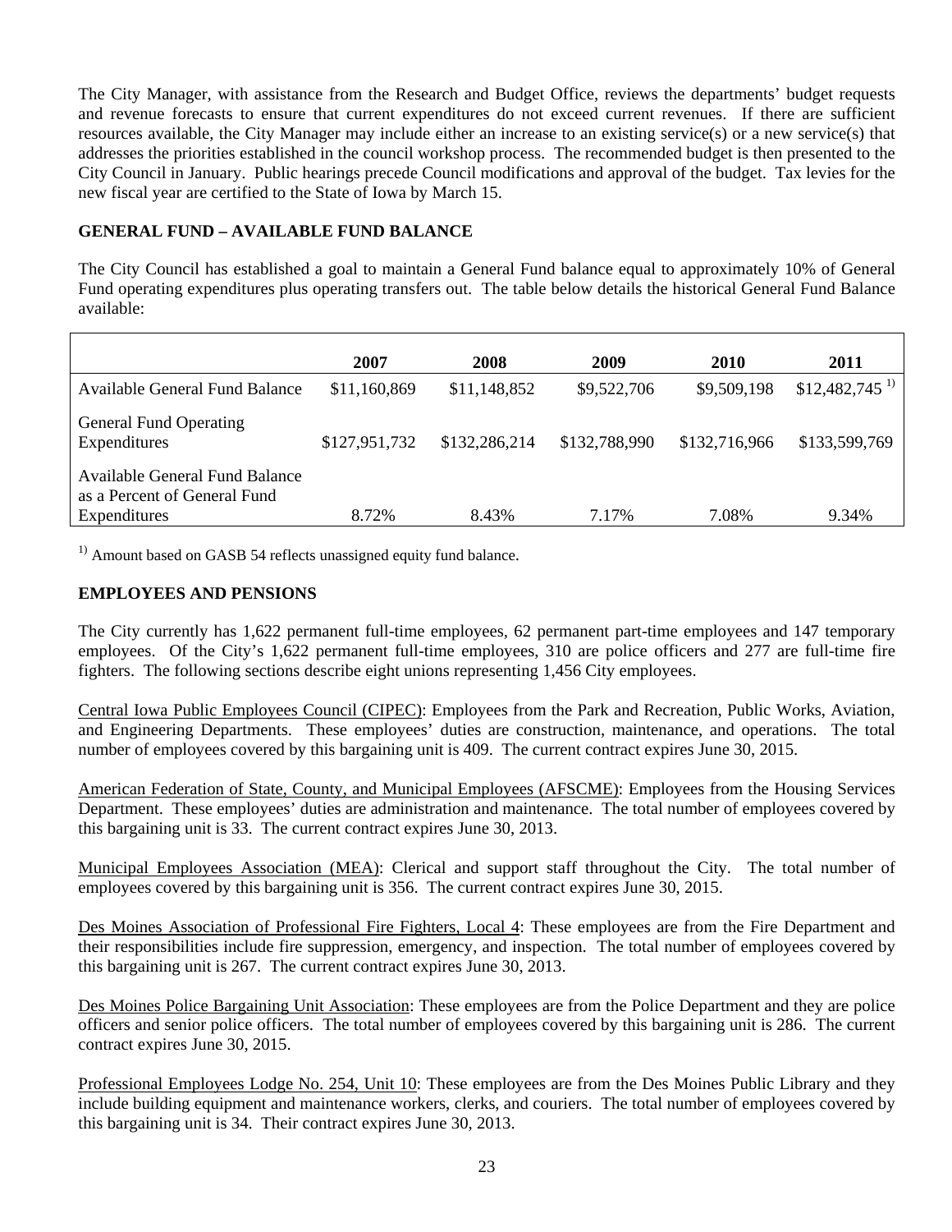The City Manager, with assistance from the Research and Budget Office, reviews the departments' budget requests and revenue forecasts to ensure that current expenditures do not exceed current revenues. If there are sufficient resources available, the City Manager may include either an increase to an existing service(s) or a new service(s) that addresses the priorities established in the council workshop process. The recommended budget is then presented to the City Council in January. Public hearings precede Council modifications and approval of the budget. Tax levies for the new fiscal year are certified to the State of Iowa by March 15.

## GENERAL FUND – AVAILABLE FUND BALANCE

The City Council has established a goal to maintain a General Fund balance equal to approximately 10% of General Fund operating expenditures plus operating transfers out. The table below details the historical General Fund Balance available:

| | 2007 | 2008 | 2009 | 2010 | 2011 |
|---|---|---|---|---|---|
| Available General Fund Balance | \$11,160,869 | \$11,148,852 | \$9,522,706 | \$9,509,198 | \$12,482,745 [1)] |
| General Fund Operating Expenditures | \$127,951,732 | \$132,286,214 | \$132,788,990 | \$132,716,966 | \$133,599,769 |
| Available General Fund Balance as a Percent of General Fund Expenditures | 8.72% | 8.43% | 7.17% | 7.08% | 9.34% |

[1)] Amount based on GASB 54 reflects unassigned equity fund balance.

## EMPLOYEES AND PENSIONS

The City currently has 1,622 permanent full-time employees, 62 permanent part-time employees and 147 temporary employees. Of the City's 1,622 permanent full-time employees, 310 are police officers and 277 are full-time fire fighters. The following sections describe eight unions representing 1,456 City employees.

Central Iowa Public Employees Council (CIPEC): Employees from the Park and Recreation, Public Works, Aviation, and Engineering Departments. These employees' duties are construction, maintenance, and operations. The total number of employees covered by this bargaining unit is 409. The current contract expires June 30, 2015.

American Federation of State, County, and Municipal Employees (AFSCME): Employees from the Housing Services Department. These employees' duties are administration and maintenance. The total number of employees covered by this bargaining unit is 33. The current contract expires June 30, 2013.

Municipal Employees Association (MEA): Clerical and support staff throughout the City. The total number of employees covered by this bargaining unit is 356. The current contract expires June 30, 2015.

Des Moines Association of Professional Fire Fighters, Local 4: These employees are from the Fire Department and their responsibilities include fire suppression, emergency, and inspection. The total number of employees covered by this bargaining unit is 267. The current contract expires June 30, 2013.

Des Moines Police Bargaining Unit Association: These employees are from the Police Department and they are police officers and senior police officers. The total number of employees covered by this bargaining unit is 286. The current contract expires June 30, 2015.

Professional Employees Lodge No. 254, Unit 10: These employees are from the Des Moines Public Library and they include building equipment and maintenance workers, clerks, and couriers. The total number of employees covered by this bargaining unit is 34. Their contract expires June 30, 2013.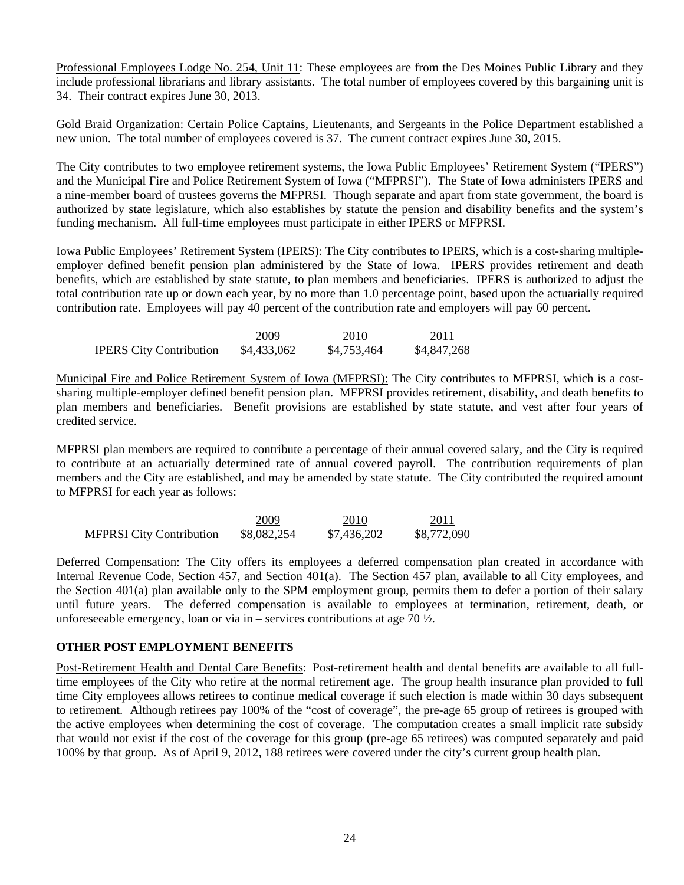Professional Employees Lodge No. 254, Unit 11: These employees are from the Des Moines Public Library and they include professional librarians and library assistants. The total number of employees covered by this bargaining unit is 34. Their contract expires June 30, 2013.

Gold Braid Organization: Certain Police Captains, Lieutenants, and Sergeants in the Police Department established a new union. The total number of employees covered is 37. The current contract expires June 30, 2015.

The City contributes to two employee retirement systems, the Iowa Public Employees' Retirement System ("IPERS") and the Municipal Fire and Police Retirement System of Iowa ("MFPRSI"). The State of Iowa administers IPERS and a nine-member board of trustees governs the MFPRSI. Though separate and apart from state government, the board is authorized by state legislature, which also establishes by statute the pension and disability benefits and the system's funding mechanism. All full-time employees must participate in either IPERS or MFPRSI.

Iowa Public Employees' Retirement System (IPERS): The City contributes to IPERS, which is a cost-sharing multiple-employer defined benefit pension plan administered by the State of Iowa. IPERS provides retirement and death benefits, which are established by state statute, to plan members and beneficiaries. IPERS is authorized to adjust the total contribution rate up or down each year, by no more than 1.0 percentage point, based upon the actuarially required contribution rate. Employees will pay 40 percent of the contribution rate and employers will pay 60 percent.

| | 2009 | 2010 | 2011 |
|---|---|---|---|
| IPERS City Contribution | $4,433,062 | $4,753,464 | $4,847,268 |

Municipal Fire and Police Retirement System of Iowa (MFPRSI): The City contributes to MFPRSI, which is a cost-sharing multiple-employer defined benefit pension plan. MFPRSI provides retirement, disability, and death benefits to plan members and beneficiaries. Benefit provisions are established by state statute, and vest after four years of credited service.

MFPRSI plan members are required to contribute a percentage of their annual covered salary, and the City is required to contribute at an actuarially determined rate of annual covered payroll. The contribution requirements of plan members and the City are established, and may be amended by state statute. The City contributed the required amount to MFPRSI for each year as follows:

| | 2009 | 2010 | 2011 |
|---|---|---|---|
| MFPRSI City Contribution | $8,082,254 | $7,436,202 | $8,772,090 |

Deferred Compensation: The City offers its employees a deferred compensation plan created in accordance with Internal Revenue Code, Section 457, and Section 401(a). The Section 457 plan, available to all City employees, and the Section 401(a) plan available only to the SPM employment group, permits them to defer a portion of their salary until future years. The deferred compensation is available to employees at termination, retirement, death, or unforeseeable emergency, loan or via in – services contributions at age 70 ½.

## OTHER POST EMPLOYMENT BENEFITS

Post-Retirement Health and Dental Care Benefits: Post-retirement health and dental benefits are available to all full-time employees of the City who retire at the normal retirement age. The group health insurance plan provided to full time City employees allows retirees to continue medical coverage if such election is made within 30 days subsequent to retirement. Although retirees pay 100% of the "cost of coverage", the pre-age 65 group of retirees is grouped with the active employees when determining the cost of coverage. The computation creates a small implicit rate subsidy that would not exist if the cost of the coverage for this group (pre-age 65 retirees) was computed separately and paid 100% by that group. As of April 9, 2012, 188 retirees were covered under the city's current group health plan.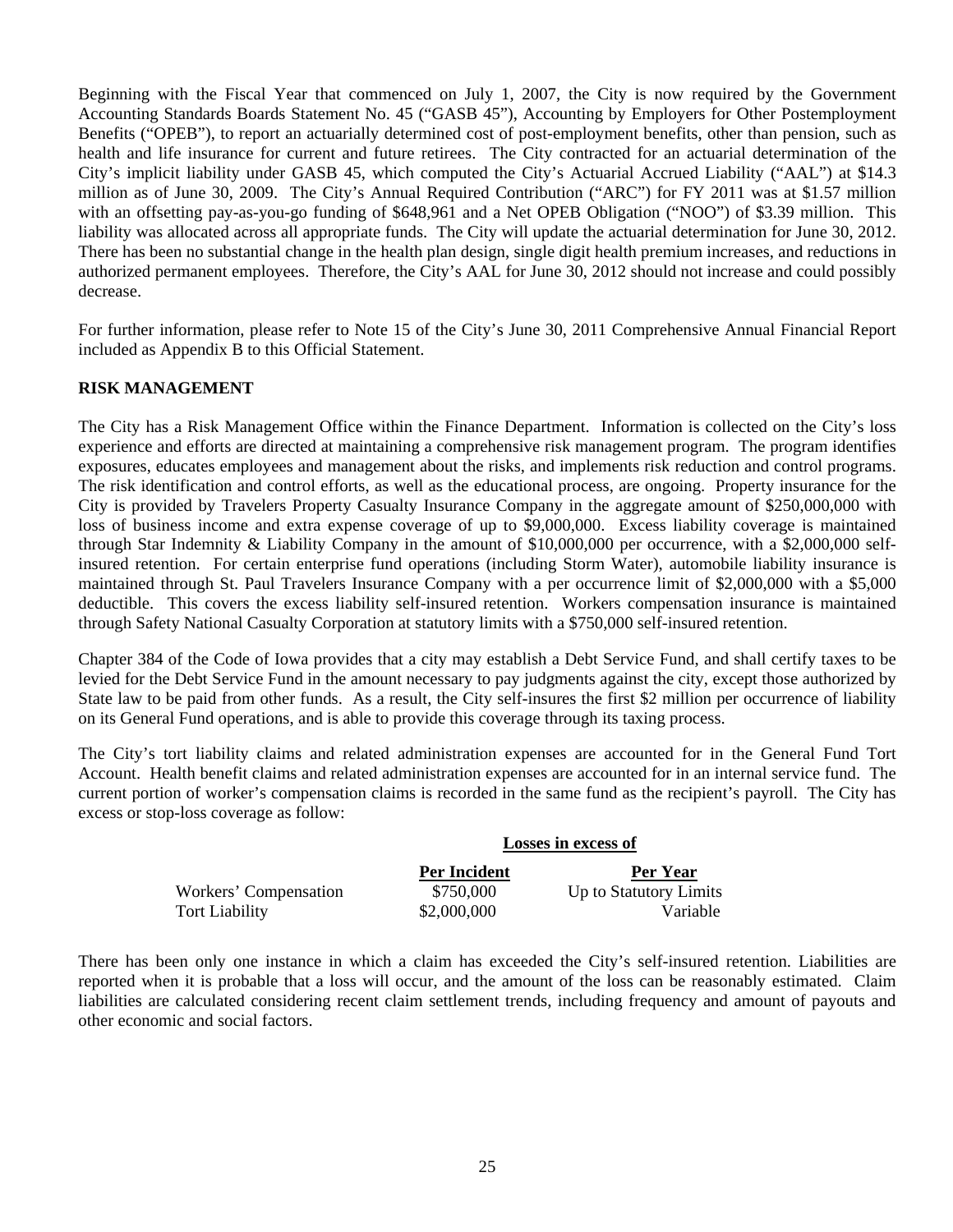Beginning with the Fiscal Year that commenced on July 1, 2007, the City is now required by the Government Accounting Standards Boards Statement No. 45 ("GASB 45"), Accounting by Employers for Other Postemployment Benefits ("OPEB"), to report an actuarially determined cost of post-employment benefits, other than pension, such as health and life insurance for current and future retirees. The City contracted for an actuarial determination of the City's implicit liability under GASB 45, which computed the City's Actuarial Accrued Liability ("AAL") at $14.3 million as of June 30, 2009. The City's Annual Required Contribution ("ARC") for FY 2011 was at $1.57 million with an offsetting pay-as-you-go funding of $648,961 and a Net OPEB Obligation ("NOO") of $3.39 million. This liability was allocated across all appropriate funds. The City will update the actuarial determination for June 30, 2012. There has been no substantial change in the health plan design, single digit health premium increases, and reductions in authorized permanent employees. Therefore, the City's AAL for June 30, 2012 should not increase and could possibly decrease.

For further information, please refer to Note 15 of the City's June 30, 2011 Comprehensive Annual Financial Report included as Appendix B to this Official Statement.

## RISK MANAGEMENT

The City has a Risk Management Office within the Finance Department. Information is collected on the City's loss experience and efforts are directed at maintaining a comprehensive risk management program. The program identifies exposures, educates employees and management about the risks, and implements risk reduction and control programs. The risk identification and control efforts, as well as the educational process, are ongoing. Property insurance for the City is provided by Travelers Property Casualty Insurance Company in the aggregate amount of $250,000,000 with loss of business income and extra expense coverage of up to $9,000,000. Excess liability coverage is maintained through Star Indemnity & Liability Company in the amount of $10,000,000 per occurrence, with a $2,000,000 self-insured retention. For certain enterprise fund operations (including Storm Water), automobile liability insurance is maintained through St. Paul Travelers Insurance Company with a per occurrence limit of $2,000,000 with a $5,000 deductible. This covers the excess liability self-insured retention. Workers compensation insurance is maintained through Safety National Casualty Corporation at statutory limits with a $750,000 self-insured retention.

Chapter 384 of the Code of Iowa provides that a city may establish a Debt Service Fund, and shall certify taxes to be levied for the Debt Service Fund in the amount necessary to pay judgments against the city, except those authorized by State law to be paid from other funds. As a result, the City self-insures the first $2 million per occurrence of liability on its General Fund operations, and is able to provide this coverage through its taxing process.

The City's tort liability claims and related administration expenses are accounted for in the General Fund Tort Account. Health benefit claims and related administration expenses are accounted for in an internal service fund. The current portion of worker's compensation claims is recorded in the same fund as the recipient's payroll. The City has excess or stop-loss coverage as follow:

| | Losses in excess of | |
|---|---|---|
| | **Per Incident** | **Per Year** |
| Workers' Compensation | $750,000 | Up to Statutory Limits |
| Tort Liability | $2,000,000 | Variable |

There has been only one instance in which a claim has exceeded the City's self-insured retention. Liabilities are reported when it is probable that a loss will occur, and the amount of the loss can be reasonably estimated. Claim liabilities are calculated considering recent claim settlement trends, including frequency and amount of payouts and other economic and social factors.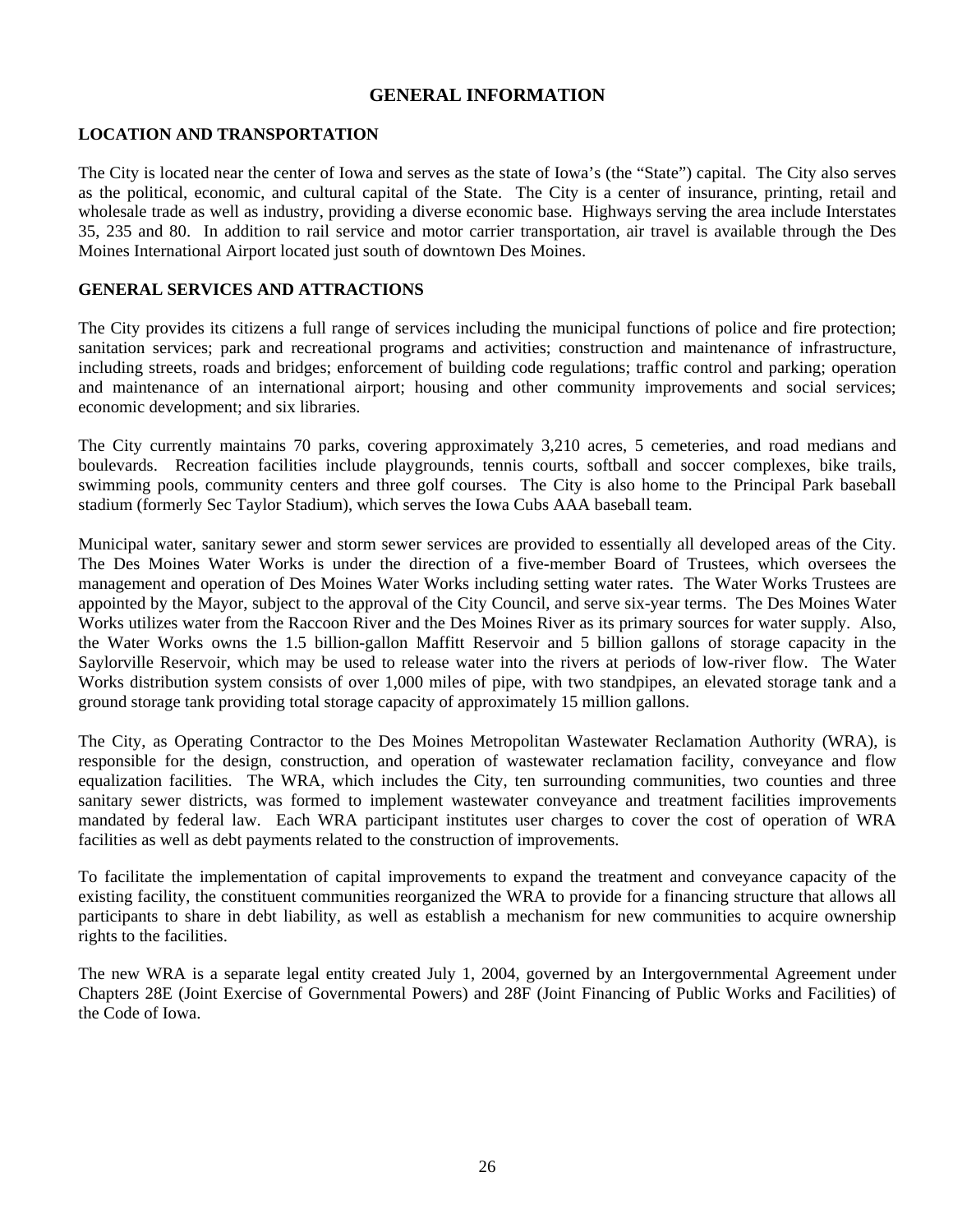# GENERAL INFORMATION

## LOCATION AND TRANSPORTATION

The City is located near the center of Iowa and serves as the state of Iowa's (the "State") capital. The City also serves as the political, economic, and cultural capital of the State. The City is a center of insurance, printing, retail and wholesale trade as well as industry, providing a diverse economic base. Highways serving the area include Interstates 35, 235 and 80. In addition to rail service and motor carrier transportation, air travel is available through the Des Moines International Airport located just south of downtown Des Moines.

## GENERAL SERVICES AND ATTRACTIONS

The City provides its citizens a full range of services including the municipal functions of police and fire protection; sanitation services; park and recreational programs and activities; construction and maintenance of infrastructure, including streets, roads and bridges; enforcement of building code regulations; traffic control and parking; operation and maintenance of an international airport; housing and other community improvements and social services; economic development; and six libraries.

The City currently maintains 70 parks, covering approximately 3,210 acres, 5 cemeteries, and road medians and boulevards. Recreation facilities include playgrounds, tennis courts, softball and soccer complexes, bike trails, swimming pools, community centers and three golf courses. The City is also home to the Principal Park baseball stadium (formerly Sec Taylor Stadium), which serves the Iowa Cubs AAA baseball team.

Municipal water, sanitary sewer and storm sewer services are provided to essentially all developed areas of the City. The Des Moines Water Works is under the direction of a five-member Board of Trustees, which oversees the management and operation of Des Moines Water Works including setting water rates. The Water Works Trustees are appointed by the Mayor, subject to the approval of the City Council, and serve six-year terms. The Des Moines Water Works utilizes water from the Raccoon River and the Des Moines River as its primary sources for water supply. Also, the Water Works owns the 1.5 billion-gallon Maffitt Reservoir and 5 billion gallons of storage capacity in the Saylorville Reservoir, which may be used to release water into the rivers at periods of low-river flow. The Water Works distribution system consists of over 1,000 miles of pipe, with two standpipes, an elevated storage tank and a ground storage tank providing total storage capacity of approximately 15 million gallons.

The City, as Operating Contractor to the Des Moines Metropolitan Wastewater Reclamation Authority (WRA), is responsible for the design, construction, and operation of wastewater reclamation facility, conveyance and flow equalization facilities. The WRA, which includes the City, ten surrounding communities, two counties and three sanitary sewer districts, was formed to implement wastewater conveyance and treatment facilities improvements mandated by federal law. Each WRA participant institutes user charges to cover the cost of operation of WRA facilities as well as debt payments related to the construction of improvements.

To facilitate the implementation of capital improvements to expand the treatment and conveyance capacity of the existing facility, the constituent communities reorganized the WRA to provide for a financing structure that allows all participants to share in debt liability, as well as establish a mechanism for new communities to acquire ownership rights to the facilities.

The new WRA is a separate legal entity created July 1, 2004, governed by an Intergovernmental Agreement under Chapters 28E (Joint Exercise of Governmental Powers) and 28F (Joint Financing of Public Works and Facilities) of the Code of Iowa.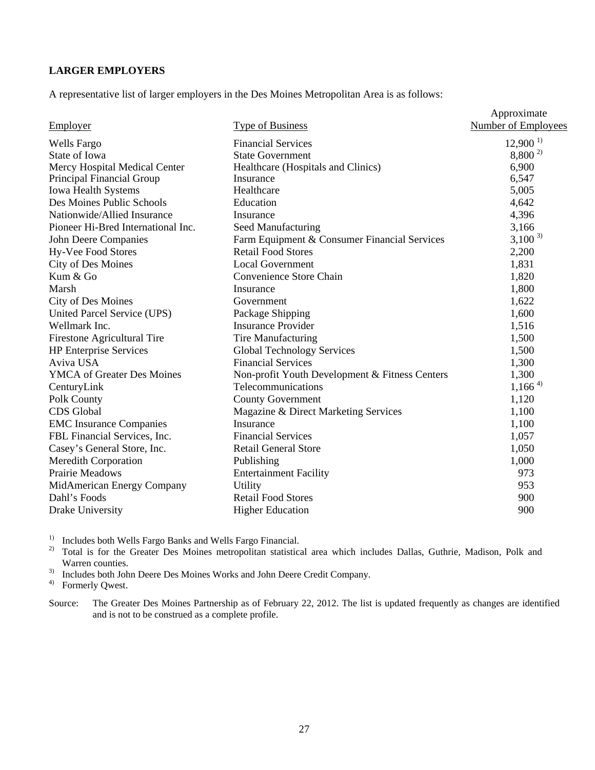**LARGER EMPLOYERS**

A representative list of larger employers in the Des Moines Metropolitan Area is as follows:

| Employer | Type of Business | Approximate Number of Employees |
|---|---|---|
| Wells Fargo | Financial Services | 12,900 [1] |
| State of Iowa | State Government | 8,800 [2] |
| Mercy Hospital Medical Center | Healthcare (Hospitals and Clinics) | 6,900 |
| Principal Financial Group | Insurance | 6,547 |
| Iowa Health Systems | Healthcare | 5,005 |
| Des Moines Public Schools | Education | 4,642 |
| Nationwide/Allied Insurance | Insurance | 4,396 |
| Pioneer Hi-Bred International Inc. | Seed Manufacturing | 3,166 |
| John Deere Companies | Farm Equipment & Consumer Financial Services | 3,100 [3] |
| Hy-Vee Food Stores | Retail Food Stores | 2,200 |
| City of Des Moines | Local Government | 1,831 |
| Kum & Go | Convenience Store Chain | 1,820 |
| Marsh | Insurance | 1,800 |
| City of Des Moines | Government | 1,622 |
| United Parcel Service (UPS) | Package Shipping | 1,600 |
| Wellmark Inc. | Insurance Provider | 1,516 |
| Firestone Agricultural Tire | Tire Manufacturing | 1,500 |
| HP Enterprise Services | Global Technology Services | 1,500 |
| Aviva USA | Financial Services | 1,300 |
| YMCA of Greater Des Moines | Non-profit Youth Development & Fitness Centers | 1,300 |
| CenturyLink | Telecommunications | 1,166 [4] |
| Polk County | County Government | 1,120 |
| CDS Global | Magazine & Direct Marketing Services | 1,100 |
| EMC Insurance Companies | Insurance | 1,100 |
| FBL Financial Services, Inc. | Financial Services | 1,057 |
| Casey's General Store, Inc. | Retail General Store | 1,050 |
| Meredith Corporation | Publishing | 1,000 |
| Prairie Meadows | Entertainment Facility | 973 |
| MidAmerican Energy Company | Utility | 953 |
| Dahl's Foods | Retail Food Stores | 900 |
| Drake University | Higher Education | 900 |

1) Includes both Wells Fargo Banks and Wells Fargo Financial.
2) Total is for the Greater Des Moines metropolitan statistical area which includes Dallas, Guthrie, Madison, Polk and Warren counties.
3) Includes both John Deere Des Moines Works and John Deere Credit Company.
4) Formerly Qwest.

Source: The Greater Des Moines Partnership as of February 22, 2012. The list is updated frequently as changes are identified and is not to be construed as a complete profile.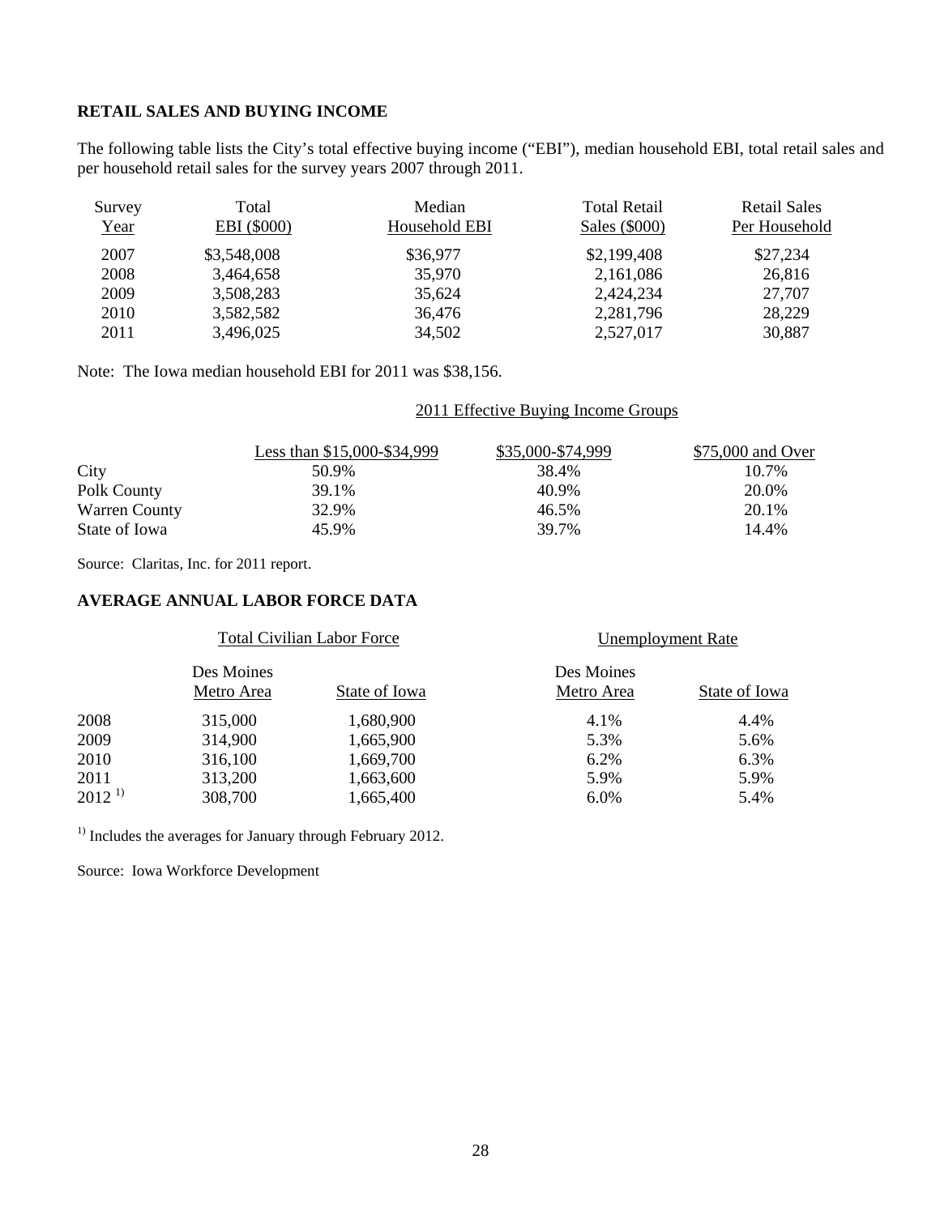## RETAIL SALES AND BUYING INCOME

The following table lists the City's total effective buying income ("EBI"), median household EBI, total retail sales and per household retail sales for the survey years 2007 through 2011.

| Survey Year | Total EBI ($000) | Median Household EBI | Total Retail Sales ($000) | Retail Sales Per Household |
|---|---|---|---|---|
| 2007 | $3,548,008 | $36,977 | $2,199,408 | $27,234 |
| 2008 | 3,464,658 | 35,970 | 2,161,086 | 26,816 |
| 2009 | 3,508,283 | 35,624 | 2,424,234 | 27,707 |
| 2010 | 3,582,582 | 36,476 | 2,281,796 | 28,229 |
| 2011 | 3,496,025 | 34,502 | 2,527,017 | 30,887 |

Note: The Iowa median household EBI for 2011 was $38,156.

| | 2011 Effective Buying Income Groups | | |
|---|---|---|---|
| | Less than $15,000-$34,999 | $35,000-$74,999 | $75,000 and Over |
| City | 50.9% | 38.4% | 10.7% |
| Polk County | 39.1% | 40.9% | 20.0% |
| Warren County | 32.9% | 46.5% | 20.1% |
| State of Iowa | 45.9% | 39.7% | 14.4% |

Source: Claritas, Inc. for 2011 report.

## AVERAGE ANNUAL LABOR FORCE DATA

| | Total Civilian Labor Force | | Unemployment Rate | |
|---|---|---|---|---|
| | Des Moines Metro Area | State of Iowa | Des Moines Metro Area | State of Iowa |
| 2008 | 315,000 | 1,680,900 | 4.1% | 4.4% |
| 2009 | 314,900 | 1,665,900 | 5.3% | 5.6% |
| 2010 | 316,100 | 1,669,700 | 6.2% | 6.3% |
| 2011 | 313,200 | 1,663,600 | 5.9% | 5.9% |
| 2012 [1)] | 308,700 | 1,665,400 | 6.0% | 5.4% |

[1)] Includes the averages for January through February 2012.

Source: Iowa Workforce Development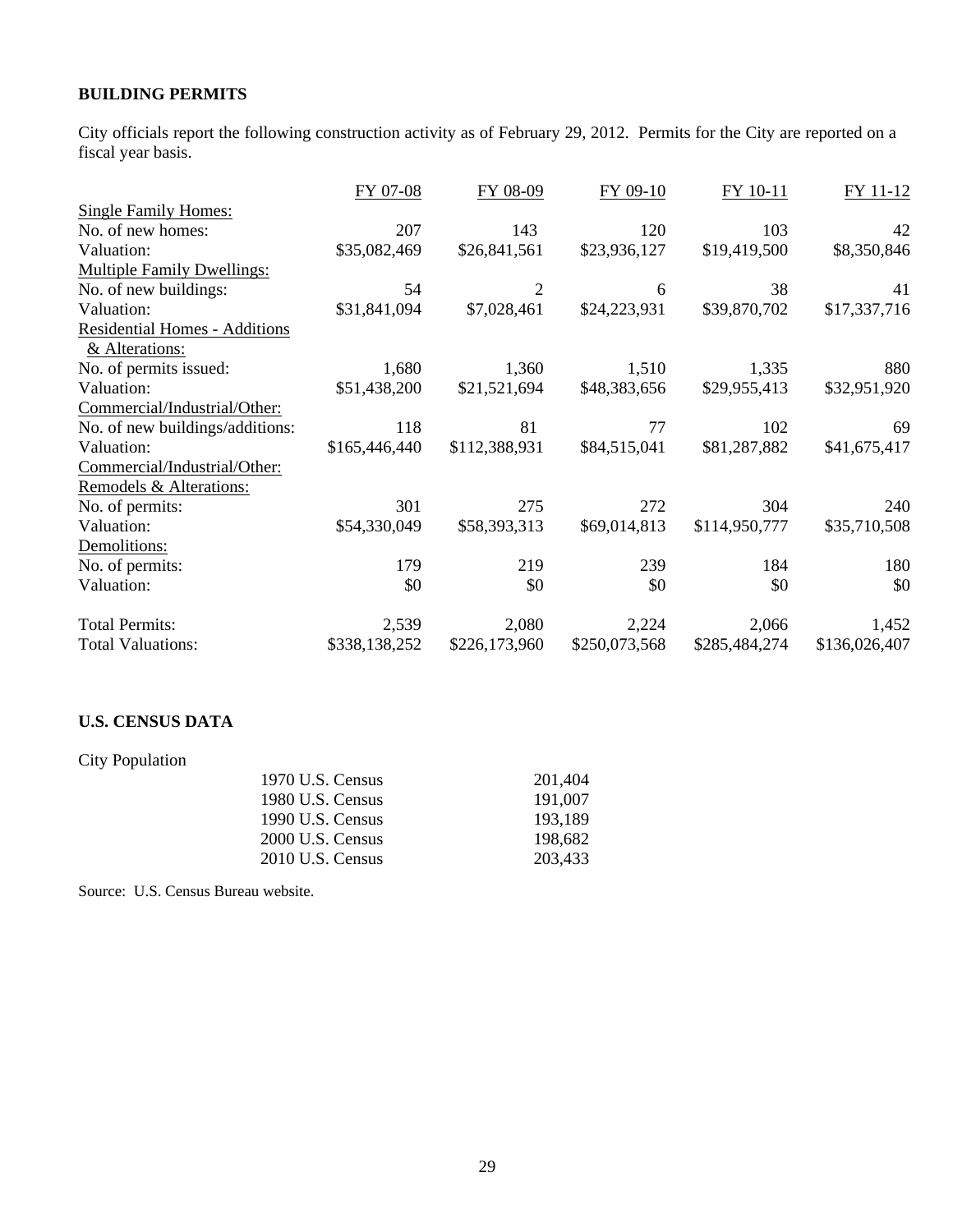**BUILDING PERMITS**

City officials report the following construction activity as of February 29, 2012. Permits for the City are reported on a fiscal year basis.

| | FY 07-08 | FY 08-09 | FY 09-10 | FY 10-11 | FY 11-12 |
|---|---|---|---|---|---|
| Single Family Homes: | | | | | |
| No. of new homes: | 207 | 143 | 120 | 103 | 42 |
| Valuation: | $35,082,469 | $26,841,561 | $23,936,127 | $19,419,500 | $8,350,846 |
| Multiple Family Dwellings: | | | | | |
| No. of new buildings: | 54 | 2 | 6 | 38 | 41 |
| Valuation: | $31,841,094 | $7,028,461 | $24,223,931 | $39,870,702 | $17,337,716 |
| Residential Homes - Additions & Alterations: | | | | | |
| No. of permits issued: | 1,680 | 1,360 | 1,510 | 1,335 | 880 |
| Valuation: | $51,438,200 | $21,521,694 | $48,383,656 | $29,955,413 | $32,951,920 |
| Commercial/Industrial/Other: | | | | | |
| No. of new buildings/additions: | 118 | 81 | 77 | 102 | 69 |
| Valuation: | $165,446,440 | $112,388,931 | $84,515,041 | $81,287,882 | $41,675,417 |
| Commercial/Industrial/Other: Remodels & Alterations: | | | | | |
| No. of permits: | 301 | 275 | 272 | 304 | 240 |
| Valuation: | $54,330,049 | $58,393,313 | $69,014,813 | $114,950,777 | $35,710,508 |
| Demolitions: | | | | | |
| No. of permits: | 179 | 219 | 239 | 184 | 180 |
| Valuation: | $0 | $0 | $0 | $0 | $0 |
| Total Permits: | 2,539 | 2,080 | 2,224 | 2,066 | 1,452 |
| Total Valuations: | $338,138,252 | $226,173,960 | $250,073,568 | $285,484,274 | $136,026,407 |

**U.S. CENSUS DATA**

City Population

| | |
|---|---|
| 1970 U.S. Census | 201,404 |
| 1980 U.S. Census | 191,007 |
| 1990 U.S. Census | 193,189 |
| 2000 U.S. Census | 198,682 |
| 2010 U.S. Census | 203,433 |

Source: U.S. Census Bureau website.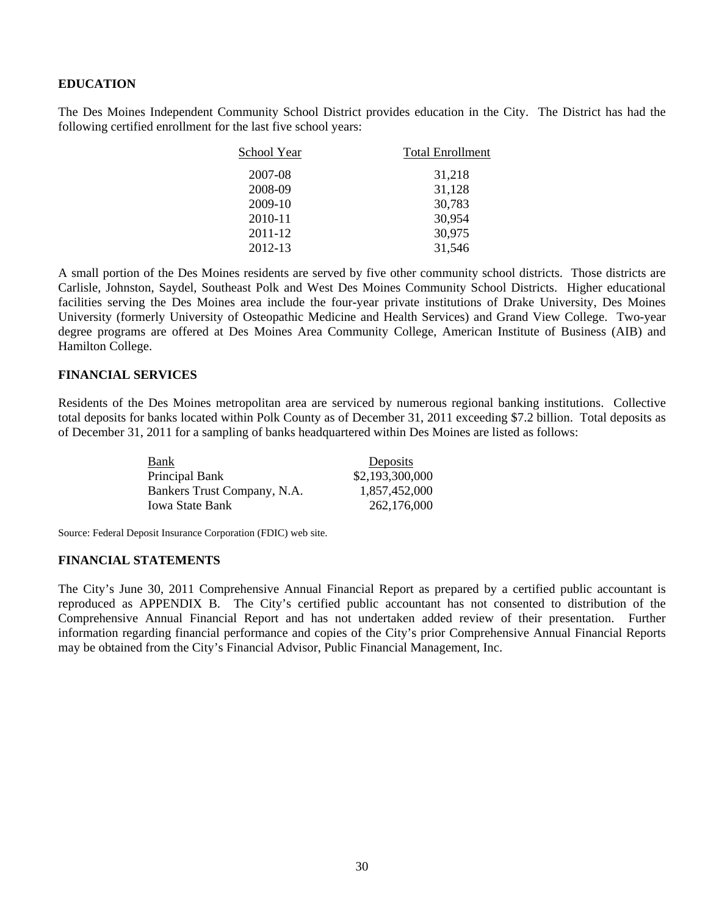## EDUCATION

The Des Moines Independent Community School District provides education in the City. The District has had the following certified enrollment for the last five school years:

| School Year | Total Enrollment |
|---|---|
| 2007-08 | 31,218 |
| 2008-09 | 31,128 |
| 2009-10 | 30,783 |
| 2010-11 | 30,954 |
| 2011-12 | 30,975 |
| 2012-13 | 31,546 |

A small portion of the Des Moines residents are served by five other community school districts. Those districts are Carlisle, Johnston, Saydel, Southeast Polk and West Des Moines Community School Districts. Higher educational facilities serving the Des Moines area include the four-year private institutions of Drake University, Des Moines University (formerly University of Osteopathic Medicine and Health Services) and Grand View College. Two-year degree programs are offered at Des Moines Area Community College, American Institute of Business (AIB) and Hamilton College.

## FINANCIAL SERVICES

Residents of the Des Moines metropolitan area are serviced by numerous regional banking institutions. Collective total deposits for banks located within Polk County as of December 31, 2011 exceeding $7.2 billion. Total deposits as of December 31, 2011 for a sampling of banks headquartered within Des Moines are listed as follows:

| Bank | Deposits |
|---|---|
| Principal Bank | $2,193,300,000 |
| Bankers Trust Company, N.A. | 1,857,452,000 |
| Iowa State Bank | 262,176,000 |

Source: Federal Deposit Insurance Corporation (FDIC) web site.

## FINANCIAL STATEMENTS

The City's June 30, 2011 Comprehensive Annual Financial Report as prepared by a certified public accountant is reproduced as APPENDIX B. The City's certified public accountant has not consented to distribution of the Comprehensive Annual Financial Report and has not undertaken added review of their presentation. Further information regarding financial performance and copies of the City's prior Comprehensive Annual Financial Reports may be obtained from the City's Financial Advisor, Public Financial Management, Inc.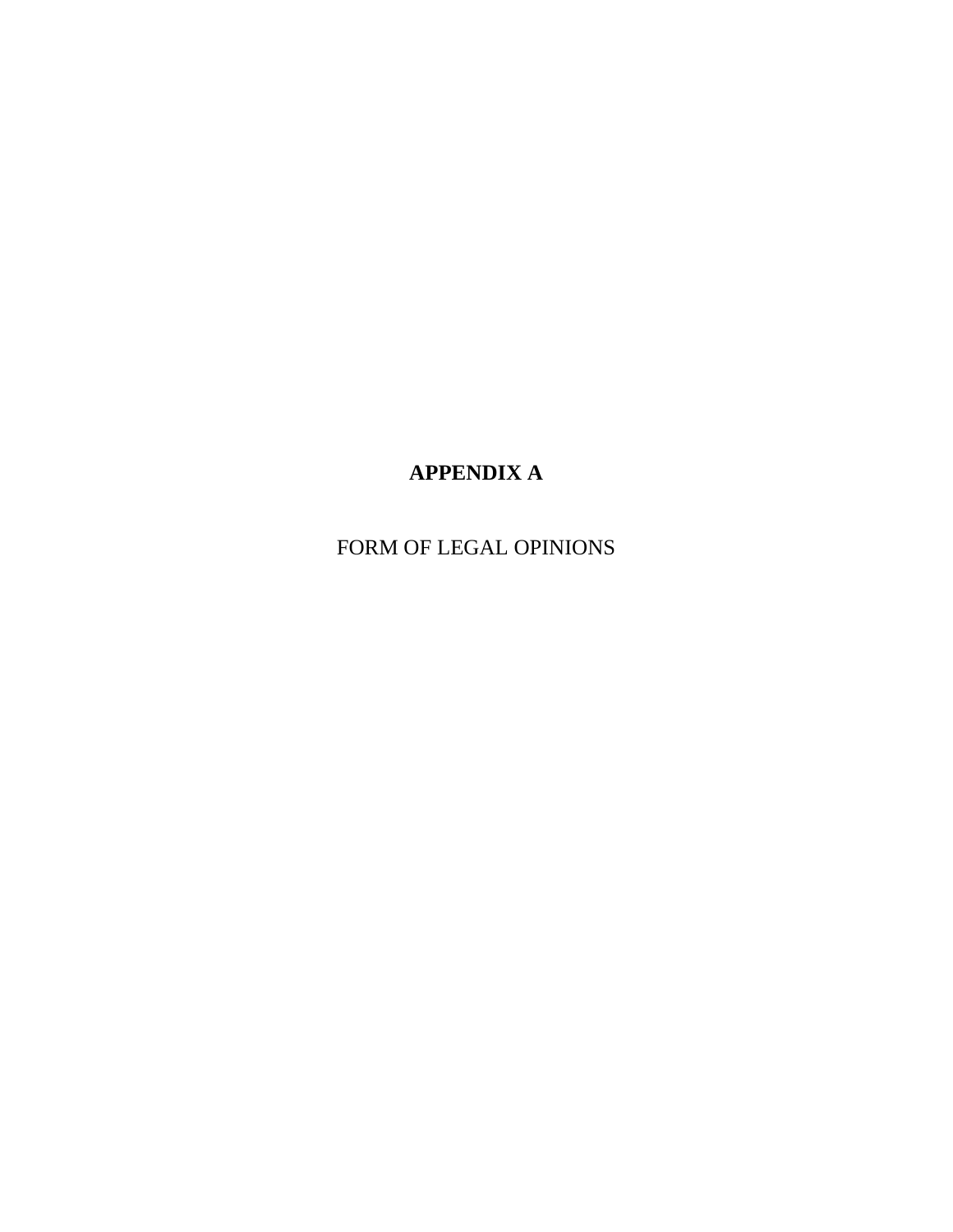# APPENDIX A

FORM OF LEGAL OPINIONS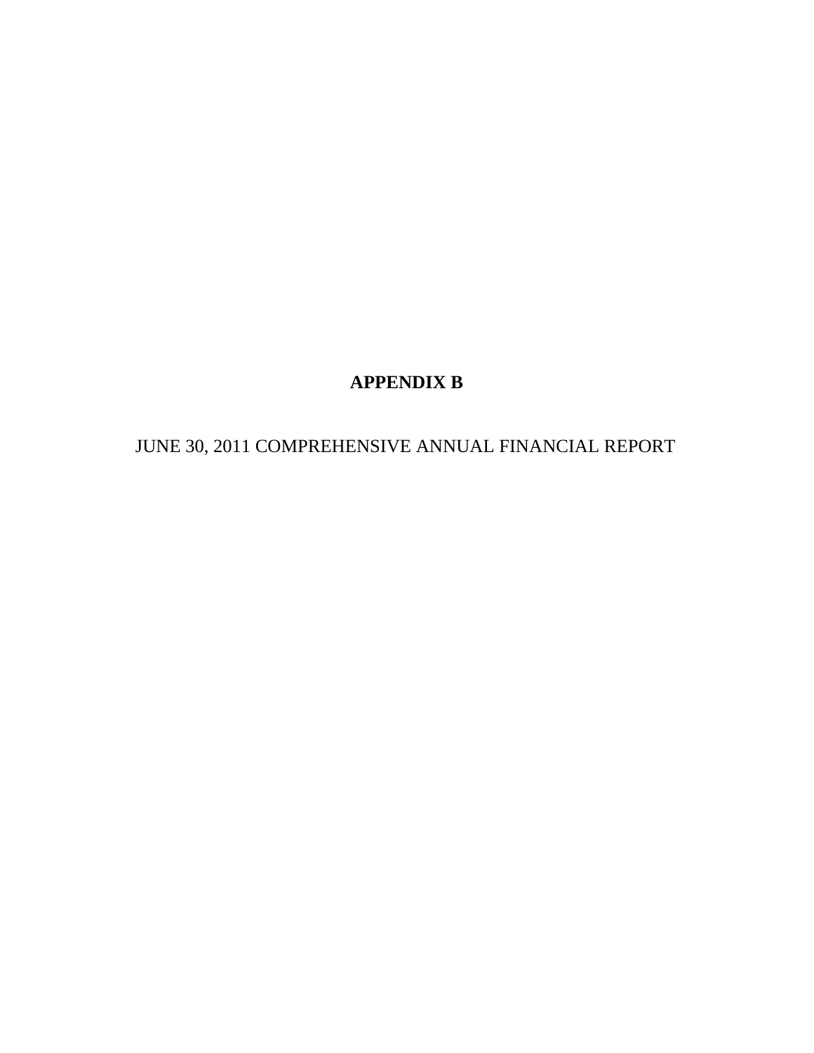# APPENDIX B

JUNE 30, 2011 COMPREHENSIVE ANNUAL FINANCIAL REPORT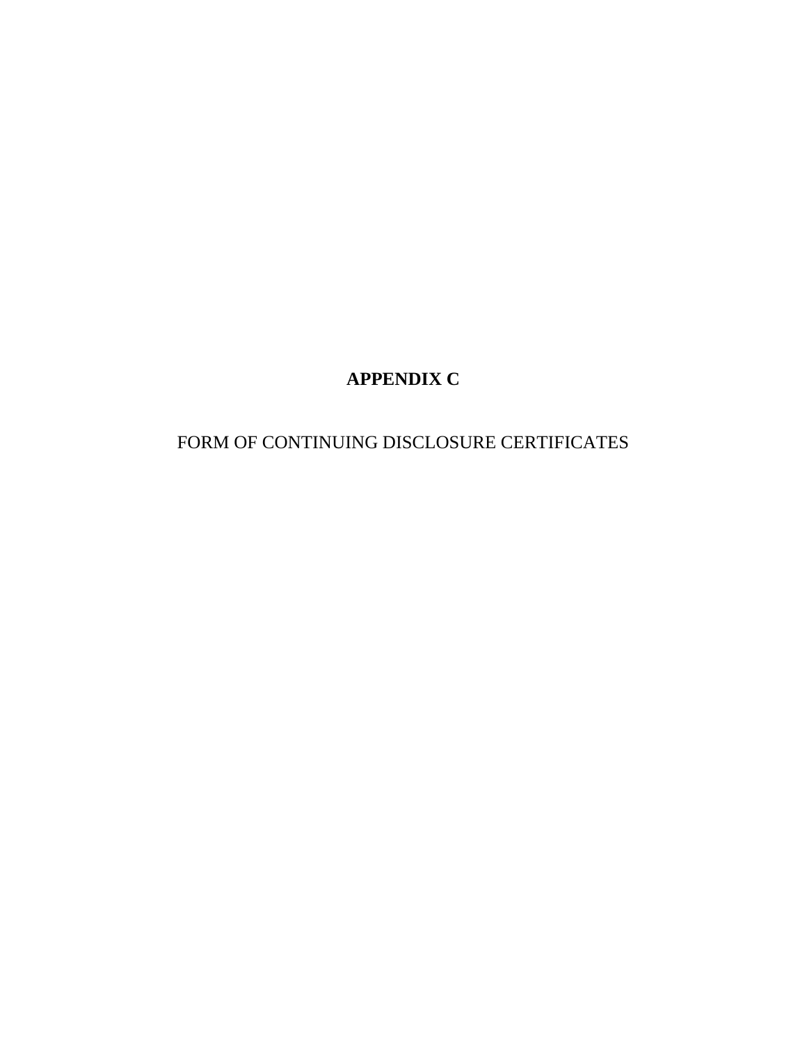# APPENDIX C

FORM OF CONTINUING DISCLOSURE CERTIFICATES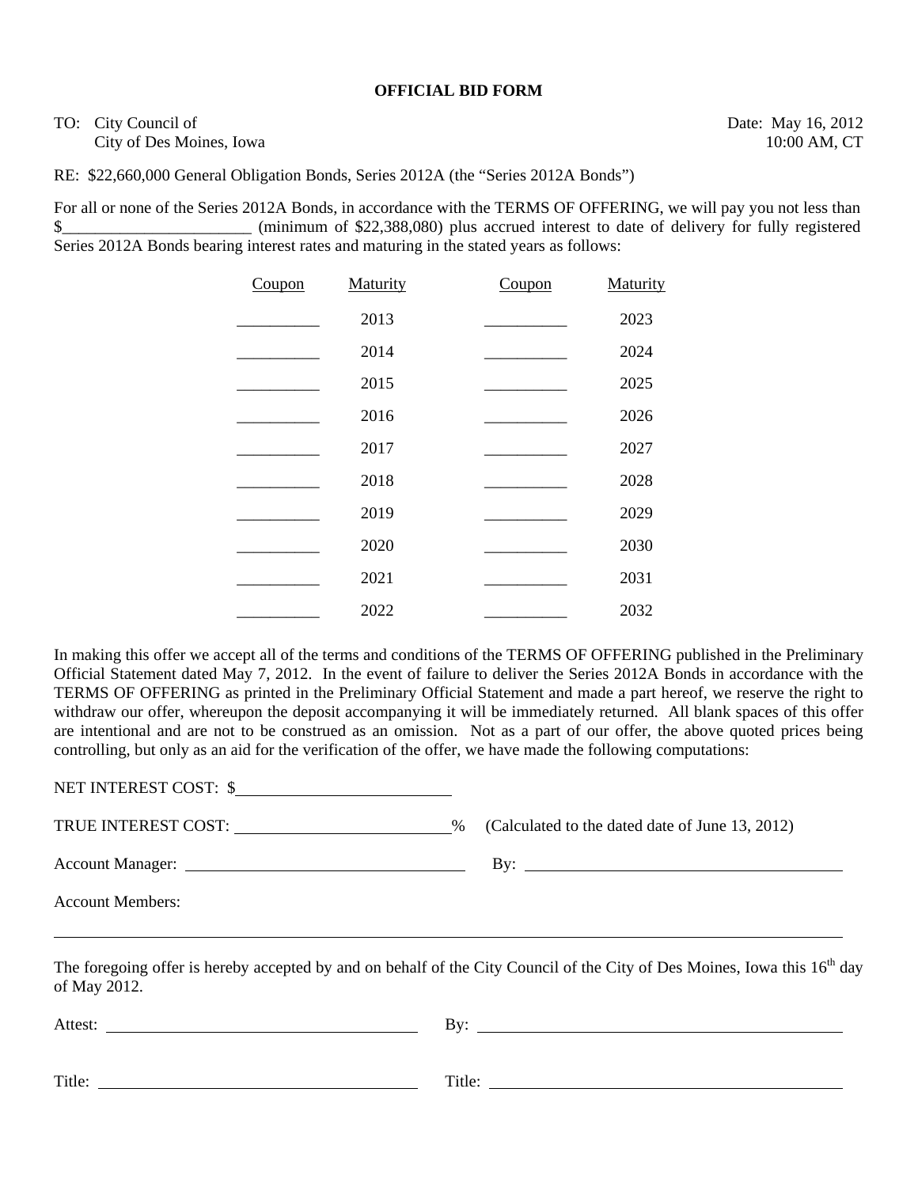**OFFICIAL BID FORM**

TO: City Council of
City of Des Moines, Iowa

Date: May 16, 2012
10:00 AM, CT

RE: $22,660,000 General Obligation Bonds, Series 2012A (the "Series 2012A Bonds")

For all or none of the Series 2012A Bonds, in accordance with the TERMS OF OFFERING, we will pay you not less than $_______________________ (minimum of $22,388,080) plus accrued interest to date of delivery for fully registered Series 2012A Bonds bearing interest rates and maturing in the stated years as follows:

| Coupon | Maturity | Coupon | Maturity |
|---|---|---|---|
| __________ | 2013 | __________ | 2023 |
| __________ | 2014 | __________ | 2024 |
| __________ | 2015 | __________ | 2025 |
| __________ | 2016 | __________ | 2026 |
| __________ | 2017 | __________ | 2027 |
| __________ | 2018 | __________ | 2028 |
| __________ | 2019 | __________ | 2029 |
| __________ | 2020 | __________ | 2030 |
| __________ | 2021 | __________ | 2031 |
| __________ | 2022 | __________ | 2032 |

In making this offer we accept all of the terms and conditions of the TERMS OF OFFERING published in the Preliminary Official Statement dated May 7, 2012. In the event of failure to deliver the Series 2012A Bonds in accordance with the TERMS OF OFFERING as printed in the Preliminary Official Statement and made a part hereof, we reserve the right to withdraw our offer, whereupon the deposit accompanying it will be immediately returned. All blank spaces of this offer are intentional and are not to be construed as an omission. Not as a part of our offer, the above quoted prices being controlling, but only as an aid for the verification of the offer, we have made the following computations:

NET INTEREST COST: $__________________________

TRUE INTEREST COST: __________________________% (Calculated to the dated date of June 13, 2012)

Account Manager: __________________________ By: __________________________

Account Members:

______________________________________________________________________

The foregoing offer is hereby accepted by and on behalf of the City Council of the City of Des Moines, Iowa this 16th day of May 2012.

Attest: __________________________ By: __________________________

Title: __________________________ Title: __________________________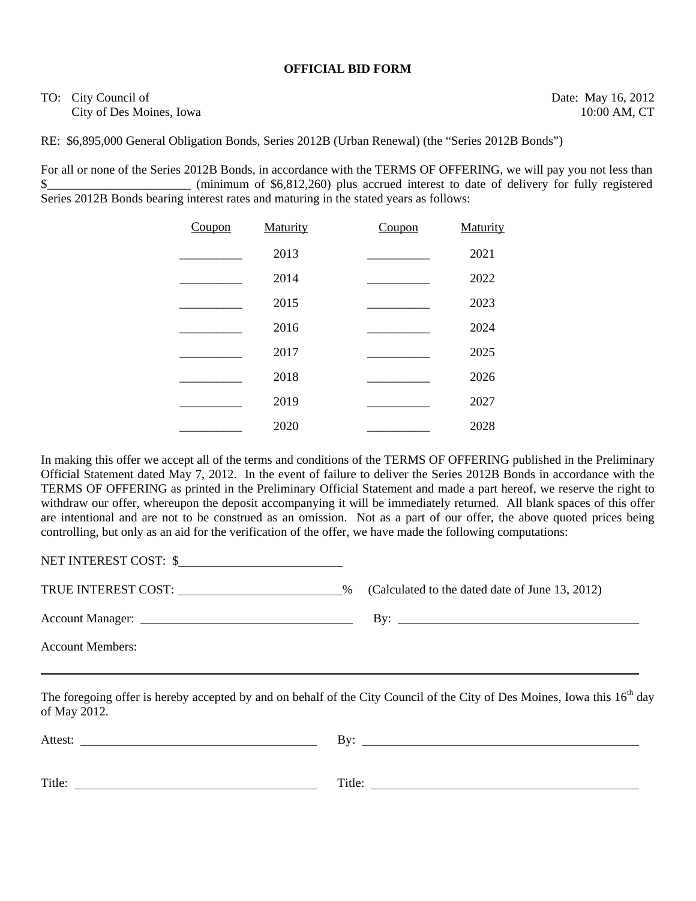# OFFICIAL BID FORM

TO: City Council of
City of Des Moines, Iowa

Date: May 16, 2012
10:00 AM, CT

RE: $6,895,000 General Obligation Bonds, Series 2012B (Urban Renewal) (the "Series 2012B Bonds")

For all or none of the Series 2012B Bonds, in accordance with the TERMS OF OFFERING, we will pay you not less than $_______________________ (minimum of $6,812,260) plus accrued interest to date of delivery for fully registered Series 2012B Bonds bearing interest rates and maturing in the stated years as follows:

| Coupon | Maturity | Coupon | Maturity |
|---|---|---|---|
| __________ | 2013 | __________ | 2021 |
| __________ | 2014 | __________ | 2022 |
| __________ | 2015 | __________ | 2023 |
| __________ | 2016 | __________ | 2024 |
| __________ | 2017 | __________ | 2025 |
| __________ | 2018 | __________ | 2026 |
| __________ | 2019 | __________ | 2027 |
| __________ | 2020 | __________ | 2028 |

In making this offer we accept all of the terms and conditions of the TERMS OF OFFERING published in the Preliminary Official Statement dated May 7, 2012. In the event of failure to deliver the Series 2012B Bonds in accordance with the TERMS OF OFFERING as printed in the Preliminary Official Statement and made a part hereof, we reserve the right to withdraw our offer, whereupon the deposit accompanying it will be immediately returned. All blank spaces of this offer are intentional and are not to be construed as an omission. Not as a part of our offer, the above quoted prices being controlling, but only as an aid for the verification of the offer, we have made the following computations:

NET INTEREST COST: $__________________________

TRUE INTEREST COST: __________________________% (Calculated to the dated date of June 13, 2012)

Account Manager: __________________________ By: __________________________

Account Members:

______________________________________________________________________

The foregoing offer is hereby accepted by and on behalf of the City Council of the City of Des Moines, Iowa this 16th day of May 2012.

Attest: __________________________ By: __________________________

Title: __________________________ Title: __________________________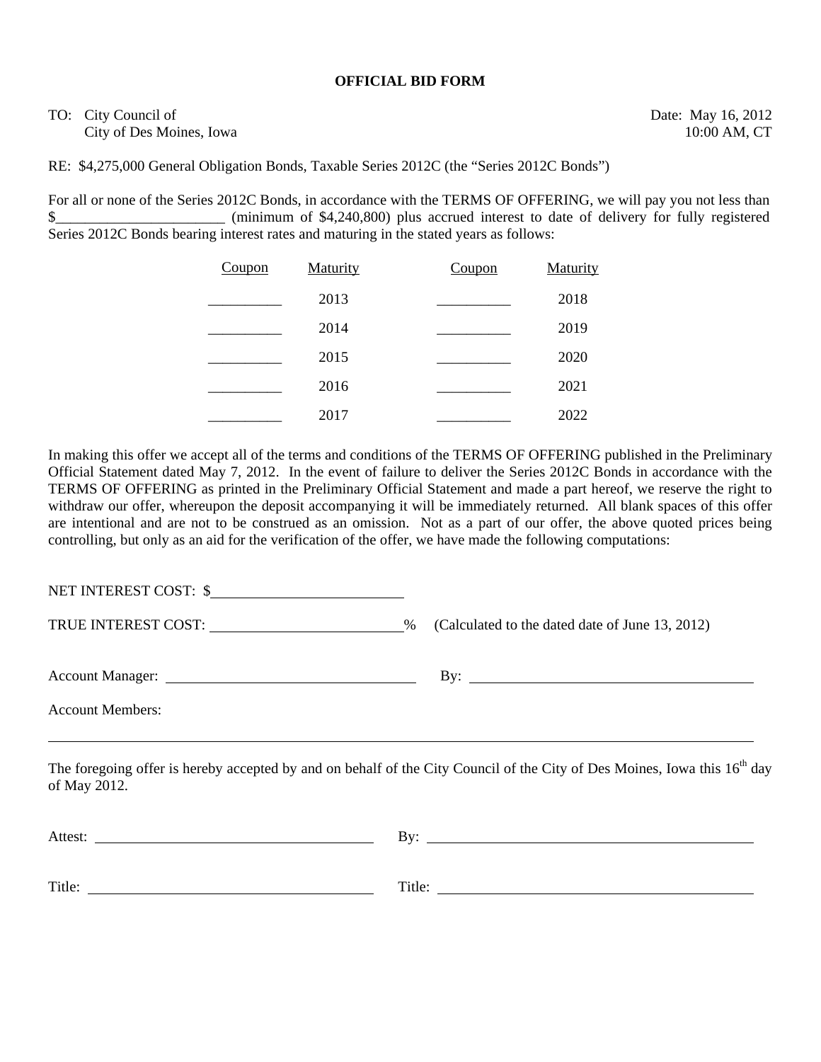# OFFICIAL BID FORM

TO: City Council of
City of Des Moines, Iowa

Date: May 16, 2012
10:00 AM, CT

RE: $4,275,000 General Obligation Bonds, Taxable Series 2012C (the "Series 2012C Bonds")

For all or none of the Series 2012C Bonds, in accordance with the TERMS OF OFFERING, we will pay you not less than $_______________________ (minimum of $4,240,800) plus accrued interest to date of delivery for fully registered Series 2012C Bonds bearing interest rates and maturing in the stated years as follows:

| Coupon | Maturity | Coupon | Maturity |
|---|---|---|---|
| __________ | 2013 | __________ | 2018 |
| __________ | 2014 | __________ | 2019 |
| __________ | 2015 | __________ | 2020 |
| __________ | 2016 | __________ | 2021 |
| __________ | 2017 | __________ | 2022 |

In making this offer we accept all of the terms and conditions of the TERMS OF OFFERING published in the Preliminary Official Statement dated May 7, 2012. In the event of failure to deliver the Series 2012C Bonds in accordance with the TERMS OF OFFERING as printed in the Preliminary Official Statement and made a part hereof, we reserve the right to withdraw our offer, whereupon the deposit accompanying it will be immediately returned. All blank spaces of this offer are intentional and are not to be construed as an omission. Not as a part of our offer, the above quoted prices being controlling, but only as an aid for the verification of the offer, we have made the following computations:

NET INTEREST COST: $__________________________

TRUE INTEREST COST: __________________________% (Calculated to the dated date of June 13, 2012)

Account Manager: __________________________________ By: ________________________________________

Account Members:

_____________________________________________________________________________________________

The foregoing offer is hereby accepted by and on behalf of the City Council of the City of Des Moines, Iowa this 16th day of May 2012.

Attest: ______________________________________ By: ____________________________________________

Title: _______________________________________ Title: __________________________________________